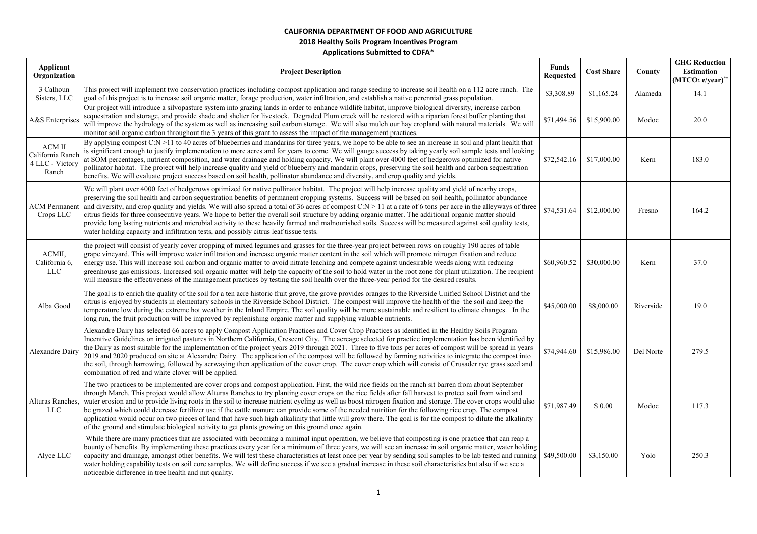**CALIFORNIA DEPARTMENT OF FOOD AND AGRICULTURE**

**2018 Healthy Soils Program Incentives Program**

**Applications Submitted to CDFA***

| Applicant Organization | Project Description | Funds Requested | Cost Share | County | GHG Reduction Estimation ($MTCO_2$ e/year)** |
|---|---|---|---|---|---|
| 3 Calhoun Sisters, LLC | This project will implement two conservation practices including compost application and range seeding to increase soil health on a 112 acre ranch. The goal of this project is to increase soil organic matter, forage production, water infiltration, and establish a native perennial grass population. | $3,308.89 | $1,165.24 | Alameda | 14.1 |
| A&S Enterprises | Our project will introduce a silvopasture system into grazing lands in order to enhance wildlife habitat, improve biological diversity, increase carbon sequestration and storage, and provide shade and shelter for livestock. Degraded Plum creek will be restored with a riparian forest buffer planting that will improve the hydrology of the system as well as increasing soil carbon storage. We will also mulch our hay cropland with natural materials. We will monitor soil organic carbon throughout the 3 years of this grant to assess the impact of the management practices. | $71,494.56 | $15,900.00 | Modoc | 20.0 |
| ACM II California Ranch 4 LLC - Victory Ranch | By applying compost C:N >11 to 40 acres of blueberries and mandarins for three years, we hope to be able to see an increase in soil and plant health that is significant enough to justify implementation to more acres and for years to come. We will gauge success by taking yearly soil sample tests and looking at SOM percentages, nutrient composition, and water drainage and holding capacity. We will plant over 4000 feet of hedgerows optimized for native pollinator habitat. The project will help increase quality and yield of blueberry and mandarin crops, preserving the soil health and carbon sequestration benefits. We will evaluate project success based on soil health, pollinator abundance and diversity, and crop quality and yields. | $72,542.16 | $17,000.00 | Kern | 183.0 |
| ACM Permanent Crops LLC | We will plant over 4000 feet of hedgerows optimized for native pollinator habitat. The project will help increase quality and yield of nearby crops, preserving the soil health and carbon sequestration benefits of permanent cropping systems. Success will be based on soil health, pollinator abundance and diversity, and crop quality and yields. We will also spread a total of 36 acres of compost C:N > 11 at a rate of 6 tons per acre in the alleyways of three citrus fields for three consecutive years. We hope to better the overall soil structure by adding organic matter. The additional organic matter should provide long lasting nutrients and microbial activity to these heavily farmed and malnourished soils. Success will be measured against soil quality tests, water holding capacity and infiltration tests, and possibly citrus leaf tissue tests. | $74,531.64 | $12,000.00 | Fresno | 164.2 |
| ACMII, California 6, LLC | the project will consist of yearly cover cropping of mixed legumes and grasses for the three-year project between rows on roughly 190 acres of table grape vineyard. This will improve water infiltration and increase organic matter content in the soil which will promote nitrogen fixation and reduce energy use. This will increase soil carbon and organic matter to avoid nitrate leaching and compete against undesirable weeds along with reducing greenhouse gas emissions. Increased soil organic matter will help the capacity of the soil to hold water in the root zone for plant utilization. The recipient will measure the effectiveness of the management practices by testing the soil health over the three-year period for the desired results. | $60,960.52 | $30,000.00 | Kern | 37.0 |
| Alba Good | The goal is to enrich the quality of the soil for a ten acre historic fruit grove, the grove provides oranges to the Riverside Unified School District and the citrus is enjoyed by students in elementary schools in the Riverside School District. The compost will improve the health of the the soil and keep the temperature low during the extreme hot weather in the Inland Empire. The soil quality will be more sustainable and resilient to climate changes. In the long run, the fruit production will be improved by replenishing organic matter and supplying valuable nutrients. | $45,000.00 | $8,000.00 | Riverside | 19.0 |
| Alexandre Dairy | Alexandre Dairy has selected 66 acres to apply Compost Application Practices and Cover Crop Practices as identified in the Healthy Soils Program Incentive Guidelines on irrigated pastures in Northern California, Crescent City. The acreage selected for practice implementation has been identified by the Dairy as most suitable for the implementation of the project years 2019 through 2021. Three to five tons per acres of compost will be spread in years 2019 and 2020 produced on site at Alexandre Dairy. The application of the compost will be followed by farming activities to integrate the compost into the soil, through harrowing, followed by aerwaying then application of the cover crop. The cover crop which will consist of Crusader rye grass seed and combination of red and white clover will be applied. | $74,944.60 | $15,986.00 | Del Norte | 279.5 |
| Alturas Ranches, LLC | The two practices to be implemented are cover crops and compost application. First, the wild rice fields on the ranch sit barren from about September through March. This project would allow Alturas Ranches to try planting cover crops on the rice fields after fall harvest to protect soil from wind and water erosion and to provide living roots in the soil to increase nutrient cycling as well as boost nitrogen fixation and storage. The cover crops would also be grazed which could decrease fertilizer use if the cattle manure can provide some of the needed nutrition for the following rice crop. The compost application would occur on two pieces of land that have such high alkalinity that little will grow there. The goal is for the compost to dilute the alkalinity of the ground and stimulate biological activity to get plants growing on this ground once again. | $71,987.49 | $ 0.00 | Modoc | 117.3 |
| Alyce LLC | While there are many practices that are associated with becoming a minimal input operation, we believe that composting is one practice that can reap a bounty of benefits. By implementing these practices every year for a minimum of three years, we will see an increase in soil organic matter, water holding capacity and drainage, amongst other benefits. We will test these characteristics at least once per year by sending soil samples to be lab tested and running water holding capability tests on soil core samples. We will define success if we see a gradual increase in these soil characteristics but also if we see a noticeable difference in tree health and nut quality. | $49,500.00 | $3,150.00 | Yolo | 250.3 |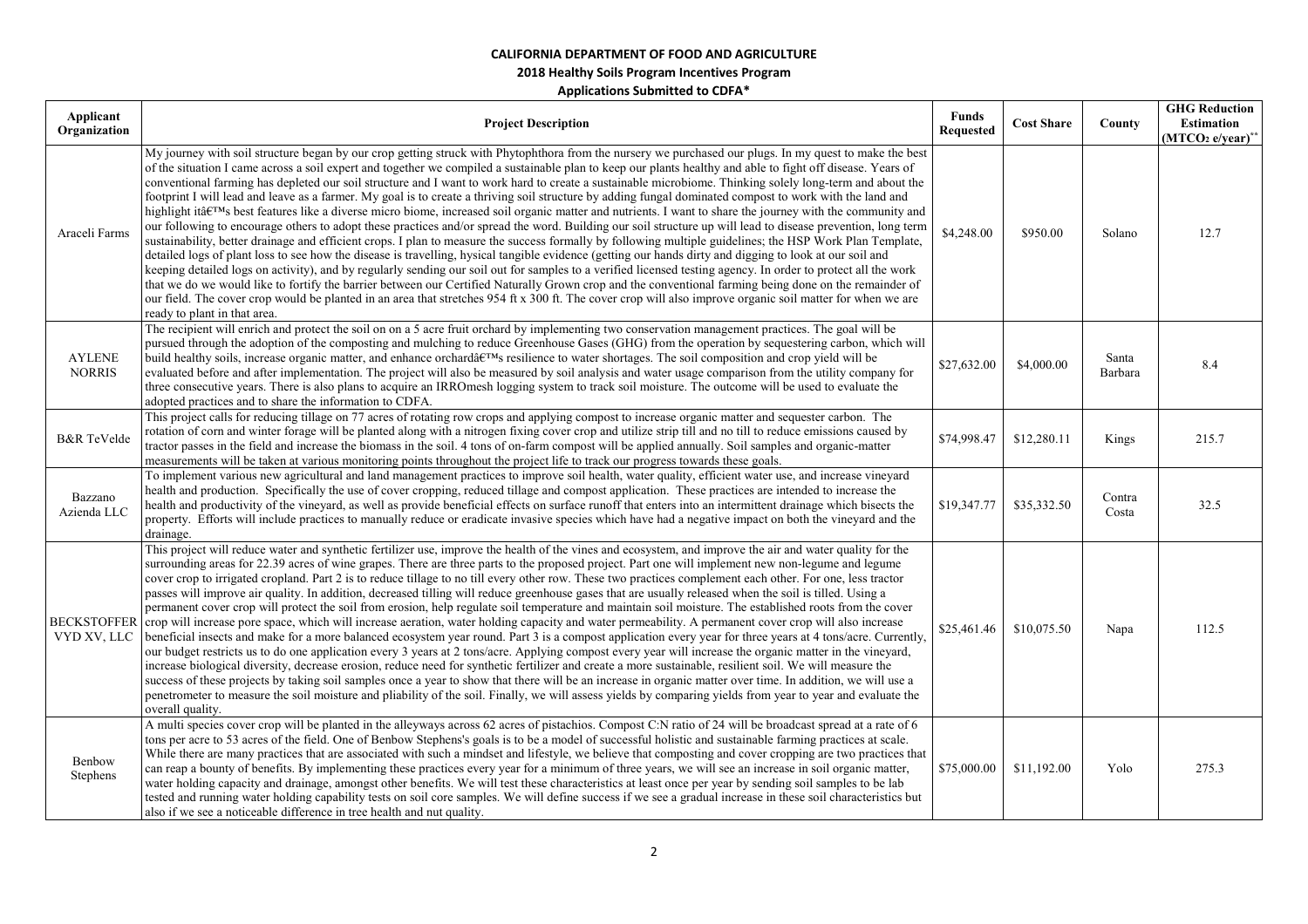**CALIFORNIA DEPARTMENT OF FOOD AND AGRICULTURE**

**2018 Healthy Soils Program Incentives Program**

**Applications Submitted to CDFA***

| Applicant Organization | Project Description | Funds Requested | Cost Share | County | GHG Reduction Estimation ($MTCO_2$ e/year)** |
|---|---|---|---|---|---|
| Araceli Farms | My journey with soil structure began by our crop getting struck with Phytophthora from the nursery we purchased our plugs. In my quest to make the best of the situation I came across a soil expert and together we compiled a sustainable plan to keep our plants healthy and able to fight off disease. Years of conventional farming has depleted our soil structure and I want to work hard to create a sustainable microbiome. Thinking solely long-term and about the footprint I will lead and leave as a farmer. My goal is to create a thriving soil structure by adding fungal dominated compost to work with the land and highlight itâ€™s best features like a diverse micro biome, increased soil organic matter and nutrients. I want to share the journey with the community and our following to encourage others to adopt these practices and/or spread the word. Building our soil structure up will lead to disease prevention, long term sustainability, better drainage and efficient crops. I plan to measure the success formally by following multiple guidelines; the HSP Work Plan Template, detailed logs of plant loss to see how the disease is travelling, hysical tangible evidence (getting our hands dirty and digging to look at our soil and keeping detailed logs on activity), and by regularly sending our soil out for samples to a verified licensed testing agency. In order to protect all the work that we do we would like to fortify the barrier between our Certified Naturally Grown crop and the conventional farming being done on the remainder of our field. The cover crop would be planted in an area that stretches 954 ft x 300 ft. The cover crop will also improve organic soil matter for when we are ready to plant in that area. | $4,248.00 | $950.00 | Solano | 12.7 |
| AYLENE NORRIS | The recipient will enrich and protect the soil on on a 5 acre fruit orchard by implementing two conservation management practices. The goal will be pursued through the adoption of the composting and mulching to reduce Greenhouse Gases (GHG) from the operation by sequestering carbon, which will build healthy soils, increase organic matter, and enhance orchardâ€™s resilience to water shortages. The soil composition and crop yield will be evaluated before and after implementation. The project will also be measured by soil analysis and water usage comparison from the utility company for three consecutive years. There is also plans to acquire an IRROmesh logging system to track soil moisture. The outcome will be used to evaluate the adopted practices and to share the information to CDFA. | $27,632.00 | $4,000.00 | Santa Barbara | 8.4 |
| B&R TeVelde | This project calls for reducing tillage on 77 acres of rotating row crops and applying compost to increase organic matter and sequester carbon. The rotation of corn and winter forage will be planted along with a nitrogen fixing cover crop and utilize strip till and no till to reduce emissions caused by tractor passes in the field and increase the biomass in the soil. 4 tons of on-farm compost will be applied annually. Soil samples and organic-matter measurements will be taken at various monitoring points throughout the project life to track our progress towards these goals. | $74,998.47 | $12,280.11 | Kings | 215.7 |
| Bazzano Azienda LLC | To implement various new agricultural and land management practices to improve soil health, water quality, efficient water use, and increase vineyard health and production. Specifically the use of cover cropping, reduced tillage and compost application. These practices are intended to increase the health and productivity of the vineyard, as well as provide beneficial effects on surface runoff that enters into an intermittent drainage which bisects the property. Efforts will include practices to manually reduce or eradicate invasive species which have had a negative impact on both the vineyard and the drainage. | $19,347.77 | $35,332.50 | Contra Costa | 32.5 |
| BECKSTOFFER VYD XV, LLC | This project will reduce water and synthetic fertilizer use, improve the health of the vines and ecosystem, and improve the air and water quality for the surrounding areas for 22.39 acres of wine grapes. There are three parts to the proposed project. Part one will implement new non-legume and legume cover crop to irrigated cropland. Part 2 is to reduce tillage to no till every other row. These two practices complement each other. For one, less tractor passes will improve air quality. In addition, decreased tilling will reduce greenhouse gases that are usually released when the soil is tilled. Using a permanent cover crop will protect the soil from erosion, help regulate soil temperature and maintain soil moisture. The established roots from the cover crop will increase pore space, which will increase aeration, water holding capacity and water permeability. A permanent cover crop will also increase beneficial insects and make for a more balanced ecosystem year round. Part 3 is a compost application every year for three years at 4 tons/acre. Currently, our budget restricts us to do one application every 3 years at 2 tons/acre. Applying compost every year will increase the organic matter in the vineyard, increase biological diversity, decrease erosion, reduce need for synthetic fertilizer and create a more sustainable, resilient soil. We will measure the success of these projects by taking soil samples once a year to show that there will be an increase in organic matter over time. In addition, we will use a penetrometer to measure the soil moisture and pliability of the soil. Finally, we will assess yields by comparing yields from year to year and evaluate the overall quality. | $25,461.46 | $10,075.50 | Napa | 112.5 |
| Benbow Stephens | A multi species cover crop will be planted in the alleyways across 62 acres of pistachios. Compost C:N ratio of 24 will be broadcast spread at a rate of 6 tons per acre to 53 acres of the field. One of Benbow Stephens's goals is to be a model of successful holistic and sustainable farming practices at scale. While there are many practices that are associated with such a mindset and lifestyle, we believe that composting and cover cropping are two practices that can reap a bounty of benefits. By implementing these practices every year for a minimum of three years, we will see an increase in soil organic matter, water holding capacity and drainage, amongst other benefits. We will test these characteristics at least once per year by sending soil samples to be lab tested and running water holding capability tests on soil core samples. We will define success if we see a gradual increase in these soil characteristics but also if we see a noticeable difference in tree health and nut quality. | $75,000.00 | $11,192.00 | Yolo | 275.3 |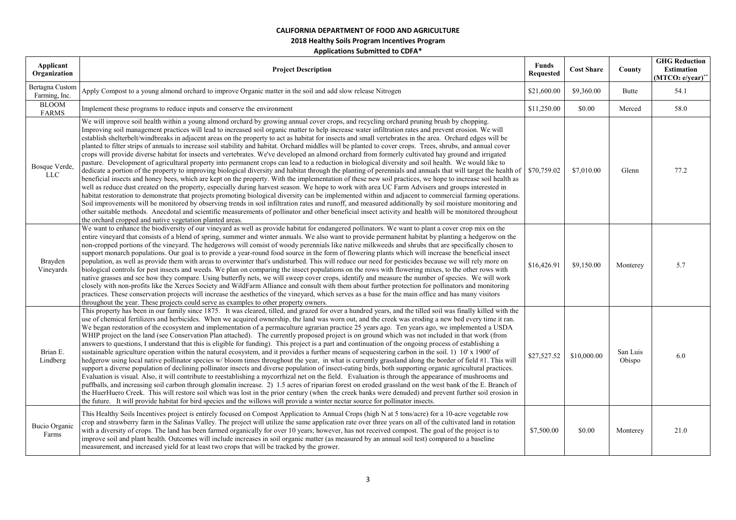**CALIFORNIA DEPARTMENT OF FOOD AND AGRICULTURE**

**2018 Healthy Soils Program Incentives Program**

**Applications Submitted to CDFA***

| Applicant Organization | Project Description | Funds Requested | Cost Share | County | GHG Reduction Estimation ($MTCO_2$ e/year)** |
|---|---|---|---|---|---|
| Bertagna Custom Farming, Inc. | Apply Compost to a young almond orchard to improve Organic matter in the soil and add slow release Nitrogen | $21,600.00 | $9,360.00 | Butte | 54.1 |
| BLOOM FARMS | Implement these programs to reduce inputs and conserve the environment | $11,250.00 | $0.00 | Merced | 58.0 |
| Bosque Verde, LLC | We will improve soil health within a young almond orchard by growing annual cover crops, and recycling orchard pruning brush by chopping. Improving soil management practices will lead to increased soil organic matter to help increase water infiltration rates and prevent erosion. We will establish shelterbelt/windbreaks in adjacent areas on the property to act as habitat for insects and small vertebrates in the area. Orchard edges will be planted to filter strips of annuals to increase soil stability and habitat. Orchard middles will be planted to cover crops. Trees, shrubs, and annual cover crops will provide diverse habitat for insects and vertebrates. We've developed an almond orchard from formerly cultivated hay ground and irrigated pasture. Development of agricultural property into permanent crops can lead to a reduction in biological diversity and soil health. We would like to dedicate a portion of the property to improving biological diversity and habitat through the planting of perennials and annuals that will target the health of beneficial insects and honey bees, which are kept on the property. With the implementation of these new soil practices, we hope to increase soil health as well as reduce dust created on the property, especially during harvest season. We hope to work with area UC Farm Advisers and groups interested in habitat restoration to demonstrate that projects promoting biological diversity can be implemented within and adjacent to commercial farming operations. Soil improvements will be monitored by observing trends in soil infiltration rates and runoff, and measured additionally by soil moisture monitoring and other suitable methods. Anecdotal and scientific measurements of pollinator and other beneficial insect activity and health will be monitored throughout the orchard cropped and native vegetation planted areas. | $70,759.02 | $7,010.00 | Glenn | 77.2 |
| Brayden Vineyards | We want to enhance the biodiversity of our vineyard as well as provide habitat for endangered pollinators. We want to plant a cover crop mix on the entire vineyard that consists of a blend of spring, summer and winter annuals. We also want to provide permanent habitat by planting a hedgerow on the non-cropped portions of the vineyard. The hedgerows will consist of woody perennials like native milkweeds and shrubs that are specifically chosen to support monarch populations. Our goal is to provide a year-round food source in the form of flowering plants which will increase the beneficial insect population, as well as provide them with areas to overwinter that's undisturbed. This will reduce our need for pesticides because we will rely more on biological controls for pest insects and weeds. We plan on comparing the insect populations on the rows with flowering mixes, to the other rows with native grasses and see how they compare. Using butterfly nets, we will sweep cover crops, identify and measure the number of species. We will work closely with non-profits like the Xerces Society and WildFarm Alliance and consult with them about further protection for pollinators and monitoring practices. These conservation projects will increase the aesthetics of the vineyard, which serves as a base for the main office and has many visitors throughout the year. These projects could serve as examples to other property owners. | $16,426.91 | $9,150.00 | Monterey | 5.7 |
| Brian E. Lindberg | This property has been in our family since 1875. It was cleared, tilled, and grazed for over a hundred years, and the tilled soil was finally killed with the use of chemical fertilizers and herbicides. When we acquired ownership, the land was worn out, and the creek was eroding a new bed every time it ran. We began restoration of the ecosystem and implementation of a permaculture agrarian practice 25 years ago. Ten years ago, we implemented a USDA WHIP project on the land (see Conservation Plan attached). The currently proposed project is on ground which was not included in that work (from answers to questions, I understand that this is eligible for funding). This project is a part and continuation of the ongoing process of establishing a sustainable agriculture operation within the natural ecosystem, and it provides a further means of sequestering carbon in the soil. 1) 10' x 1900' of hedgerow using local native pollinator species w/ bloom times throughout the year, in what is currently grassland along the border of field #1. This will support a diverse population of declining pollinator insects and diverse population of insect-eating birds, both supporting organic agricultural practices. Evaluation is visual. Also, it will contribute to reestablishing a mycorrhizal net on the field. Evaluation is through the appearance of mushrooms and puffballs, and increasing soil carbon through glomalin increase. 2) 1.5 acres of riparian forest on eroded grassland on the west bank of the E. Branch of the HuerHuero Creek. This will restore soil which was lost in the prior century (when the creek banks were denuded) and prevent further soil erosion in the future. It will provide habitat for bird species and the willows will provide a winter nectar source for pollinator insects. | $27,527.52 | $10,000.00 | San Luis Obispo | 6.0 |
| Bucio Organic Farms | This Healthy Soils Incentives project is entirely focused on Compost Application to Annual Crops (high N at 5 tons/acre) for a 10-acre vegetable row crop and strawberry farm in the Salinas Valley. The project will utilize the same application rate over three years on all of the cultivated land in rotation with a diversity of crops. The land has been farmed organically for over 10 years; however, has not received compost. The goal of the project is to improve soil and plant health. Outcomes will include increases in soil organic matter (as measured by an annual soil test) compared to a baseline measurement, and increased yield for at least two crops that will be tracked by the grower. | $7,500.00 | $0.00 | Monterey | 21.0 |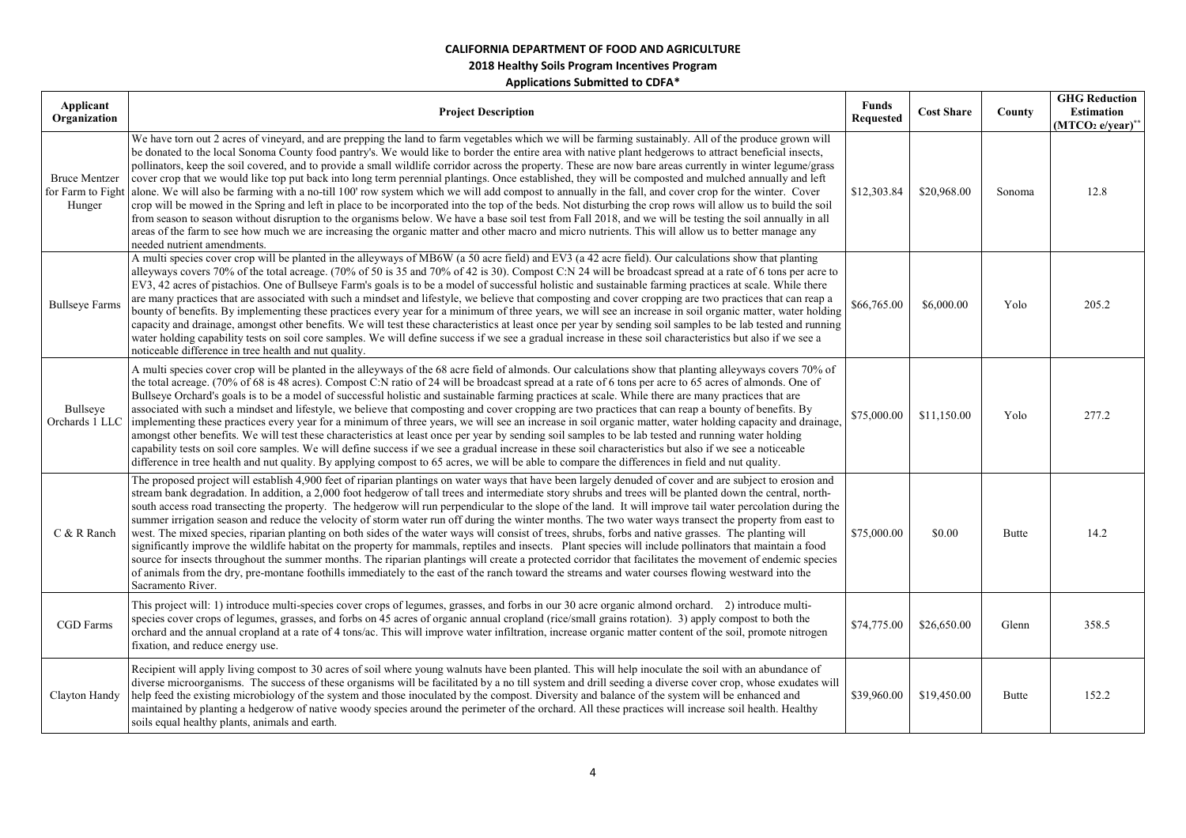**CALIFORNIA DEPARTMENT OF FOOD AND AGRICULTURE**

**2018 Healthy Soils Program Incentives Program**

**Applications Submitted to CDFA***

| Applicant Organization | Project Description | Funds Requested | Cost Share | County | GHG Reduction Estimation ($MTCO_2$ e/year)** |
|---|---|---|---|---|---|
| Bruce Mentzer for Farm to Fight Hunger | We have torn out 2 acres of vineyard, and are prepping the land to farm vegetables which we will be farming sustainably. All of the produce grown will be donated to the local Sonoma County food pantry's. We would like to border the entire area with native plant hedgerows to attract beneficial insects, pollinators, keep the soil covered, and to provide a small wildlife corridor across the property. These are now bare areas currently in winter legume/grass cover crop that we would like top put back into long term perennial plantings. Once established, they will be composted and mulched annually and left alone. We will also be farming with a no-till 100' row system which we will add compost to annually in the fall, and cover crop for the winter. Cover crop will be mowed in the Spring and left in place to be incorporated into the top of the beds. Not disturbing the crop rows will allow us to build the soil from season to season without disruption to the organisms below. We have a base soil test from Fall 2018, and we will be testing the soil annually in all areas of the farm to see how much we are increasing the organic matter and other macro and micro nutrients. This will allow us to better manage any needed nutrient amendments. | $12,303.84 | $20,968.00 | Sonoma | 12.8 |
| Bullseye Farms | A multi species cover crop will be planted in the alleyways of MB6W (a 50 acre field) and EV3 (a 42 acre field). Our calculations show that planting alleyways covers 70% of the total acreage. (70% of 50 is 35 and 70% of 42 is 30). Compost C:N 24 will be broadcast spread at a rate of 6 tons per acre to EV3, 42 acres of pistachios. One of Bullseye Farm's goals is to be a model of successful holistic and sustainable farming practices at scale. While there are many practices that are associated with such a mindset and lifestyle, we believe that composting and cover cropping are two practices that can reap a bounty of benefits. By implementing these practices every year for a minimum of three years, we will see an increase in soil organic matter, water holding capacity and drainage, amongst other benefits. We will test these characteristics at least once per year by sending soil samples to be lab tested and running water holding capability tests on soil core samples. We will define success if we see a gradual increase in these soil characteristics but also if we see a noticeable difference in tree health and nut quality. | $66,765.00 | $6,000.00 | Yolo | 205.2 |
| Bullseye Orchards 1 LLC | A multi species cover crop will be planted in the alleyways of the 68 acre field of almonds. Our calculations show that planting alleyways covers 70% of the total acreage. (70% of 68 is 48 acres). Compost C:N ratio of 24 will be broadcast spread at a rate of 6 tons per acre to 65 acres of almonds. One of Bullseye Orchard's goals is to be a model of successful holistic and sustainable farming practices at scale. While there are many practices that are associated with such a mindset and lifestyle, we believe that composting and cover cropping are two practices that can reap a bounty of benefits. By implementing these practices every year for a minimum of three years, we will see an increase in soil organic matter, water holding capacity and drainage, amongst other benefits. We will test these characteristics at least once per year by sending soil samples to be lab tested and running water holding capability tests on soil core samples. We will define success if we see a gradual increase in these soil characteristics but also if we see a noticeable difference in tree health and nut quality. By applying compost to 65 acres, we will be able to compare the differences in field and nut quality. | $75,000.00 | $11,150.00 | Yolo | 277.2 |
| C & R Ranch | The proposed project will establish 4,900 feet of riparian plantings on water ways that have been largely denuded of cover and are subject to erosion and stream bank degradation. In addition, a 2,000 foot hedgerow of tall trees and intermediate story shrubs and trees will be planted down the central, north-south access road transecting the property. The hedgerow will run perpendicular to the slope of the land. It will improve tail water percolation during the summer irrigation season and reduce the velocity of storm water run off during the winter months. The two water ways transect the property from east to west. The mixed species, riparian planting on both sides of the water ways will consist of trees, shrubs, forbs and native grasses. The planting will significantly improve the wildlife habitat on the property for mammals, reptiles and insects. Plant species will include pollinators that maintain a food source for insects throughout the summer months. The riparian plantings will create a protected corridor that facilitates the movement of endemic species of animals from the dry, pre-montane foothills immediately to the east of the ranch toward the streams and water courses flowing westward into the Sacramento River. | $75,000.00 | $0.00 | Butte | 14.2 |
| CGD Farms | This project will: 1) introduce multi-species cover crops of legumes, grasses, and forbs in our 30 acre organic almond orchard. 2) introduce multi-species cover crops of legumes, grasses, and forbs on 45 acres of organic annual cropland (rice/small grains rotation). 3) apply compost to both the orchard and the annual cropland at a rate of 4 tons/ac. This will improve water infiltration, increase organic matter content of the soil, promote nitrogen fixation, and reduce energy use. | $74,775.00 | $26,650.00 | Glenn | 358.5 |
| Clayton Handy | Recipient will apply living compost to 30 acres of soil where young walnuts have been planted. This will help inoculate the soil with an abundance of diverse microorganisms. The success of these organisms will be facilitated by a no till system and drill seeding a diverse cover crop, whose exudates will help feed the existing microbiology of the system and those inoculated by the compost. Diversity and balance of the system will be enhanced and maintained by planting a hedgerow of native woody species around the perimeter of the orchard. All these practices will increase soil health. Healthy soils equal healthy plants, animals and earth. | $39,960.00 | $19,450.00 | Butte | 152.2 |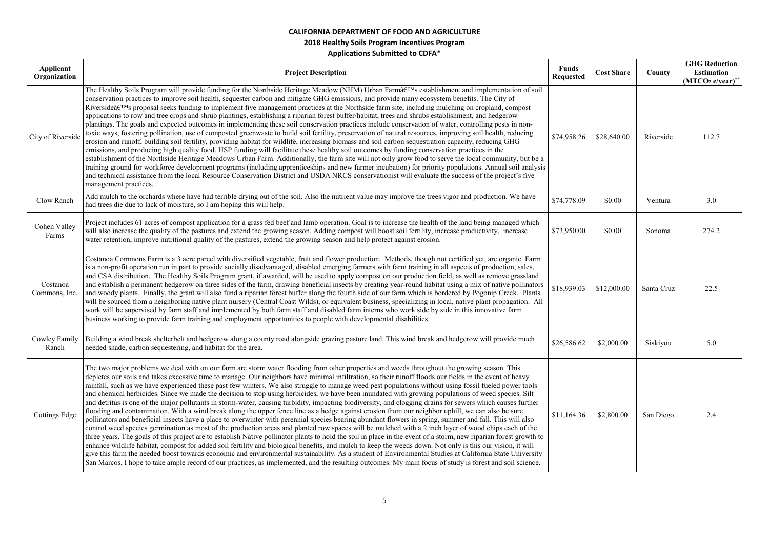**CALIFORNIA DEPARTMENT OF FOOD AND AGRICULTURE**

**2018 Healthy Soils Program Incentives Program**

**Applications Submitted to CDFA***

| Applicant Organization | Project Description | Funds Requested | Cost Share | County | GHG Reduction Estimation ($MTCO_2$ e/year)** |
|---|---|---|---|---|---|
| City of Riverside | The Healthy Soils Program will provide funding for the Northside Heritage Meadow (NHM) Urban Farmâ€™s establishment and implementation of soil conservation practices to improve soil health, sequester carbon and mitigate GHG emissions, and provide many ecosystem benefits. The City of Riversideâ€™s proposal seeks funding to implement five management practices at the Northside farm site, including mulching on cropland, compost applications to row and tree crops and shrub plantings, establishing a riparian forest buffer/habitat, trees and shrubs establishment, and hedgerow plantings. The goals and expected outcomes in implementing these soil conservation practices include conservation of water, controlling pests in non-toxic ways, fostering pollination, use of composted greenwaste to build soil fertility, preservation of natural resources, improving soil health, reducing erosion and runoff, building soil fertility, providing habitat for wildlife, increasing biomass and soil carbon sequestration capacity, reducing GHG emissions, and producing high quality food. HSP funding will facilitate these healthy soil outcomes by funding conservation practices in the establishment of the Northside Heritage Meadows Urban Farm. Additionally, the farm site will not only grow food to serve the local community, but be a training ground for workforce development programs (including apprenticeships and new farmer incubation) for priority populations. Annual soil analysis and technical assistance from the local Resource Conservation District and USDA NRCS conservationist will evaluate the success of the project's five management practices. | $74,958.26 | $28,640.00 | Riverside | 112.7 |
| Clow Ranch | Add mulch to the orchards where have had terrible drying out of the soil. Also the nutrient value may improve the trees vigor and production. We have had trees die due to lack of moisture, so I am hoping this will help. | $74,778.09 | $0.00 | Ventura | 3.0 |
| Cohen Valley Farms | Project includes 61 acres of compost application for a grass fed beef and lamb operation. Goal is to increase the health of the land being managed which will also increase the quality of the pastures and extend the growing season. Adding compost will boost soil fertility, increase productivity, increase water retention, improve nutritional quality of the pastures, extend the growing season and help protect against erosion. | $73,950.00 | $0.00 | Sonoma | 274.2 |
| Costanoa Commons, Inc. | Costanoa Commons Farm is a 3 acre parcel with diversified vegetable, fruit and flower production. Methods, though not certified yet, are organic. Farm is a non-profit operation run in part to provide socially disadvantaged, disabled emerging farmers with farm training in all aspects of production, sales, and CSA distribution. The Healthy Soils Program grant, if awarded, will be used to apply compost on our production field, as well as remove grassland and establish a permanent hedgerow on three sides of the farm, drawing beneficial insects by creating year-round habitat using a mix of native pollinators and woody plants. Finally, the grant will also fund a riparian forest buffer along the fourth side of our farm which is bordered by Pogonip Creek. Plants will be sourced from a neighboring native plant nursery (Central Coast Wilds), or equivalent business, specializing in local, native plant propagation. All work will be supervised by farm staff and implemented by both farm staff and disabled farm interns who work side by side in this innovative farm business working to provide farm training and employment opportunities to people with developmental disabilities. | $18,939.03 | $12,000.00 | Santa Cruz | 22.5 |
| Cowley Family Ranch | Building a wind break shelterbelt and hedgerow along a county road alongside grazing pasture land. This wind break and hedgerow will provide much needed shade, carbon sequestering, and habitat for the area. | $26,586.62 | $2,000.00 | Siskiyou | 5.0 |
| Cuttings Edge | The two major problems we deal with on our farm are storm water flooding from other properties and weeds throughout the growing season. This depletes our soils and takes excessive time to manage. Our neighbors have minimal infiltration, so their runoff floods our fields in the event of heavy rainfall, such as we have experienced these past few winters. We also struggle to manage weed pest populations without using fossil fueled power tools and chemical herbicides. Since we made the decision to stop using herbicides, we have been inundated with growing populations of weed species. Silt and detritus is one of the major pollutants in storm-water, causing turbidity, impacting biodiversity, and clogging drains for sewers which causes further flooding and contamination. With a wind break along the upper fence line as a hedge against erosion from our neighbor uphill, we can also be sure pollinators and beneficial insects have a place to overwinter with perennial species bearing abundant flowers in spring, summer and fall. This will also control weed species germination as most of the production areas and planted row spaces will be mulched with a 2 inch layer of wood chips each of the three years. The goals of this project are to establish Native pollinator plants to hold the soil in place in the event of a storm, new riparian forest growth to enhance wildlife habitat, compost for added soil fertility and biological benefits, and mulch to keep the weeds down. Not only is this our vision, it will give this farm the needed boost towards economic and environmental sustainability. As a student of Environmental Studies at California State University San Marcos, I hope to take ample record of our practices, as implemented, and the resulting outcomes. My main focus of study is forest and soil science. | $11,164.36 | $2,800.00 | San Diego | 2.4 |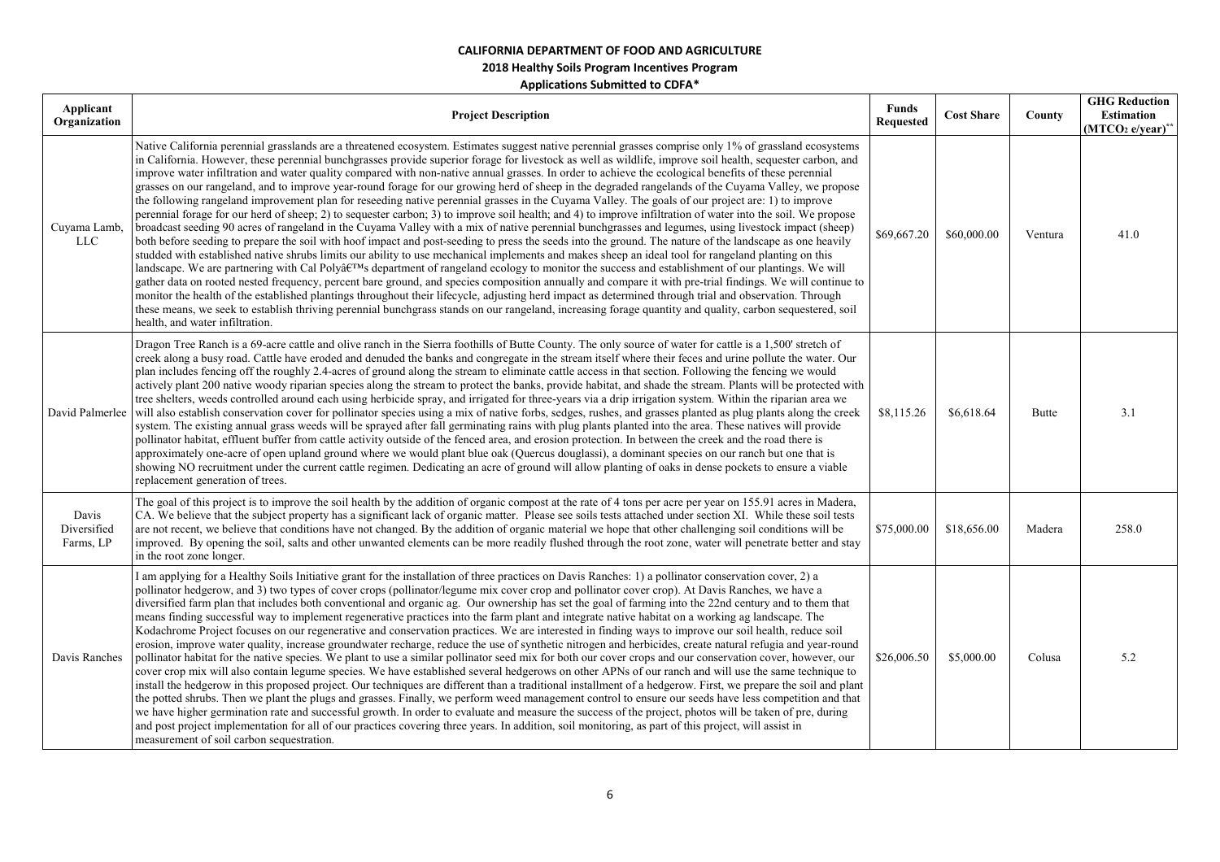**CALIFORNIA DEPARTMENT OF FOOD AND AGRICULTURE**

**2018 Healthy Soils Program Incentives Program**

**Applications Submitted to CDFA***

| Applicant Organization | Project Description | Funds Requested | Cost Share | County | GHG Reduction Estimation ($MTCO_2$ e/year)** |
|---|---|---|---|---|---|
| Cuyama Lamb, LLC | Native California perennial grasslands are a threatened ecosystem. Estimates suggest native perennial grasses comprise only 1% of grassland ecosystems in California. However, these perennial bunchgrasses provide superior forage for livestock as well as wildlife, improve soil health, sequester carbon, and improve water infiltration and water quality compared with non-native annual grasses. In order to achieve the ecological benefits of these perennial grasses on our rangeland, and to improve year-round forage for our growing herd of sheep in the degraded rangelands of the Cuyama Valley, we propose the following rangeland improvement plan for reseeding native perennial grasses in the Cuyama Valley. The goals of our project are: 1) to improve perennial forage for our herd of sheep; 2) to sequester carbon; 3) to improve soil health; and 4) to improve infiltration of water into the soil. We propose broadcast seeding 90 acres of rangeland in the Cuyama Valley with a mix of native perennial bunchgrasses and legumes, using livestock impact (sheep) both before seeding to prepare the soil with hoof impact and post-seeding to press the seeds into the ground. The nature of the landscape as one heavily studded with established native shrubs limits our ability to use mechanical implements and makes sheep an ideal tool for rangeland planting on this landscape. We are partnering with Cal Polyâ€™s department of rangeland ecology to monitor the success and establishment of our plantings. We will gather data on rooted nested frequency, percent bare ground, and species composition annually and compare it with pre-trial findings. We will continue to monitor the health of the established plantings throughout their lifecycle, adjusting herd impact as determined through trial and observation. Through these means, we seek to establish thriving perennial bunchgrass stands on our rangeland, increasing forage quantity and quality, carbon sequestered, soil health, and water infiltration. | $69,667.20 | $60,000.00 | Ventura | 41.0 |
| David Palmerlee | Dragon Tree Ranch is a 69-acre cattle and olive ranch in the Sierra foothills of Butte County. The only source of water for cattle is a 1,500' stretch of creek along a busy road. Cattle have eroded and denuded the banks and congregate in the stream itself where their feces and urine pollute the water. Our plan includes fencing off the roughly 2.4-acres of ground along the stream to eliminate cattle access in that section. Following the fencing we would actively plant 200 native woody riparian species along the stream to protect the banks, provide habitat, and shade the stream. Plants will be protected with tree shelters, weeds controlled around each using herbicide spray, and irrigated for three-years via a drip irrigation system. Within the riparian area we will also establish conservation cover for pollinator species using a mix of native forbs, sedges, rushes, and grasses planted as plug plants along the creek system. The existing annual grass weeds will be sprayed after fall germinating rains with plug plants planted into the area. These natives will provide pollinator habitat, effluent buffer from cattle activity outside of the fenced area, and erosion protection. In between the creek and the road there is approximately one-acre of open upland ground where we would plant blue oak (Quercus douglassi), a dominant species on our ranch but one that is showing NO recruitment under the current cattle regimen. Dedicating an acre of ground will allow planting of oaks in dense pockets to ensure a viable replacement generation of trees. | $8,115.26 | $6,618.64 | Butte | 3.1 |
| Davis Diversified Farms, LP | The goal of this project is to improve the soil health by the addition of organic compost at the rate of 4 tons per acre per year on 155.91 acres in Madera, CA. We believe that the subject property has a significant lack of organic matter. Please see soils tests attached under section XI. While these soil tests are not recent, we believe that conditions have not changed. By the addition of organic material we hope that other challenging soil conditions will be improved. By opening the soil, salts and other unwanted elements can be more readily flushed through the root zone, water will penetrate better and stay in the root zone longer. | $75,000.00 | $18,656.00 | Madera | 258.0 |
| Davis Ranches | I am applying for a Healthy Soils Initiative grant for the installation of three practices on Davis Ranches: 1) a pollinator conservation cover, 2) a pollinator hedgerow, and 3) two types of cover crops (pollinator/legume mix cover crop and pollinator cover crop). At Davis Ranches, we have a diversified farm plan that includes both conventional and organic ag. Our ownership has set the goal of farming into the 22nd century and to them that means finding successful way to implement regenerative practices into the farm plant and integrate native habitat on a working ag landscape. The Kodachrome Project focuses on our regenerative and conservation practices. We are interested in finding ways to improve our soil health, reduce soil erosion, improve water quality, increase groundwater recharge, reduce the use of synthetic nitrogen and herbicides, create natural refugia and year-round pollinator habitat for the native species. We plant to use a similar pollinator seed mix for both our cover crops and our conservation cover, however, our cover crop mix will also contain legume species. We have established several hedgerows on other APNs of our ranch and will use the same technique to install the hedgerow in this proposed project. Our techniques are different than a traditional installment of a hedgerow. First, we prepare the soil and plant the potted shrubs. Then we plant the plugs and grasses. Finally, we perform weed management control to ensure our seeds have less competition and that we have higher germination rate and successful growth. In order to evaluate and measure the success of the project, photos will be taken of pre, during and post project implementation for all of our practices covering three years. In addition, soil monitoring, as part of this project, will assist in measurement of soil carbon sequestration. | $26,006.50 | $5,000.00 | Colusa | 5.2 |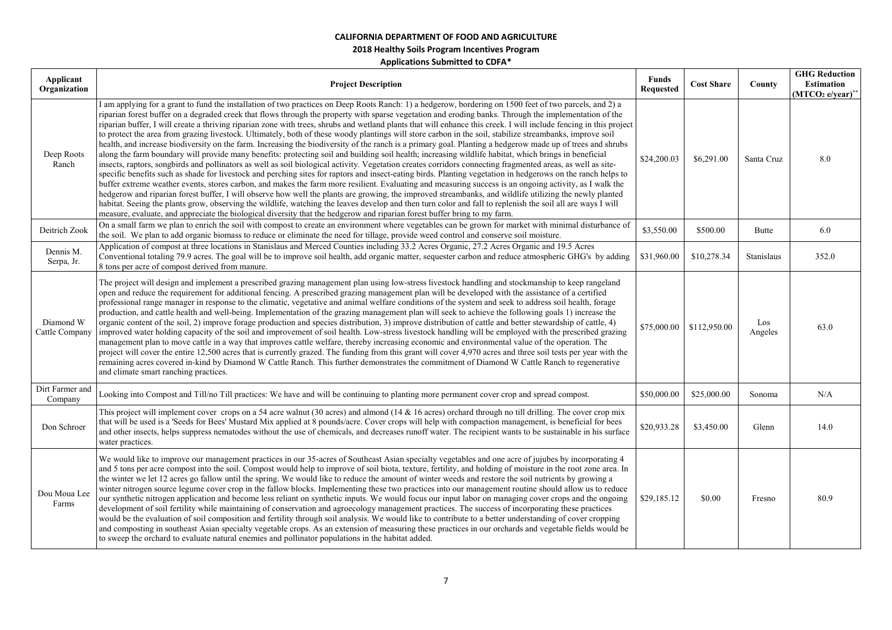**CALIFORNIA DEPARTMENT OF FOOD AND AGRICULTURE**

**2018 Healthy Soils Program Incentives Program**

**Applications Submitted to CDFA***

| Applicant Organization | Project Description | Funds Requested | Cost Share | County | GHG Reduction Estimation ($MTCO_2$ e/year)** |
|---|---|---|---|---|---|
| Deep Roots Ranch | I am applying for a grant to fund the installation of two practices on Deep Roots Ranch: 1) a hedgerow, bordering on 1500 feet of two parcels, and 2) a riparian forest buffer on a degraded creek that flows through the property with sparse vegetation and eroding banks. Through the implementation of the riparian buffer, I will create a thriving riparian zone with trees, shrubs and wetland plants that will enhance this creek. I will include fencing in this project to protect the area from grazing livestock. Ultimately, both of these woody plantings will store carbon in the soil, stabilize streambanks, improve soil health, and increase biodiversity on the farm. Increasing the biodiversity of the ranch is a primary goal. Planting a hedgerow made up of trees and shrubs along the farm boundary will provide many benefits: protecting soil and building soil health; increasing wildlife habitat, which brings in beneficial insects, raptors, songbirds and pollinators as well as soil biological activity. Vegetation creates corridors connecting fragmented areas, as well as site-specific benefits such as shade for livestock and perching sites for raptors and insect-eating birds. Planting vegetation in hedgerows on the ranch helps to buffer extreme weather events, stores carbon, and makes the farm more resilient. Evaluating and measuring success is an ongoing activity, as I walk the hedgerow and riparian forest buffer, I will observe how well the plants are growing, the improved streambanks, and wildlife utilizing the newly planted habitat. Seeing the plants grow, observing the wildlife, watching the leaves develop and then turn color and fall to replenish the soil all are ways I will measure, evaluate, and appreciate the biological diversity that the hedgerow and riparian forest buffer bring to my farm. | $24,200.03 | $6,291.00 | Santa Cruz | 8.0 |
| Deitrich Zook | On a small farm we plan to enrich the soil with compost to create an environment where vegetables can be grown for market with minimal disturbance of the soil. We plan to add organic biomass to reduce or eliminate the need for tillage, provide weed control and conserve soil moisture. | $3,550.00 | $500.00 | Butte | 6.0 |
| Dennis M. Serpa, Jr. | Application of compost at three locations in Stanislaus and Merced Counties including 33.2 Acres Organic, 27.2 Acres Organic and 19.5 Acres Conventional totaling 79.9 acres. The goal will be to improve soil health, add organic matter, sequester carbon and reduce atmospheric GHG's by adding 8 tons per acre of compost derived from manure. | $31,960.00 | $10,278.34 | Stanislaus | 352.0 |
| Diamond W Cattle Company | The project will design and implement a prescribed grazing management plan using low-stress livestock handling and stockmanship to keep rangeland open and reduce the requirement for additional fencing. A prescribed grazing management plan will be developed with the assistance of a certified professional range manager in response to the climatic, vegetative and animal welfare conditions of the system and seek to address soil health, forage production, and cattle health and well-being. Implementation of the grazing management plan will seek to achieve the following goals 1) increase the organic content of the soil, 2) improve forage production and species distribution, 3) improve distribution of cattle and better stewardship of cattle, 4) improved water holding capacity of the soil and improvement of soil health. Low-stress livestock handling will be employed with the prescribed grazing management plan to move cattle in a way that improves cattle welfare, thereby increasing economic and environmental value of the operation. The project will cover the entire 12,500 acres that is currently grazed. The funding from this grant will cover 4,970 acres and three soil tests per year with the remaining acres covered in-kind by Diamond W Cattle Ranch. This further demonstrates the commitment of Diamond W Cattle Ranch to regenerative and climate smart ranching practices. | $75,000.00 | $112,950.00 | Los Angeles | 63.0 |
| Dirt Farmer and Company | Looking into Compost and Till/no Till practices: We have and will be continuing to planting more permanent cover crop and spread compost. | $50,000.00 | $25,000.00 | Sonoma | N/A |
| Don Schroer | This project will implement cover crops on a 54 acre walnut (30 acres) and almond (14 & 16 acres) orchard through no till drilling. The cover crop mix that will be used is a 'Seeds for Bees' Mustard Mix applied at 8 pounds/acre. Cover crops will help with compaction management, is beneficial for bees and other insects, helps suppress nematodes without the use of chemicals, and decreases runoff water. The recipient wants to be sustainable in his surface water practices. | $20,933.28 | $3,450.00 | Glenn | 14.0 |
| Dou Moua Lee Farms | We would like to improve our management practices in our 35-acres of Southeast Asian specialty vegetables and one acre of jujubes by incorporating 4 and 5 tons per acre compost into the soil. Compost would help to improve of soil biota, texture, fertility, and holding of moisture in the root zone area. In the winter we let 12 acres go fallow until the spring. We would like to reduce the amount of winter weeds and restore the soil nutrients by growing a winter nitrogen source legume cover crop in the fallow blocks. Implementing these two practices into our management routine should allow us to reduce our synthetic nitrogen application and become less reliant on synthetic inputs. We would focus our input labor on managing cover crops and the ongoing development of soil fertility while maintaining of conservation and agroecology management practices. The success of incorporating these practices would be the evaluation of soil composition and fertility through soil analysis. We would like to contribute to a better understanding of cover cropping and composting in southeast Asian specialty vegetable crops. As an extension of measuring these practices in our orchards and vegetable fields would be to sweep the orchard to evaluate natural enemies and pollinator populations in the habitat added. | $29,185.12 | $0.00 | Fresno | 80.9 |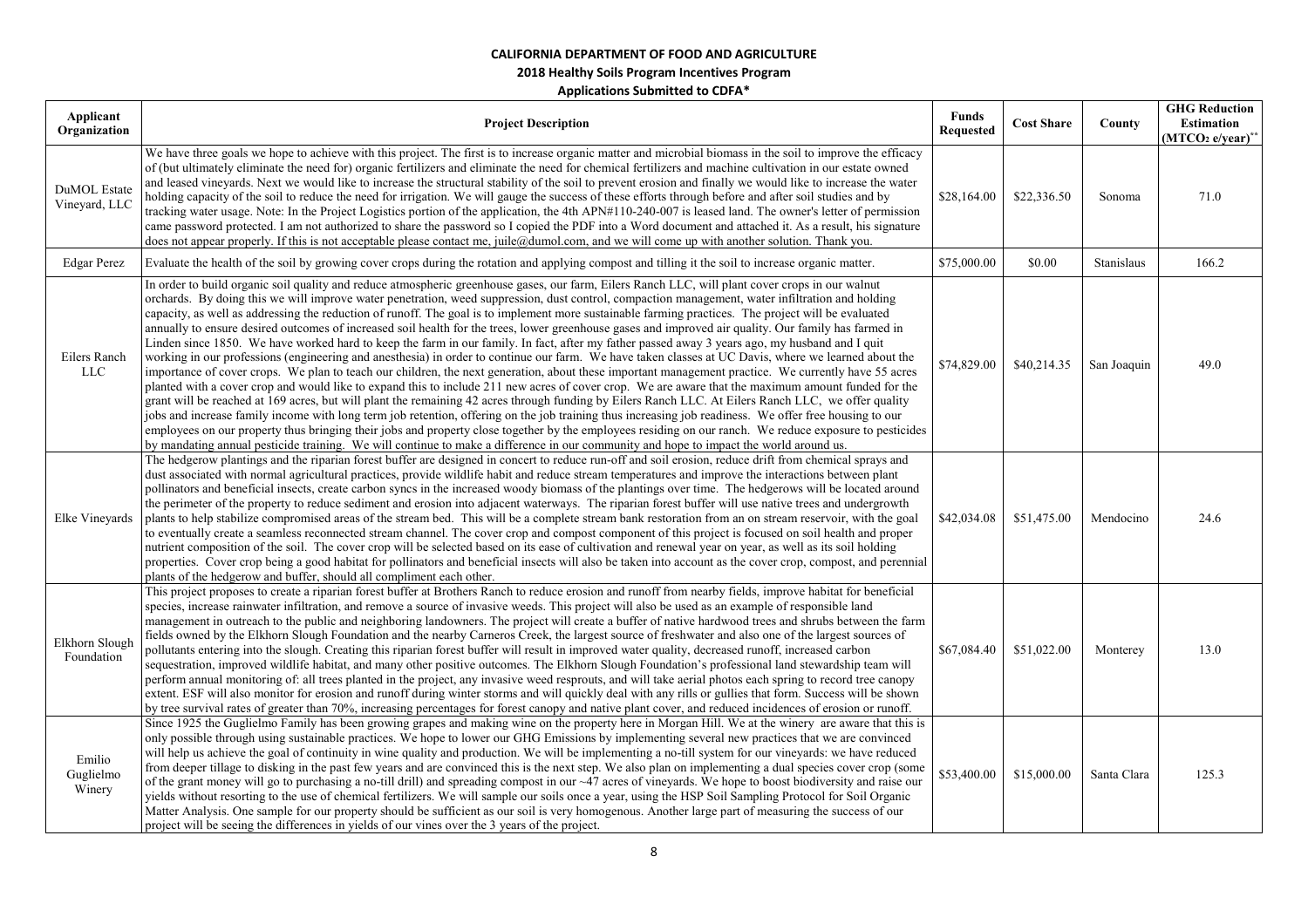**CALIFORNIA DEPARTMENT OF FOOD AND AGRICULTURE**

**2018 Healthy Soils Program Incentives Program**

**Applications Submitted to CDFA***

| Applicant Organization | Project Description | Funds Requested | Cost Share | County | GHG Reduction Estimation ($MTCO_2$ e/year)** |
|---|---|---|---|---|---|
| DuMOL Estate Vineyard, LLC | We have three goals we hope to achieve with this project. The first is to increase organic matter and microbial biomass in the soil to improve the efficacy of (but ultimately eliminate the need for) organic fertilizers and eliminate the need for chemical fertilizers and machine cultivation in our estate owned and leased vineyards. Next we would like to increase the structural stability of the soil to prevent erosion and finally we would like to increase the water holding capacity of the soil to reduce the need for irrigation. We will gauge the success of these efforts through before and after soil studies and by tracking water usage. Note: In the Project Logistics portion of the application, the 4th APN#110-240-007 is leased land. The owner's letter of permission came password protected. I am not authorized to share the password so I copied the PDF into a Word document and attached it. As a result, his signature does not appear properly. If this is not acceptable please contact me, juile@dumol.com, and we will come up with another solution. Thank you. | $28,164.00 | $22,336.50 | Sonoma | 71.0 |
| Edgar Perez | Evaluate the health of the soil by growing cover crops during the rotation and applying compost and tilling it the soil to increase organic matter. | $75,000.00 | $0.00 | Stanislaus | 166.2 |
| Eilers Ranch LLC | In order to build organic soil quality and reduce atmospheric greenhouse gases, our farm, Eilers Ranch LLC, will plant cover crops in our walnut orchards. By doing this we will improve water penetration, weed suppression, dust control, compaction management, water infiltration and holding capacity, as well as addressing the reduction of runoff. The goal is to implement more sustainable farming practices. The project will be evaluated annually to ensure desired outcomes of increased soil health for the trees, lower greenhouse gases and improved air quality. Our family has farmed in Linden since 1850. We have worked hard to keep the farm in our family. In fact, after my father passed away 3 years ago, my husband and I quit working in our professions (engineering and anesthesia) in order to continue our farm. We have taken classes at UC Davis, where we learned about the importance of cover crops. We plan to teach our children, the next generation, about these important management practice. We currently have 55 acres planted with a cover crop and would like to expand this to include 211 new acres of cover crop. We are aware that the maximum amount funded for the grant will be reached at 169 acres, but will plant the remaining 42 acres through funding by Eilers Ranch LLC. At Eilers Ranch LLC, we offer quality jobs and increase family income with long term job retention, offering on the job training thus increasing job readiness. We offer free housing to our employees on our property thus bringing their jobs and property close together by the employees residing on our ranch. We reduce exposure to pesticides by mandating annual pesticide training. We will continue to make a difference in our community and hope to impact the world around us. | $74,829.00 | $40,214.35 | San Joaquin | 49.0 |
| Elke Vineyards | The hedgerow plantings and the riparian forest buffer are designed in concert to reduce run-off and soil erosion, reduce drift from chemical sprays and dust associated with normal agricultural practices, provide wildlife habit and reduce stream temperatures and improve the interactions between plant pollinators and beneficial insects, create carbon syncs in the increased woody biomass of the plantings over time. The hedgerows will be located around the perimeter of the property to reduce sediment and erosion into adjacent waterways. The riparian forest buffer will use native trees and undergrowth plants to help stabilize compromised areas of the stream bed. This will be a complete stream bank restoration from an on stream reservoir, with the goal to eventually create a seamless reconnected stream channel. The cover crop and compost component of this project is focused on soil health and proper nutrient composition of the soil. The cover crop will be selected based on its ease of cultivation and renewal year on year, as well as its soil holding properties. Cover crop being a good habitat for pollinators and beneficial insects will also be taken into account as the cover crop, compost, and perennial plants of the hedgerow and buffer, should all compliment each other. | $42,034.08 | $51,475.00 | Mendocino | 24.6 |
| Elkhorn Slough Foundation | This project proposes to create a riparian forest buffer at Brothers Ranch to reduce erosion and runoff from nearby fields, improve habitat for beneficial species, increase rainwater infiltration, and remove a source of invasive weeds. This project will also be used as an example of responsible land management in outreach to the public and neighboring landowners. The project will create a buffer of native hardwood trees and shrubs between the farm fields owned by the Elkhorn Slough Foundation and the nearby Carneros Creek, the largest source of freshwater and also one of the largest sources of pollutants entering into the slough. Creating this riparian forest buffer will result in improved water quality, decreased runoff, increased carbon sequestration, improved wildlife habitat, and many other positive outcomes. The Elkhorn Slough Foundation's professional land stewardship team will perform annual monitoring of: all trees planted in the project, any invasive weed resprouts, and will take aerial photos each spring to record tree canopy extent. ESF will also monitor for erosion and runoff during winter storms and will quickly deal with any rills or gullies that form. Success will be shown by tree survival rates of greater than 70%, increasing percentages for forest canopy and native plant cover, and reduced incidences of erosion or runoff. | $67,084.40 | $51,022.00 | Monterey | 13.0 |
| Emilio Guglielmo Winery | Since 1925 the Guglielmo Family has been growing grapes and making wine on the property here in Morgan Hill. We at the winery are aware that this is only possible through using sustainable practices. We hope to lower our GHG Emissions by implementing several new practices that we are convinced will help us achieve the goal of continuity in wine quality and production. We will be implementing a no-till system for our vineyards: we have reduced from deeper tillage to disking in the past few years and are convinced this is the next step. We also plan on implementing a dual species cover crop (some of the grant money will go to purchasing a no-till drill) and spreading compost in our ~47 acres of vineyards. We hope to boost biodiversity and raise our yields without resorting to the use of chemical fertilizers. We will sample our soils once a year, using the HSP Soil Sampling Protocol for Soil Organic Matter Analysis. One sample for our property should be sufficient as our soil is very homogenous. Another large part of measuring the success of our project will be seeing the differences in yields of our vines over the 3 years of the project. | $53,400.00 | $15,000.00 | Santa Clara | 125.3 |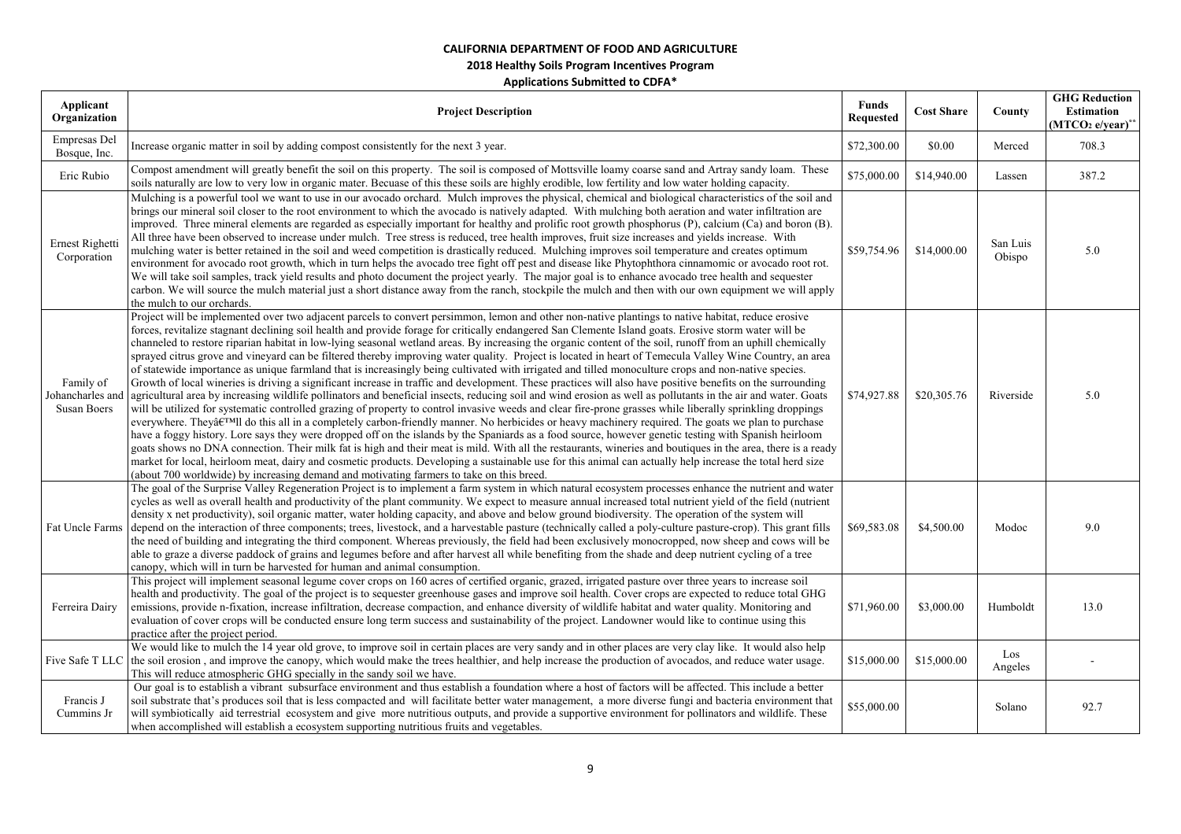**CALIFORNIA DEPARTMENT OF FOOD AND AGRICULTURE**

**2018 Healthy Soils Program Incentives Program**

**Applications Submitted to CDFA***

| Applicant Organization | Project Description | Funds Requested | Cost Share | County | GHG Reduction Estimation ($MTCO_2$ e/year)** |
|---|---|---|---|---|---|
| Empresas Del Bosque, Inc. | Increase organic matter in soil by adding compost consistently for the next 3 year. | $72,300.00 | $0.00 | Merced | 708.3 |
| Eric Rubio | Compost amendment will greatly benefit the soil on this property. The soil is composed of Mottsville loamy coarse sand and Artray sandy loam. These soils naturally are low to very low in organic mater. Becuase of this these soils are highly erodible, low fertility and low water holding capacity. | $75,000.00 | $14,940.00 | Lassen | 387.2 |
| Ernest Righetti Corporation | Mulching is a powerful tool we want to use in our avocado orchard. Mulch improves the physical, chemical and biological characteristics of the soil and brings our mineral soil closer to the root environment to which the avocado is natively adapted. With mulching both aeration and water infiltration are improved. Three mineral elements are regarded as especially important for healthy and prolific root growth phosphorus (P), calcium (Ca) and boron (B). All three have been observed to increase under mulch. Tree stress is reduced, tree health improves, fruit size increases and yields increase. With mulching water is better retained in the soil and weed competition is drastically reduced. Mulching improves soil temperature and creates optimum environment for avocado root growth, which in turn helps the avocado tree fight off pest and disease like Phytophthora cinnamomic or avocado root rot. We will take soil samples, track yield results and photo document the project yearly. The major goal is to enhance avocado tree health and sequester carbon. We will source the mulch material just a short distance away from the ranch, stockpile the mulch and then with our own equipment we will apply the mulch to our orchards. | $59,754.96 | $14,000.00 | San Luis Obispo | 5.0 |
| Family of Johancharles and Susan Boers | Project will be implemented over two adjacent parcels to convert persimmon, lemon and other non-native plantings to native habitat, reduce erosive forces, revitalize stagnant declining soil health and provide forage for critically endangered San Clemente Island goats. Erosive storm water will be channeled to restore riparian habitat in low-lying seasonal wetland areas. By increasing the organic content of the soil, runoff from an uphill chemically sprayed citrus grove and vineyard can be filtered thereby improving water quality. Project is located in heart of Temecula Valley Wine Country, an area of statewide importance as unique farmland that is increasingly being cultivated with irrigated and tilled monoculture crops and non-native species. Growth of local wineries is driving a significant increase in traffic and development. These practices will also have positive benefits on the surrounding agricultural area by increasing wildlife pollinators and beneficial insects, reducing soil and wind erosion as well as pollutants in the air and water. Goats will be utilized for systematic controlled grazing of property to control invasive weeds and clear fire-prone grasses while liberally sprinkling droppings everywhere. Theyâ€™ll do this all in a completely carbon-friendly manner. No herbicides or heavy machinery required. The goats we plan to purchase have a foggy history. Lore says they were dropped off on the islands by the Spaniards as a food source, however genetic testing with Spanish heirloom goats shows no DNA connection. Their milk fat is high and their meat is mild. With all the restaurants, wineries and boutiques in the area, there is a ready market for local, heirloom meat, dairy and cosmetic products. Developing a sustainable use for this animal can actually help increase the total herd size (about 700 worldwide) by increasing demand and motivating farmers to take on this breed. | $74,927.88 | $20,305.76 | Riverside | 5.0 |
| Fat Uncle Farms | The goal of the Surprise Valley Regeneration Project is to implement a farm system in which natural ecosystem processes enhance the nutrient and water cycles as well as overall health and productivity of the plant community. We expect to measure annual increased total nutrient yield of the field (nutrient density x net productivity), soil organic matter, water holding capacity, and above and below ground biodiversity. The operation of the system will depend on the interaction of three components; trees, livestock, and a harvestable pasture (technically called a poly-culture pasture-crop). This grant fills the need of building and integrating the third component. Whereas previously, the field had been exclusively monocropped, now sheep and cows will be able to graze a diverse paddock of grains and legumes before and after harvest all while benefiting from the shade and deep nutrient cycling of a tree canopy, which will in turn be harvested for human and animal consumption. | $69,583.08 | $4,500.00 | Modoc | 9.0 |
| Ferreira Dairy | This project will implement seasonal legume cover crops on 160 acres of certified organic, grazed, irrigated pasture over three years to increase soil health and productivity. The goal of the project is to sequester greenhouse gases and improve soil health. Cover crops are expected to reduce total GHG emissions, provide n-fixation, increase infiltration, decrease compaction, and enhance diversity of wildlife habitat and water quality. Monitoring and evaluation of cover crops will be conducted ensure long term success and sustainability of the project. Landowner would like to continue using this practice after the project period. | $71,960.00 | $3,000.00 | Humboldt | 13.0 |
| Five Safe T LLC | We would like to mulch the 14 year old grove, to improve soil in certain places are very sandy and in other places are very clay like. It would also help the soil erosion , and improve the canopy, which would make the trees healthier, and help increase the production of avocados, and reduce water usage. This will reduce atmospheric GHG specially in the sandy soil we have. | $15,000.00 | $15,000.00 | Los Angeles | - |
| Francis J Cummins Jr | Our goal is to establish a vibrant subsurface environment and thus establish a foundation where a host of factors will be affected. This include a better soil substrate that's produces soil that is less compacted and will facilitate better water management, a more diverse fungi and bacteria environment that will symbiotically aid terrestrial ecosystem and give more nutritious outputs, and provide a supportive environment for pollinators and wildlife. These when accomplished will establish a ecosystem supporting nutritious fruits and vegetables. | $55,000.00 | | Solano | 92.7 |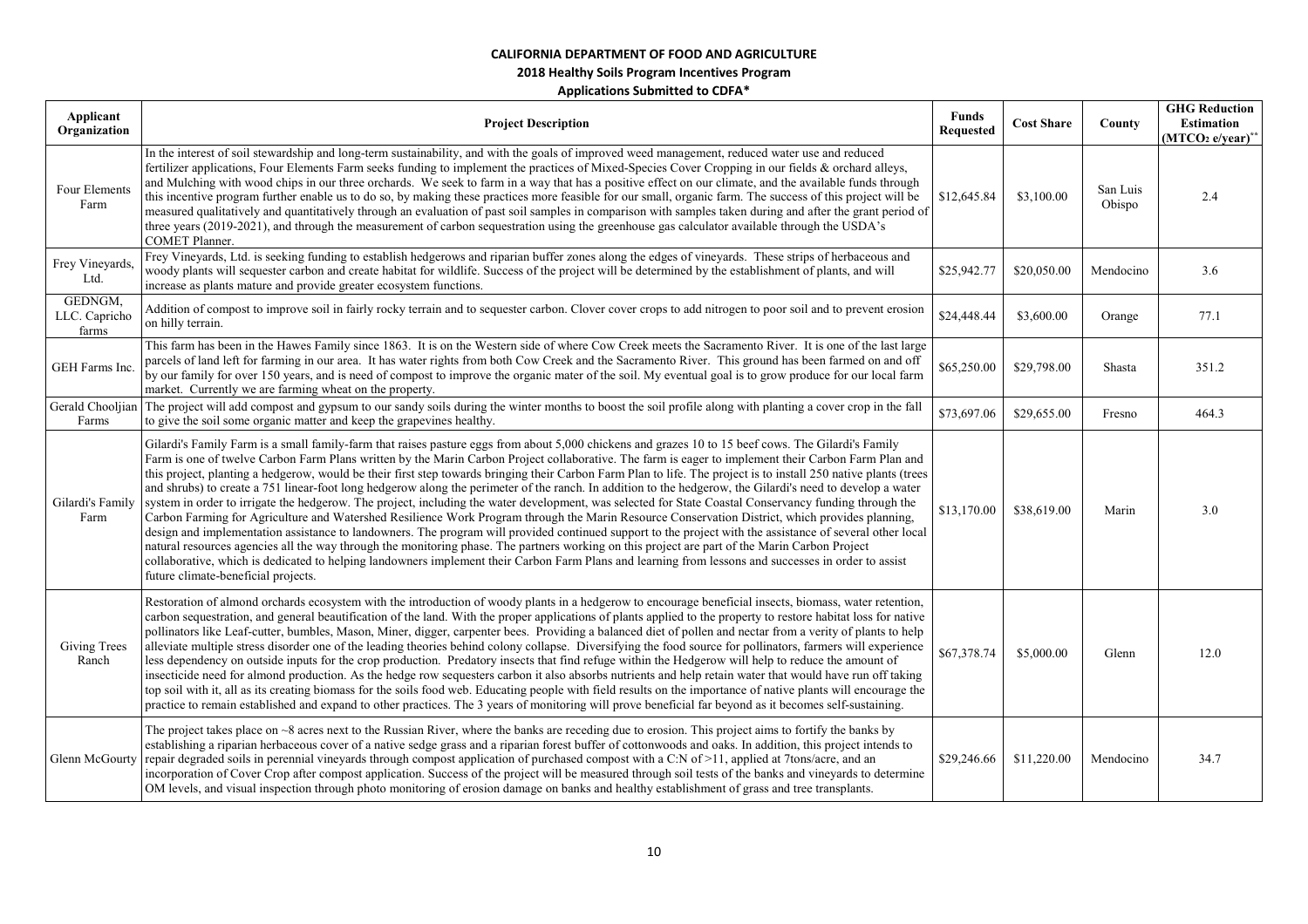**CALIFORNIA DEPARTMENT OF FOOD AND AGRICULTURE**

**2018 Healthy Soils Program Incentives Program**

**Applications Submitted to CDFA***

| Applicant Organization | Project Description | Funds Requested | Cost Share | County | GHG Reduction Estimation ($MTCO_2$ e/year)** |
|---|---|---|---|---|---|
| Four Elements Farm | In the interest of soil stewardship and long-term sustainability, and with the goals of improved weed management, reduced water use and reduced fertilizer applications, Four Elements Farm seeks funding to implement the practices of Mixed-Species Cover Cropping in our fields & orchard alleys, and Mulching with wood chips in our three orchards. We seek to farm in a way that has a positive effect on our climate, and the available funds through this incentive program further enable us to do so, by making these practices more feasible for our small, organic farm. The success of this project will be measured qualitatively and quantitatively through an evaluation of past soil samples in comparison with samples taken during and after the grant period of three years (2019-2021), and through the measurement of carbon sequestration using the greenhouse gas calculator available through the USDA's COMET Planner. | $12,645.84 | $3,100.00 | San Luis Obispo | 2.4 |
| Frey Vineyards, Ltd. | Frey Vineyards, Ltd. is seeking funding to establish hedgerows and riparian buffer zones along the edges of vineyards. These strips of herbaceous and woody plants will sequester carbon and create habitat for wildlife. Success of the project will be determined by the establishment of plants, and will increase as plants mature and provide greater ecosystem functions. | $25,942.77 | $20,050.00 | Mendocino | 3.6 |
| GEDNGM, LLC. Capricho farms | Addition of compost to improve soil in fairly rocky terrain and to sequester carbon. Clover cover crops to add nitrogen to poor soil and to prevent erosion on hilly terrain. | $24,448.44 | $3,600.00 | Orange | 77.1 |
| GEH Farms Inc. | This farm has been in the Hawes Family since 1863. It is on the Western side of where Cow Creek meets the Sacramento River. It is one of the last large parcels of land left for farming in our area. It has water rights from both Cow Creek and the Sacramento River. This ground has been farmed on and off by our family for over 150 years, and is need of compost to improve the organic mater of the soil. My eventual goal is to grow produce for our local farm market. Currently we are farming wheat on the property. | $65,250.00 | $29,798.00 | Shasta | 351.2 |
| Gerald Chooljian Farms | The project will add compost and gypsum to our sandy soils during the winter months to boost the soil profile along with planting a cover crop in the fall to give the soil some organic matter and keep the grapevines healthy. | $73,697.06 | $29,655.00 | Fresno | 464.3 |
| Gilardi's Family Farm | Gilardi's Family Farm is a small family-farm that raises pasture eggs from about 5,000 chickens and grazes 10 to 15 beef cows. The Gilardi's Family Farm is one of twelve Carbon Farm Plans written by the Marin Carbon Project collaborative. The farm is eager to implement their Carbon Farm Plan and this project, planting a hedgerow, would be their first step towards bringing their Carbon Farm Plan to life. The project is to install 250 native plants (trees and shrubs) to create a 751 linear-foot long hedgerow along the perimeter of the ranch. In addition to the hedgerow, the Gilardi's need to develop a water system in order to irrigate the hedgerow. The project, including the water development, was selected for State Coastal Conservancy funding through the Carbon Farming for Agriculture and Watershed Resilience Work Program through the Marin Resource Conservation District, which provides planning, design and implementation assistance to landowners. The program will provided continued support to the project with the assistance of several other local natural resources agencies all the way through the monitoring phase. The partners working on this project are part of the Marin Carbon Project collaborative, which is dedicated to helping landowners implement their Carbon Farm Plans and learning from lessons and successes in order to assist future climate-beneficial projects. | $13,170.00 | $38,619.00 | Marin | 3.0 |
| Giving Trees Ranch | Restoration of almond orchards ecosystem with the introduction of woody plants in a hedgerow to encourage beneficial insects, biomass, water retention, carbon sequestration, and general beautification of the land. With the proper applications of plants applied to the property to restore habitat loss for native pollinators like Leaf-cutter, bumbles, Mason, Miner, digger, carpenter bees. Providing a balanced diet of pollen and nectar from a verity of plants to help alleviate multiple stress disorder one of the leading theories behind colony collapse. Diversifying the food source for pollinators, farmers will experience less dependency on outside inputs for the crop production. Predatory insects that find refuge within the Hedgerow will help to reduce the amount of insecticide need for almond production. As the hedge row sequesters carbon it also absorbs nutrients and help retain water that would have run off taking top soil with it, all as its creating biomass for the soils food web. Educating people with field results on the importance of native plants will encourage the practice to remain established and expand to other practices. The 3 years of monitoring will prove beneficial far beyond as it becomes self-sustaining. | $67,378.74 | $5,000.00 | Glenn | 12.0 |
| Glenn McGourty | The project takes place on ~8 acres next to the Russian River, where the banks are receding due to erosion. This project aims to fortify the banks by establishing a riparian herbaceous cover of a native sedge grass and a riparian forest buffer of cottonwoods and oaks. In addition, this project intends to repair degraded soils in perennial vineyards through compost application of purchased compost with a C:N of >11, applied at 7tons/acre, and an incorporation of Cover Crop after compost application. Success of the project will be measured through soil tests of the banks and vineyards to determine OM levels, and visual inspection through photo monitoring of erosion damage on banks and healthy establishment of grass and tree transplants. | $29,246.66 | $11,220.00 | Mendocino | 34.7 |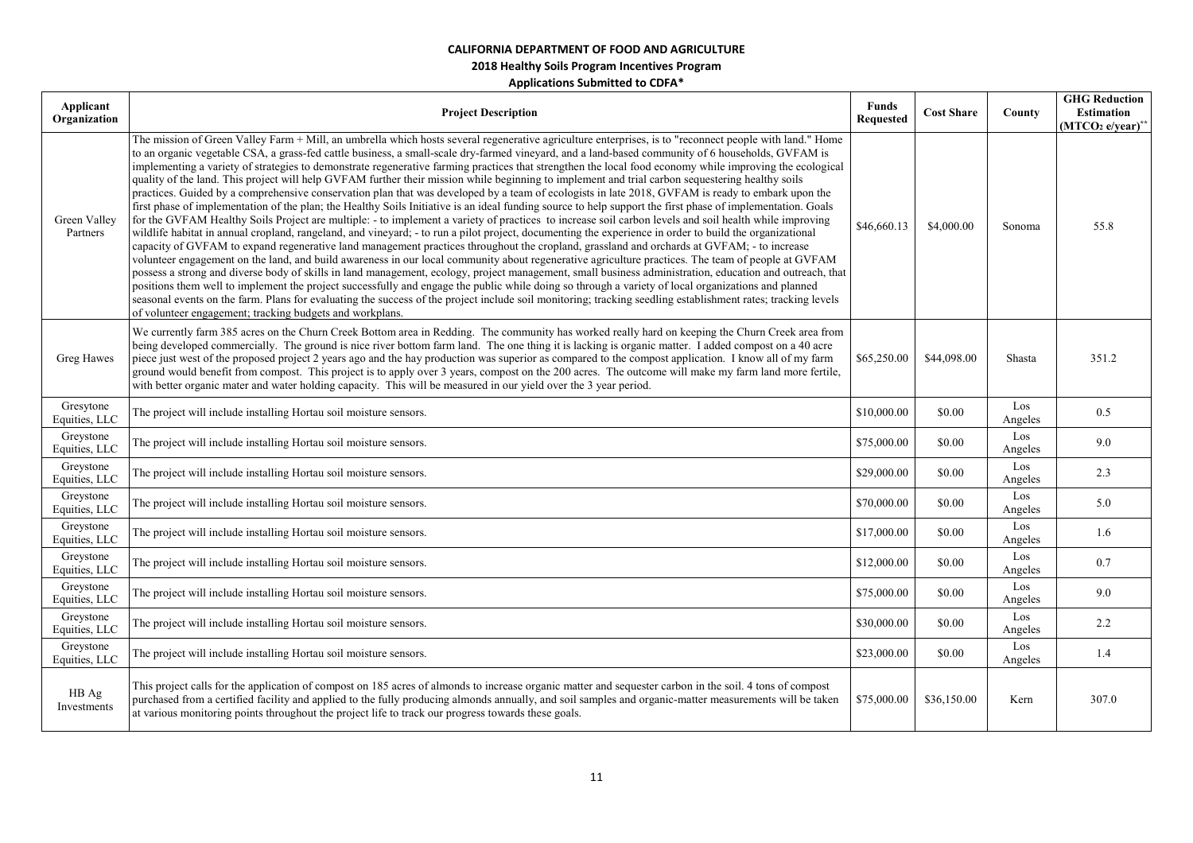**CALIFORNIA DEPARTMENT OF FOOD AND AGRICULTURE**

**2018 Healthy Soils Program Incentives Program**

**Applications Submitted to CDFA***

| Applicant Organization | Project Description | Funds Requested | Cost Share | County | GHG Reduction Estimation ($MTCO_2$ e/year)** |
|---|---|---|---|---|---|
| Green Valley Partners | The mission of Green Valley Farm + Mill, an umbrella which hosts several regenerative agriculture enterprises, is to "reconnect people with land." Home to an organic vegetable CSA, a grass-fed cattle business, a small-scale dry-farmed vineyard, and a land-based community of 6 households, GVFAM is implementing a variety of strategies to demonstrate regenerative farming practices that strengthen the local food economy while improving the ecological quality of the land. This project will help GVFAM further their mission while beginning to implement and trial carbon sequestering healthy soils practices. Guided by a comprehensive conservation plan that was developed by a team of ecologists in late 2018, GVFAM is ready to embark upon the first phase of implementation of the plan; the Healthy Soils Initiative is an ideal funding source to help support the first phase of implementation. Goals for the GVFAM Healthy Soils Project are multiple: - to implement a variety of practices to increase soil carbon levels and soil health while improving wildlife habitat in annual cropland, rangeland, and vineyard; - to run a pilot project, documenting the experience in order to build the organizational capacity of GVFAM to expand regenerative land management practices throughout the cropland, grassland and orchards at GVFAM; - to increase volunteer engagement on the land, and build awareness in our local community about regenerative agriculture practices. The team of people at GVFAM possess a strong and diverse body of skills in land management, ecology, project management, small business administration, education and outreach, that positions them well to implement the project successfully and engage the public while doing so through a variety of local organizations and planned seasonal events on the farm. Plans for evaluating the success of the project include soil monitoring; tracking seedling establishment rates; tracking levels of volunteer engagement; tracking budgets and workplans. | $46,660.13 | $4,000.00 | Sonoma | 55.8 |
| Greg Hawes | We currently farm 385 acres on the Churn Creek Bottom area in Redding. The community has worked really hard on keeping the Churn Creek area from being developed commercially. The ground is nice river bottom farm land. The one thing it is lacking is organic matter. I added compost on a 40 acre piece just west of the proposed project 2 years ago and the hay production was superior as compared to the compost application. I know all of my farm ground would benefit from compost. This project is to apply over 3 years, compost on the 200 acres. The outcome will make my farm land more fertile, with better organic mater and water holding capacity. This will be measured in our yield over the 3 year period. | $65,250.00 | $44,098.00 | Shasta | 351.2 |
| Gresytone Equities, LLC | The project will include installing Hortau soil moisture sensors. | $10,000.00 | $0.00 | Los Angeles | 0.5 |
| Greystone Equities, LLC | The project will include installing Hortau soil moisture sensors. | $75,000.00 | $0.00 | Los Angeles | 9.0 |
| Greystone Equities, LLC | The project will include installing Hortau soil moisture sensors. | $29,000.00 | $0.00 | Los Angeles | 2.3 |
| Greystone Equities, LLC | The project will include installing Hortau soil moisture sensors. | $70,000.00 | $0.00 | Los Angeles | 5.0 |
| Greystone Equities, LLC | The project will include installing Hortau soil moisture sensors. | $17,000.00 | $0.00 | Los Angeles | 1.6 |
| Greystone Equities, LLC | The project will include installing Hortau soil moisture sensors. | $12,000.00 | $0.00 | Los Angeles | 0.7 |
| Greystone Equities, LLC | The project will include installing Hortau soil moisture sensors. | $75,000.00 | $0.00 | Los Angeles | 9.0 |
| Greystone Equities, LLC | The project will include installing Hortau soil moisture sensors. | $30,000.00 | $0.00 | Los Angeles | 2.2 |
| Greystone Equities, LLC | The project will include installing Hortau soil moisture sensors. | $23,000.00 | $0.00 | Los Angeles | 1.4 |
| HB Ag Investments | This project calls for the application of compost on 185 acres of almonds to increase organic matter and sequester carbon in the soil. 4 tons of compost purchased from a certified facility and applied to the fully producing almonds annually, and soil samples and organic-matter measurements will be taken at various monitoring points throughout the project life to track our progress towards these goals. | $75,000.00 | $36,150.00 | Kern | 307.0 |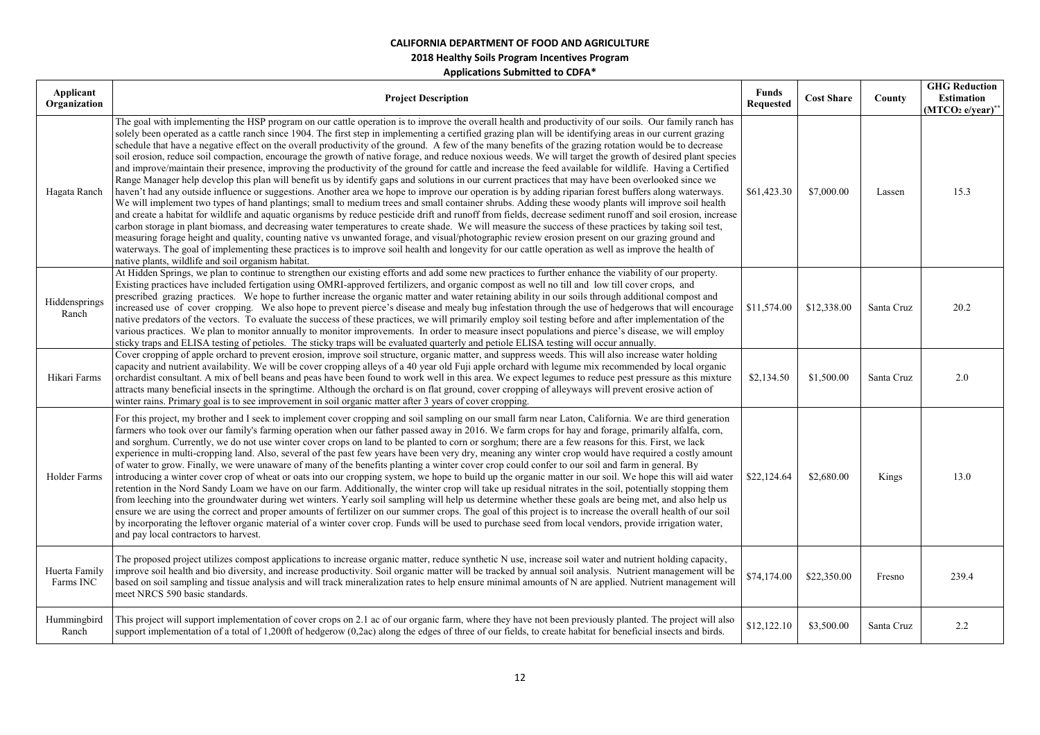**CALIFORNIA DEPARTMENT OF FOOD AND AGRICULTURE**

**2018 Healthy Soils Program Incentives Program**

**Applications Submitted to CDFA***

| Applicant Organization | Project Description | Funds Requested | Cost Share | County | GHG Reduction Estimation ($MTCO_2$ e/year)** |
|---|---|---|---|---|---|
| Hagata Ranch | The goal with implementing the HSP program on our cattle operation is to improve the overall health and productivity of our soils. Our family ranch has solely been operated as a cattle ranch since 1904. The first step in implementing a certified grazing plan will be identifying areas in our current grazing schedule that have a negative effect on the overall productivity of the ground. A few of the many benefits of the grazing rotation would be to decrease soil erosion, reduce soil compaction, encourage the growth of native forage, and reduce noxious weeds. We will target the growth of desired plant species and improve/maintain their presence, improving the productivity of the ground for cattle and increase the feed available for wildlife. Having a Certified Range Manager help develop this plan will benefit us by identify gaps and solutions in our current practices that may have been overlooked since we haven't had any outside influence or suggestions. Another area we hope to improve our operation is by adding riparian forest buffers along waterways. We will implement two types of hand plantings; small to medium trees and small container shrubs. Adding these woody plants will improve soil health and create a habitat for wildlife and aquatic organisms by reduce pesticide drift and runoff from fields, decrease sediment runoff and soil erosion, increase carbon storage in plant biomass, and decreasing water temperatures to create shade. We will measure the success of these practices by taking soil test, measuring forage height and quality, counting native vs unwanted forage, and visual/photographic review erosion present on our grazing ground and waterways. The goal of implementing these practices is to improve soil health and longevity for our cattle operation as well as improve the health of native plants, wildlife and soil organism habitat. | $61,423.30 | $7,000.00 | Lassen | 15.3 |
| Hiddensprings Ranch | At Hidden Springs, we plan to continue to strengthen our existing efforts and add some new practices to further enhance the viability of our property. Existing practices have included fertigation using OMRI-approved fertilizers, and organic compost as well no till and low till cover crops, and prescribed grazing practices. We hope to further increase the organic matter and water retaining ability in our soils through additional compost and increased use of cover cropping. We also hope to prevent pierce's disease and mealy bug infestation through the use of hedgerows that will encourage native predators of the vectors. To evaluate the success of these practices, we will primarily employ soil testing before and after implementation of the various practices. We plan to monitor annually to monitor improvements. In order to measure insect populations and pierce's disease, we will employ sticky traps and ELISA testing of petioles. The sticky traps will be evaluated quarterly and petiole ELISA testing will occur annually. | $11,574.00 | $12,338.00 | Santa Cruz | 20.2 |
| Hikari Farms | Cover cropping of apple orchard to prevent erosion, improve soil structure, organic matter, and suppress weeds. This will also increase water holding capacity and nutrient availability. We will be cover cropping alleys of a 40 year old Fuji apple orchard with legume mix recommended by local organic orchardist consultant. A mix of bell beans and peas have been found to work well in this area. We expect legumes to reduce pest pressure as this mixture attracts many beneficial insects in the springtime. Although the orchard is on flat ground, cover cropping of alleyways will prevent erosive action of winter rains. Primary goal is to see improvement in soil organic matter after 3 years of cover cropping. | $2,134.50 | $1,500.00 | Santa Cruz | 2.0 |
| Holder Farms | For this project, my brother and I seek to implement cover cropping and soil sampling on our small farm near Laton, California. We are third generation farmers who took over our family's farming operation when our father passed away in 2016. We farm crops for hay and forage, primarily alfalfa, corn, and sorghum. Currently, we do not use winter cover crops on land to be planted to corn or sorghum; there are a few reasons for this. First, we lack experience in multi-cropping land. Also, several of the past few years have been very dry, meaning any winter crop would have required a costly amount of water to grow. Finally, we were unaware of many of the benefits planting a winter cover crop could confer to our soil and farm in general. By introducing a winter cover crop of wheat or oats into our cropping system, we hope to build up the organic matter in our soil. We hope this will aid water retention in the Nord Sandy Loam we have on our farm. Additionally, the winter crop will take up residual nitrates in the soil, potentially stopping them from leeching into the groundwater during wet winters. Yearly soil sampling will help us determine whether these goals are being met, and also help us ensure we are using the correct and proper amounts of fertilizer on our summer crops. The goal of this project is to increase the overall health of our soil by incorporating the leftover organic material of a winter cover crop. Funds will be used to purchase seed from local vendors, provide irrigation water, and pay local contractors to harvest. | $22,124.64 | $2,680.00 | Kings | 13.0 |
| Huerta Family Farms INC | The proposed project utilizes compost applications to increase organic matter, reduce synthetic N use, increase soil water and nutrient holding capacity, improve soil health and bio diversity, and increase productivity. Soil organic matter will be tracked by annual soil analysis. Nutrient management will be based on soil sampling and tissue analysis and will track mineralization rates to help ensure minimal amounts of N are applied. Nutrient management will meet NRCS 590 basic standards. | $74,174.00 | $22,350.00 | Fresno | 239.4 |
| Hummingbird Ranch | This project will support implementation of cover crops on 2.1 ac of our organic farm, where they have not been previously planted. The project will also support implementation of a total of 1,200ft of hedgerow (0,2ac) along the edges of three of our fields, to create habitat for beneficial insects and birds. | $12,122.10 | $3,500.00 | Santa Cruz | 2.2 |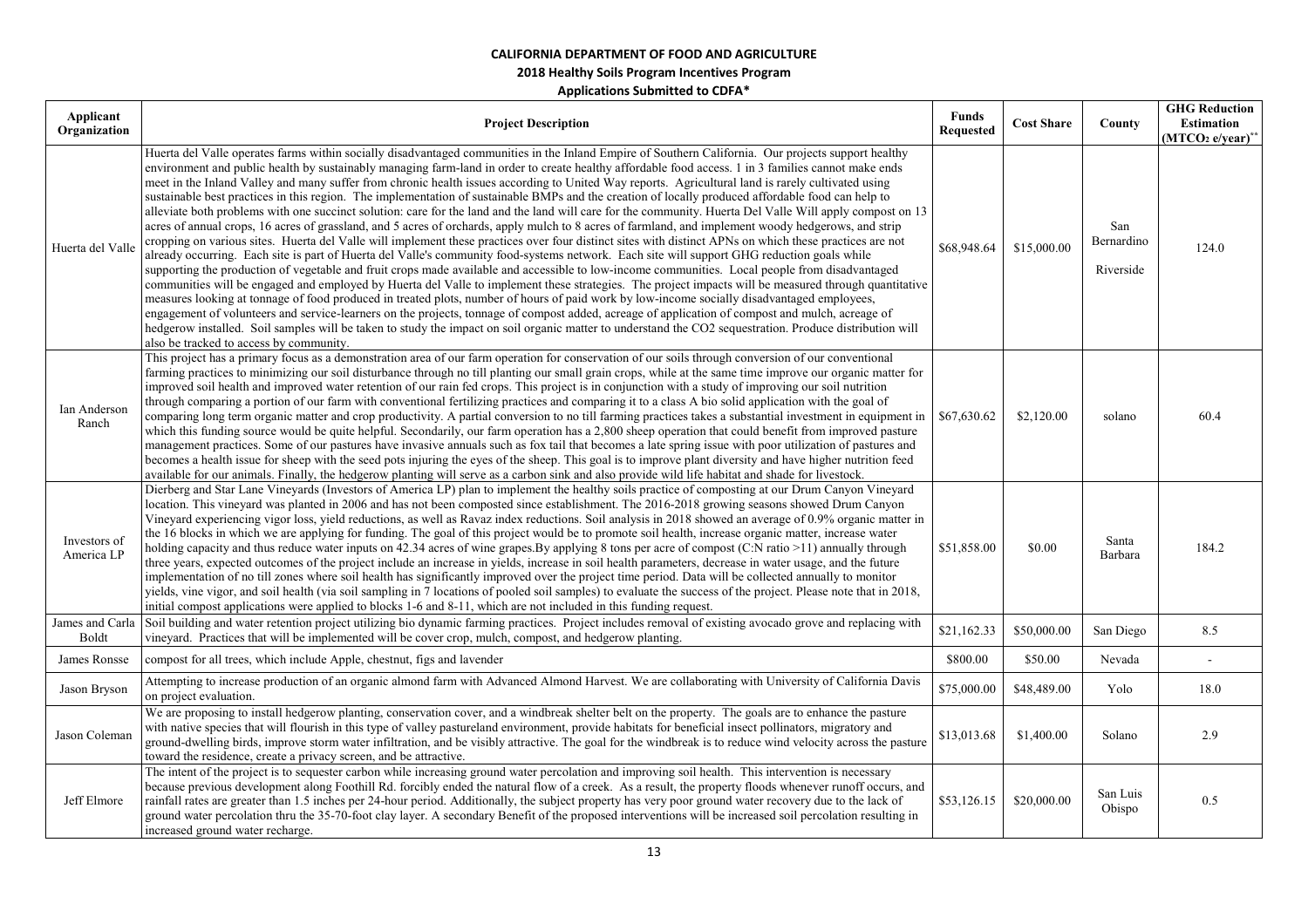**CALIFORNIA DEPARTMENT OF FOOD AND AGRICULTURE**

**2018 Healthy Soils Program Incentives Program**

**Applications Submitted to CDFA***

| Applicant Organization | Project Description | Funds Requested | Cost Share | County | GHG Reduction Estimation ($MTCO_2$ e/year)** |
|---|---|---|---|---|---|
| Huerta del Valle | Huerta del Valle operates farms within socially disadvantaged communities in the Inland Empire of Southern California. Our projects support healthy environment and public health by sustainably managing farm-land in order to create healthy affordable food access. 1 in 3 families cannot make ends meet in the Inland Valley and many suffer from chronic health issues according to United Way reports. Agricultural land is rarely cultivated using sustainable best practices in this region. The implementation of sustainable BMPs and the creation of locally produced affordable food can help to alleviate both problems with one succinct solution: care for the land and the land will care for the community. Huerta Del Valle Will apply compost on 13 acres of annual crops, 16 acres of grassland, and 5 acres of orchards, apply mulch to 8 acres of farmland, and implement woody hedgerows, and strip cropping on various sites. Huerta del Valle will implement these practices over four distinct sites with distinct APNs on which these practices are not already occurring. Each site is part of Huerta del Valle's community food-systems network. Each site will support GHG reduction goals while supporting the production of vegetable and fruit crops made available and accessible to low-income communities. Local people from disadvantaged communities will be engaged and employed by Huerta del Valle to implement these strategies. The project impacts will be measured through quantitative measures looking at tonnage of food produced in treated plots, number of hours of paid work by low-income socially disadvantaged employees, engagement of volunteers and service-learners on the projects, tonnage of compost added, acreage of application of compost and mulch, acreage of hedgerow installed. Soil samples will be taken to study the impact on soil organic matter to understand the CO2 sequestration. Produce distribution will also be tracked to access by community. | \$68,948.64 | \$15,000.00 | San Bernardino Riverside | 124.0 |
| Ian Anderson Ranch | This project has a primary focus as a demonstration area of our farm operation for conservation of our soils through conversion of our conventional farming practices to minimizing our soil disturbance through no till planting our small grain crops, while at the same time improve our organic matter for improved soil health and improved water retention of our rain fed crops. This project is in conjunction with a study of improving our soil nutrition through comparing a portion of our farm with conventional fertilizing practices and comparing it to a class A bio solid application with the goal of comparing long term organic matter and crop productivity. A partial conversion to no till farming practices takes a substantial investment in equipment in which this funding source would be quite helpful. Secondarily, our farm operation has a 2,800 sheep operation that could benefit from improved pasture management practices. Some of our pastures have invasive annuals such as fox tail that becomes a late spring issue with poor utilization of pastures and becomes a health issue for sheep with the seed pots injuring the eyes of the sheep. This goal is to improve plant diversity and have higher nutrition feed available for our animals. Finally, the hedgerow planting will serve as a carbon sink and also provide wild life habitat and shade for livestock. | \$67,630.62 | \$2,120.00 | solano | 60.4 |
| Investors of America LP | Dierberg and Star Lane Vineyards (Investors of America LP) plan to implement the healthy soils practice of composting at our Drum Canyon Vineyard location. This vineyard was planted in 2006 and has not been composted since establishment. The 2016-2018 growing seasons showed Drum Canyon Vineyard experiencing vigor loss, yield reductions, as well as Ravaz index reductions. Soil analysis in 2018 showed an average of 0.9% organic matter in the 16 blocks in which we are applying for funding. The goal of this project would be to promote soil health, increase organic matter, increase water holding capacity and thus reduce water inputs on 42.34 acres of wine grapes.By applying 8 tons per acre of compost (C:N ratio >11) annually through three years, expected outcomes of the project include an increase in yields, increase in soil health parameters, decrease in water usage, and the future implementation of no till zones where soil health has significantly improved over the project time period. Data will be collected annually to monitor yields, vine vigor, and soil health (via soil sampling in 7 locations of pooled soil samples) to evaluate the success of the project. Please note that in 2018, initial compost applications were applied to blocks 1-6 and 8-11, which are not included in this funding request. | \$51,858.00 | \$0.00 | Santa Barbara | 184.2 |
| James and Carla Boldt | Soil building and water retention project utilizing bio dynamic farming practices. Project includes removal of existing avocado grove and replacing with vineyard. Practices that will be implemented will be cover crop, mulch, compost, and hedgerow planting. | \$21,162.33 | \$50,000.00 | San Diego | 8.5 |
| James Ronsse | compost for all trees, which include Apple, chestnut, figs and lavender | \$800.00 | \$50.00 | Nevada | - |
| Jason Bryson | Attempting to increase production of an organic almond farm with Advanced Almond Harvest. We are collaborating with University of California Davis on project evaluation. | \$75,000.00 | \$48,489.00 | Yolo | 18.0 |
| Jason Coleman | We are proposing to install hedgerow planting, conservation cover, and a windbreak shelter belt on the property. The goals are to enhance the pasture with native species that will flourish in this type of valley pastureland environment, provide habitats for beneficial insect pollinators, migratory and ground-dwelling birds, improve storm water infiltration, and be visibly attractive. The goal for the windbreak is to reduce wind velocity across the pasture toward the residence, create a privacy screen, and be attractive. | \$13,013.68 | \$1,400.00 | Solano | 2.9 |
| Jeff Elmore | The intent of the project is to sequester carbon while increasing ground water percolation and improving soil health. This intervention is necessary because previous development along Foothill Rd. forcibly ended the natural flow of a creek. As a result, the property floods whenever runoff occurs, and rainfall rates are greater than 1.5 inches per 24-hour period. Additionally, the subject property has very poor ground water recovery due to the lack of ground water percolation thru the 35-70-foot clay layer. A secondary Benefit of the proposed interventions will be increased soil percolation resulting in increased ground water recharge. | \$53,126.15 | \$20,000.00 | San Luis Obispo | 0.5 |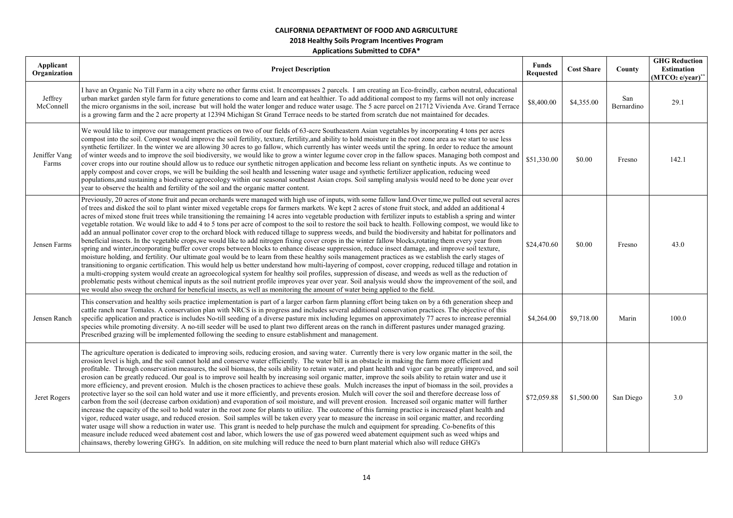**CALIFORNIA DEPARTMENT OF FOOD AND AGRICULTURE**

**2018 Healthy Soils Program Incentives Program**

**Applications Submitted to CDFA***

| Applicant Organization | Project Description | Funds Requested | Cost Share | County | GHG Reduction Estimation ($MTCO_2$ e/year)** |
|---|---|---|---|---|---|
| Jeffrey McConnell | I have an Organic No Till Farm in a city where no other farms exist. It encompasses 2 parcels. I am creating an Eco-freindly, carbon neutral, educational urban market garden style farm for future generations to come and learn and eat healthier. To add additional compost to my farms will not only increase the micro organisms in the soil, increase but will hold the water longer and reduce water usage. The 5 acre parcel on 21712 Vivienda Ave. Grand Terrace is a growing farm and the 2 acre property at 12394 Michigan St Grand Terrace needs to be started from scratch due not maintained for decades. | $8,400.00 | $4,355.00 | San Bernardino | 29.1 |
| Jeniffer Vang Farms | We would like to improve our management practices on two of our fields of 63-acre Southeastern Asian vegetables by incorporating 4 tons per acres compost into the soil. Compost would improve the soil fertility, texture, fertility,and ability to hold moisture in the root zone area as we start to use less synthetic fertilizer. In the winter we are allowing 30 acres to go fallow, which currently has winter weeds until the spring. In order to reduce the amount of winter weeds and to improve the soil biodiversity, we would like to grow a winter legume cover crop in the fallow spaces. Managing both compost and cover crops into our routine should allow us to reduce our synthetic nitrogen application and become less reliant on synthetic inputs. As we continue to apply compost and cover crops, we will be building the soil health and lessening water usage and synthetic fertilizer application, reducing weed populations,and sustaining a biodiverse agroecology within our seasonal southeast Asian crops. Soil sampling analysis would need to be done year over year to observe the health and fertility of the soil and the organic matter content. | $51,330.00 | $0.00 | Fresno | 142.1 |
| Jensen Farms | Previously, 20 acres of stone fruit and pecan orchards were managed with high use of inputs, with some fallow land.Over time,we pulled out several acres of trees and disked the soil to plant winter mixed vegetable crops for farmers markets. We kept 2 acres of stone fruit stock, and added an additional 4 acres of mixed stone fruit trees while transitioning the remaining 14 acres into vegetable production with fertilizer inputs to establish a spring and winter vegetable rotation. We would like to add 4 to 5 tons per acre of compost to the soil to restore the soil back to health. Following compost, we would like to add an annual pollinator cover crop to the orchard block with reduced tillage to suppress weeds, and build the biodiversity and habitat for pollinators and beneficial insects. In the vegetable crops,we would like to add nitrogen fixing cover crops in the winter fallow blocks,rotating them every year from spring and winter,incorporating buffer cover crops between blocks to enhance disease suppression, reduce insect damage, and improve soil texture, moisture holding, and fertility. Our ultimate goal would be to learn from these healthy soils management practices as we establish the early stages of transitioning to organic certification. This would help us better understand how multi-layering of compost, cover cropping, reduced tillage and rotation in a multi-cropping system would create an agroecological system for healthy soil profiles, suppression of disease, and weeds as well as the reduction of problematic pests without chemical inputs as the soil nutrient profile improves year over year. Soil analysis would show the improvement of the soil, and we would also sweep the orchard for beneficial insects, as well as monitoring the amount of water being applied to the field. | $24,470.60 | $0.00 | Fresno | 43.0 |
| Jensen Ranch | This conservation and healthy soils practice implementation is part of a larger carbon farm planning effort being taken on by a 6th generation sheep and cattle ranch near Tomales. A conservation plan with NRCS is in progress and includes several additional conservation practices. The objective of this specific application and practice is includes No-till seeding of a diverse pasture mix including legumes on approximately 77 acres to increase perennial species while promoting diversity. A no-till seeder will be used to plant two different areas on the ranch in different pastures under managed grazing. Prescribed grazing will be implemented following the seeding to ensure establishment and management. | $4,264.00 | $9,718.00 | Marin | 100.0 |
| Jeret Rogers | The agriculture operation is dedicated to improving soils, reducing erosion, and saving water. Currently there is very low organic matter in the soil, the erosion level is high, and the soil cannot hold and conserve water efficiently. The water bill is an obstacle in making the farm more efficient and profitable. Through conservation measures, the soil biomass, the soils ability to retain water, and plant health and vigor can be greatly improved, and soil erosion can be greatly reduced. Our goal is to improve soil health by increasing soil organic matter, improve the soils ability to retain water and use it more efficiency, and prevent erosion. Mulch is the chosen practices to achieve these goals. Mulch increases the input of biomass in the soil, provides a protective layer so the soil can hold water and use it more efficiently, and prevents erosion. Mulch will cover the soil and therefore decrease loss of carbon from the soil (decrease carbon oxidation) and evaporation of soil moisture, and will prevent erosion. Increased soil organic matter will further increase the capacity of the soil to hold water in the root zone for plants to utilize. The outcome of this farming practice is increased plant health and vigor, reduced water usage, and reduced erosion. Soil samples will be taken every year to measure the increase in soil organic matter, and recording water usage will show a reduction in water use. This grant is needed to help purchase the mulch and equipment for spreading. Co-benefits of this measure include reduced weed abatement cost and labor, which lowers the use of gas powered weed abatement equipment such as weed whips and chainsaws, thereby lowering GHG's. In addition, on site mulching will reduce the need to burn plant material which also will reduce GHG's | $72,059.88 | $1,500.00 | San Diego | 3.0 |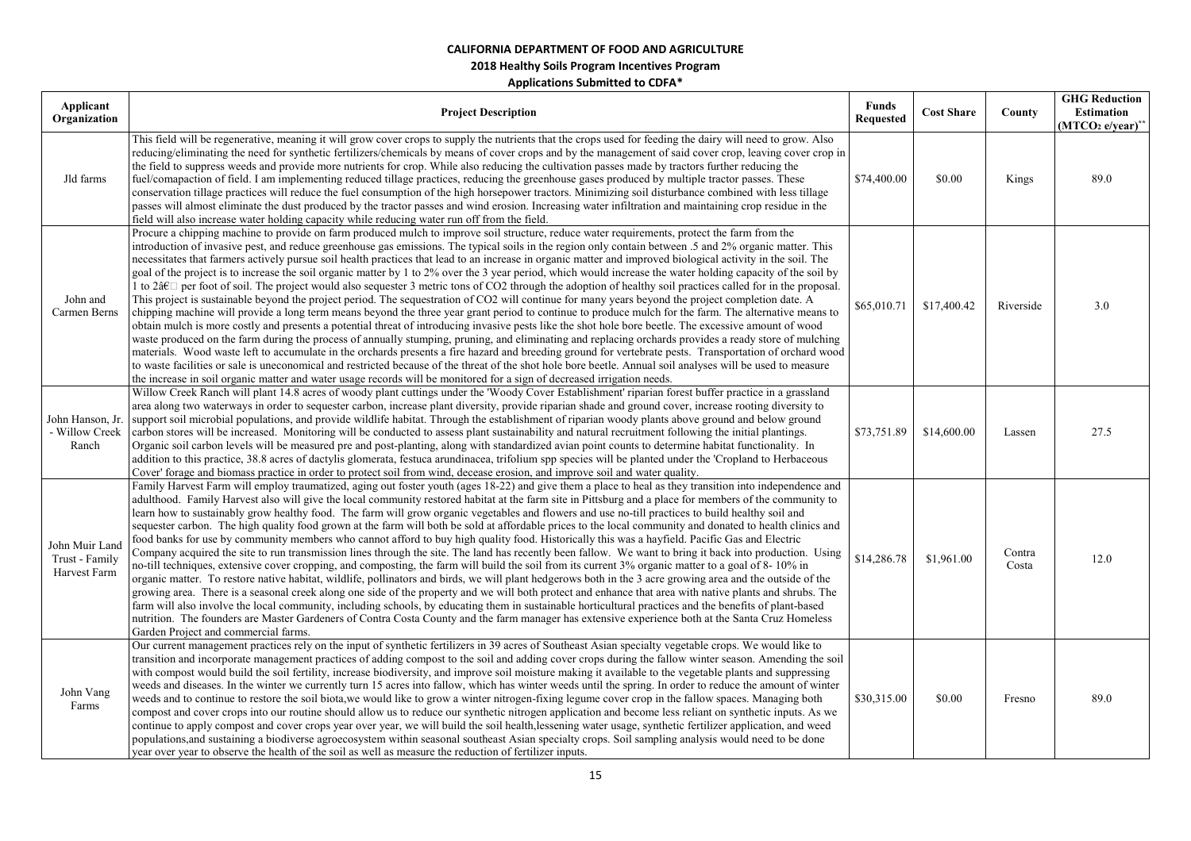**CALIFORNIA DEPARTMENT OF FOOD AND AGRICULTURE**

**2018 Healthy Soils Program Incentives Program**

**Applications Submitted to CDFA***

| Applicant Organization | Project Description | Funds Requested | Cost Share | County | GHG Reduction Estimation ($MTCO_2$ e/year)** |
|---|---|---|---|---|---|
| Jld farms | This field will be regenerative, meaning it will grow cover crops to supply the nutrients that the crops used for feeding the dairy will need to grow. Also reducing/eliminating the need for synthetic fertilizers/chemicals by means of cover crops and by the management of said cover crop, leaving cover crop in the field to suppress weeds and provide more nutrients for crop. While also reducing the cultivation passes made by tractors further reducing the fuel/comapaction of field. I am implementing reduced tillage practices, reducing the greenhouse gases produced by multiple tractor passes. These conservation tillage practices will reduce the fuel consumption of the high horsepower tractors. Minimizing soil disturbance combined with less tillage passes will almost eliminate the dust produced by the tractor passes and wind erosion. Increasing water infiltration and maintaining crop residue in the field will also increase water holding capacity while reducing water run off from the field. | $74,400.00 | $0.00 | Kings | 89.0 |
| John and Carmen Berns | Procure a chipping machine to provide on farm produced mulch to improve soil structure, reduce water requirements, protect the farm from the introduction of invasive pest, and reduce greenhouse gas emissions. The typical soils in the region only contain between .5 and 2% organic matter. This necessitates that farmers actively pursue soil health practices that lead to an increase in organic matter and improved biological activity in the soil. The goal of the project is to increase the soil organic matter by 1 to 2% over the 3 year period, which would increase the water holding capacity of the soil by 1 to 2â€ per foot of soil. The project would also sequester 3 metric tons of CO2 through the adoption of healthy soil practices called for in the proposal. This project is sustainable beyond the project period. The sequestration of CO2 will continue for many years beyond the project completion date. A chipping machine will provide a long term means beyond the three year grant period to continue to produce mulch for the farm. The alternative means to obtain mulch is more costly and presents a potential threat of introducing invasive pests like the shot hole bore beetle. The excessive amount of wood waste produced on the farm during the process of annually stumping, pruning, and eliminating and replacing orchards provides a ready store of mulching materials. Wood waste left to accumulate in the orchards presents a fire hazard and breeding ground for vertebrate pests. Transportation of orchard wood to waste facilities or sale is uneconomical and restricted because of the threat of the shot hole bore beetle. Annual soil analyses will be used to measure the increase in soil organic matter and water usage records will be monitored for a sign of decreased irrigation needs. | $65,010.71 | $17,400.42 | Riverside | 3.0 |
| John Hanson, Jr. - Willow Creek Ranch | Willow Creek Ranch will plant 14.8 acres of woody plant cuttings under the 'Woody Cover Establishment' riparian forest buffer practice in a grassland area along two waterways in order to sequester carbon, increase plant diversity, provide riparian shade and ground cover, increase rooting diversity to support soil microbial populations, and provide wildlife habitat. Through the establishment of riparian woody plants above ground and below ground carbon stores will be increased. Monitoring will be conducted to assess plant sustainability and natural recruitment following the initial plantings. Organic soil carbon levels will be measured pre and post-planting, along with standardized avian point counts to determine habitat functionality. In addition to this practice, 38.8 acres of dactylis glomerata, festuca arundinacea, trifolium spp species will be planted under the 'Cropland to Herbaceous Cover' forage and biomass practice in order to protect soil from wind, decease erosion, and improve soil and water quality. | $73,751.89 | $14,600.00 | Lassen | 27.5 |
| John Muir Land Trust - Family Harvest Farm | Family Harvest Farm will employ traumatized, aging out foster youth (ages 18-22) and give them a place to heal as they transition into independence and adulthood. Family Harvest also will give the local community restored habitat at the farm site in Pittsburg and a place for members of the community to learn how to sustainably grow healthy food. The farm will grow organic vegetables and flowers and use no-till practices to build healthy soil and sequester carbon. The high quality food grown at the farm will both be sold at affordable prices to the local community and donated to health clinics and food banks for use by community members who cannot afford to buy high quality food. Historically this was a hayfield. Pacific Gas and Electric Company acquired the site to run transmission lines through the site. The land has recently been fallow. We want to bring it back into production. Using no-till techniques, extensive cover cropping, and composting, the farm will build the soil from its current 3% organic matter to a goal of 8- 10% in organic matter. To restore native habitat, wildlife, pollinators and birds, we will plant hedgerows both in the 3 acre growing area and the outside of the growing area. There is a seasonal creek along one side of the property and we will both protect and enhance that area with native plants and shrubs. The farm will also involve the local community, including schools, by educating them in sustainable horticultural practices and the benefits of plant-based nutrition. The founders are Master Gardeners of Contra Costa County and the farm manager has extensive experience both at the Santa Cruz Homeless Garden Project and commercial farms. | $14,286.78 | $1,961.00 | Contra Costa | 12.0 |
| John Vang Farms | Our current management practices rely on the input of synthetic fertilizers in 39 acres of Southeast Asian specialty vegetable crops. We would like to transition and incorporate management practices of adding compost to the soil and adding cover crops during the fallow winter season. Amending the soil with compost would build the soil fertility, increase biodiversity, and improve soil moisture making it available to the vegetable plants and suppressing weeds and diseases. In the winter we currently turn 15 acres into fallow, which has winter weeds until the spring. In order to reduce the amount of winter weeds and to continue to restore the soil biota,we would like to grow a winter nitrogen-fixing legume cover crop in the fallow spaces. Managing both compost and cover crops into our routine should allow us to reduce our synthetic nitrogen application and become less reliant on synthetic inputs. As we continue to apply compost and cover crops year over year, we will build the soil health,lessening water usage, synthetic fertilizer application, and weed populations,and sustaining a biodiverse agroecosystem within seasonal southeast Asian specialty crops. Soil sampling analysis would need to be done year over year to observe the health of the soil as well as measure the reduction of fertilizer inputs. | $30,315.00 | $0.00 | Fresno | 89.0 |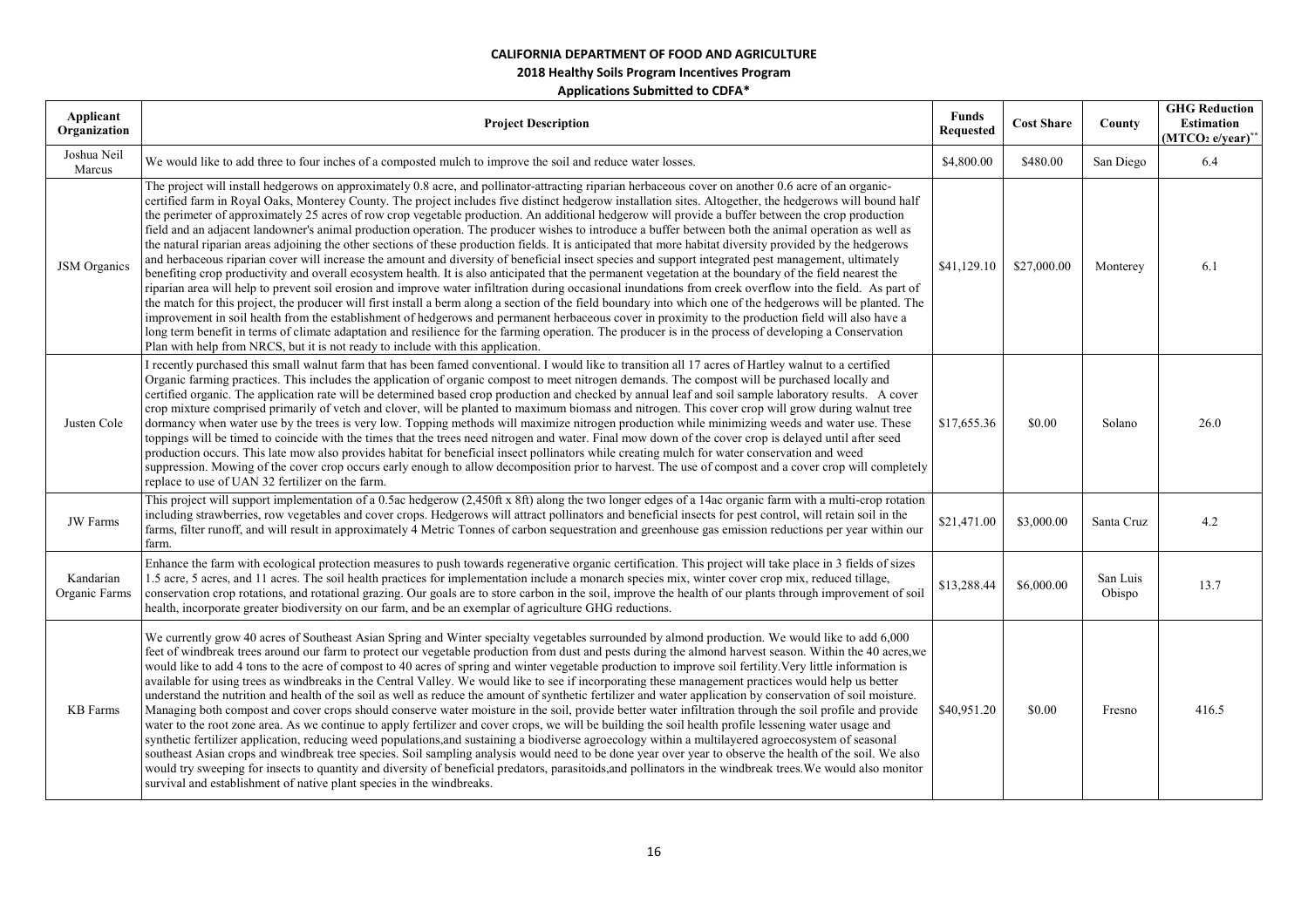**CALIFORNIA DEPARTMENT OF FOOD AND AGRICULTURE**

**2018 Healthy Soils Program Incentives Program**

**Applications Submitted to CDFA***

| Applicant Organization | Project Description | Funds Requested | Cost Share | County | GHG Reduction Estimation ($MTCO_2$ e/year)** |
|---|---|---|---|---|---|
| Joshua Neil Marcus | We would like to add three to four inches of a composted mulch to improve the soil and reduce water losses. | $4,800.00 | $480.00 | San Diego | 6.4 |
| JSM Organics | The project will install hedgerows on approximately 0.8 acre, and pollinator-attracting riparian herbaceous cover on another 0.6 acre of an organic-certified farm in Royal Oaks, Monterey County. The project includes five distinct hedgerow installation sites. Altogether, the hedgerows will bound half the perimeter of approximately 25 acres of row crop vegetable production. An additional hedgerow will provide a buffer between the crop production field and an adjacent landowner's animal production operation. The producer wishes to introduce a buffer between both the animal operation as well as the natural riparian areas adjoining the other sections of these production fields. It is anticipated that more habitat diversity provided by the hedgerows and herbaceous riparian cover will increase the amount and diversity of beneficial insect species and support integrated pest management, ultimately benefiting crop productivity and overall ecosystem health. It is also anticipated that the permanent vegetation at the boundary of the field nearest the riparian area will help to prevent soil erosion and improve water infiltration during occasional inundations from creek overflow into the field. As part of the match for this project, the producer will first install a berm along a section of the field boundary into which one of the hedgerows will be planted. The improvement in soil health from the establishment of hedgerows and permanent herbaceous cover in proximity to the production field will also have a long term benefit in terms of climate adaptation and resilience for the farming operation. The producer is in the process of developing a Conservation Plan with help from NRCS, but it is not ready to include with this application. | $41,129.10 | $27,000.00 | Monterey | 6.1 |
| Justen Cole | I recently purchased this small walnut farm that has been famed conventional. I would like to transition all 17 acres of Hartley walnut to a certified Organic farming practices. This includes the application of organic compost to meet nitrogen demands. The compost will be purchased locally and certified organic. The application rate will be determined based crop production and checked by annual leaf and soil sample laboratory results. A cover crop mixture comprised primarily of vetch and clover, will be planted to maximum biomass and nitrogen. This cover crop will grow during walnut tree dormancy when water use by the trees is very low. Topping methods will maximize nitrogen production while minimizing weeds and water use. These toppings will be timed to coincide with the times that the trees need nitrogen and water. Final mow down of the cover crop is delayed until after seed production occurs. This late mow also provides habitat for beneficial insect pollinators while creating mulch for water conservation and weed suppression. Mowing of the cover crop occurs early enough to allow decomposition prior to harvest. The use of compost and a cover crop will completely replace to use of UAN 32 fertilizer on the farm. | $17,655.36 | $0.00 | Solano | 26.0 |
| JW Farms | This project will support implementation of a 0.5ac hedgerow (2,450ft x 8ft) along the two longer edges of a 14ac organic farm with a multi-crop rotation including strawberries, row vegetables and cover crops. Hedgerows will attract pollinators and beneficial insects for pest control, will retain soil in the farms, filter runoff, and will result in approximately 4 Metric Tonnes of carbon sequestration and greenhouse gas emission reductions per year within our farm. | $21,471.00 | $3,000.00 | Santa Cruz | 4.2 |
| Kandarian Organic Farms | Enhance the farm with ecological protection measures to push towards regenerative organic certification. This project will take place in 3 fields of sizes 1.5 acre, 5 acres, and 11 acres. The soil health practices for implementation include a monarch species mix, winter cover crop mix, reduced tillage, conservation crop rotations, and rotational grazing. Our goals are to store carbon in the soil, improve the health of our plants through improvement of soil health, incorporate greater biodiversity on our farm, and be an exemplar of agriculture GHG reductions. | $13,288.44 | $6,000.00 | San Luis Obispo | 13.7 |
| KB Farms | We currently grow 40 acres of Southeast Asian Spring and Winter specialty vegetables surrounded by almond production. We would like to add 6,000 feet of windbreak trees around our farm to protect our vegetable production from dust and pests during the almond harvest season. Within the 40 acres,we would like to add 4 tons to the acre of compost to 40 acres of spring and winter vegetable production to improve soil fertility.Very little information is available for using trees as windbreaks in the Central Valley. We would like to see if incorporating these management practices would help us better understand the nutrition and health of the soil as well as reduce the amount of synthetic fertilizer and water application by conservation of soil moisture. Managing both compost and cover crops should conserve water moisture in the soil, provide better water infiltration through the soil profile and provide water to the root zone area. As we continue to apply fertilizer and cover crops, we will be building the soil health profile lessening water usage and synthetic fertilizer application, reducing weed populations,and sustaining a biodiverse agroecology within a multilayered agroecosystem of seasonal southeast Asian crops and windbreak tree species. Soil sampling analysis would need to be done year over year to observe the health of the soil. We also would try sweeping for insects to quantity and diversity of beneficial predators, parasitoids,and pollinators in the windbreak trees.We would also monitor survival and establishment of native plant species in the windbreaks. | $40,951.20 | $0.00 | Fresno | 416.5 |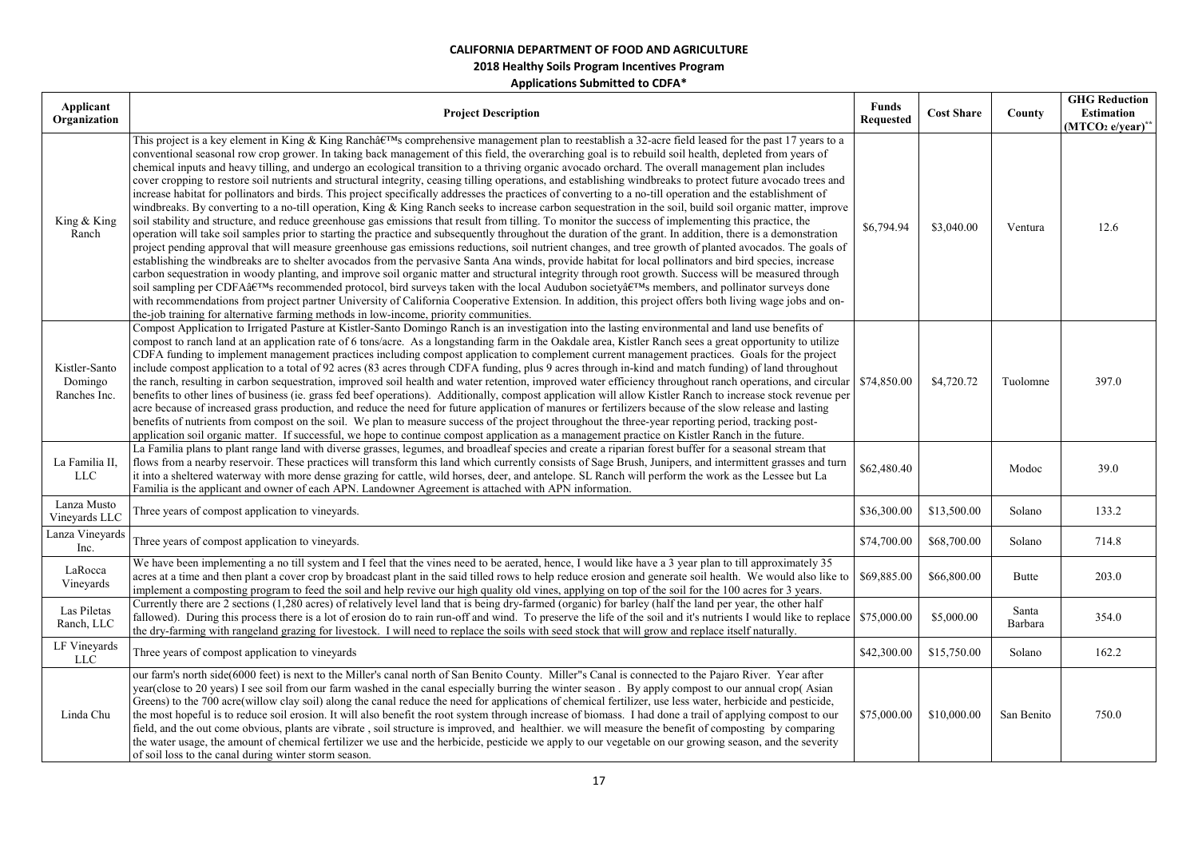**CALIFORNIA DEPARTMENT OF FOOD AND AGRICULTURE**

**2018 Healthy Soils Program Incentives Program**

**Applications Submitted to CDFA***

| Applicant Organization | Project Description | Funds Requested | Cost Share | County | GHG Reduction Estimation ($MTCO_2$ e/year)** |
|---|---|---|---|---|---|
| King & King Ranch | This project is a key element in King & King Ranchâ€™s comprehensive management plan to reestablish a 32-acre field leased for the past 17 years to a conventional seasonal row crop grower. In taking back management of this field, the overarching goal is to rebuild soil health, depleted from years of chemical inputs and heavy tilling, and undergo an ecological transition to a thriving organic avocado orchard. The overall management plan includes cover cropping to restore soil nutrients and structural integrity, ceasing tilling operations, and establishing windbreaks to protect future avocado trees and increase habitat for pollinators and birds. This project specifically addresses the practices of converting to a no-till operation and the establishment of windbreaks. By converting to a no-till operation, King & King Ranch seeks to increase carbon sequestration in the soil, build soil organic matter, improve soil stability and structure, and reduce greenhouse gas emissions that result from tilling. To monitor the success of implementing this practice, the operation will take soil samples prior to starting the practice and subsequently throughout the duration of the grant. In addition, there is a demonstration project pending approval that will measure greenhouse gas emissions reductions, soil nutrient changes, and tree growth of planted avocados. The goals of establishing the windbreaks are to shelter avocados from the pervasive Santa Ana winds, provide habitat for local pollinators and bird species, increase carbon sequestration in woody planting, and improve soil organic matter and structural integrity through root growth. Success will be measured through soil sampling per CDFAâ€™s recommended protocol, bird surveys taken with the local Audubon societyâ€™s members, and pollinator surveys done with recommendations from project partner University of California Cooperative Extension. In addition, this project offers both living wage jobs and on-the-job training for alternative farming methods in low-income, priority communities. | $6,794.94 | $3,040.00 | Ventura | 12.6 |
| Kistler-Santo Domingo Ranches Inc. | Compost Application to Irrigated Pasture at Kistler-Santo Domingo Ranch is an investigation into the lasting environmental and land use benefits of compost to ranch land at an application rate of 6 tons/acre. As a longstanding farm in the Oakdale area, Kistler Ranch sees a great opportunity to utilize CDFA funding to implement management practices including compost application to complement current management practices. Goals for the project include compost application to a total of 92 acres (83 acres through CDFA funding, plus 9 acres through in-kind and match funding) of land throughout the ranch, resulting in carbon sequestration, improved soil health and water retention, improved water efficiency throughout ranch operations, and circular benefits to other lines of business (ie. grass fed beef operations). Additionally, compost application will allow Kistler Ranch to increase stock revenue per acre because of increased grass production, and reduce the need for future application of manures or fertilizers because of the slow release and lasting benefits of nutrients from compost on the soil. We plan to measure success of the project throughout the three-year reporting period, tracking post-application soil organic matter. If successful, we hope to continue compost application as a management practice on Kistler Ranch in the future. | $74,850.00 | $4,720.72 | Tuolomne | 397.0 |
| La Familia II, LLC | La Familia plans to plant range land with diverse grasses, legumes, and broadleaf species and create a riparian forest buffer for a seasonal stream that flows from a nearby reservoir. These practices will transform this land which currently consists of Sage Brush, Junipers, and intermittent grasses and turn it into a sheltered waterway with more dense grazing for cattle, wild horses, deer, and antelope. SL Ranch will perform the work as the Lessee but La Familia is the applicant and owner of each APN. Landowner Agreement is attached with APN information. | $62,480.40 | | Modoc | 39.0 |
| Lanza Musto Vineyards LLC | Three years of compost application to vineyards. | $36,300.00 | $13,500.00 | Solano | 133.2 |
| Lanza Vineyards Inc. | Three years of compost application to vineyards. | $74,700.00 | $68,700.00 | Solano | 714.8 |
| LaRocca Vineyards | We have been implementing a no till system and I feel that the vines need to be aerated, hence, I would like have a 3 year plan to till approximately 35 acres at a time and then plant a cover crop by broadcast plant in the said tilled rows to help reduce erosion and generate soil health. We would also like to implement a composting program to feed the soil and help revive our high quality old vines, applying on top of the soil for the 100 acres for 3 years. | $69,885.00 | $66,800.00 | Butte | 203.0 |
| Las Piletas Ranch, LLC | Currently there are 2 sections (1,280 acres) of relatively level land that is being dry-farmed (organic) for barley (half the land per year, the other half fallowed). During this process there is a lot of erosion do to rain run-off and wind. To preserve the life of the soil and it's nutrients I would like to replace the dry-farming with rangeland grazing for livestock. I will need to replace the soils with seed stock that will grow and replace itself naturally. | $75,000.00 | $5,000.00 | Santa Barbara | 354.0 |
| LF Vineyards LLC | Three years of compost application to vineyards | $42,300.00 | $15,750.00 | Solano | 162.2 |
| Linda Chu | our farm's north side(6000 feet) is next to the Miller's canal north of San Benito County. Miller"s Canal is connected to the Pajaro River. Year after year(close to 20 years) I see soil from our farm washed in the canal especially burring the winter season . By apply compost to our annual crop( Asian Greens) to the 700 acre(willow clay soil) along the canal reduce the need for applications of chemical fertilizer, use less water, herbicide and pesticide, the most hopeful is to reduce soil erosion. It will also benefit the root system through increase of biomass. I had done a trail of applying compost to our field, and the out come obvious, plants are vibrate , soil structure is improved, and healthier. we will measure the benefit of composting by comparing the water usage, the amount of chemical fertilizer we use and the herbicide, pesticide we apply to our vegetable on our growing season, and the severity of soil loss to the canal during winter storm season. | $75,000.00 | $10,000.00 | San Benito | 750.0 |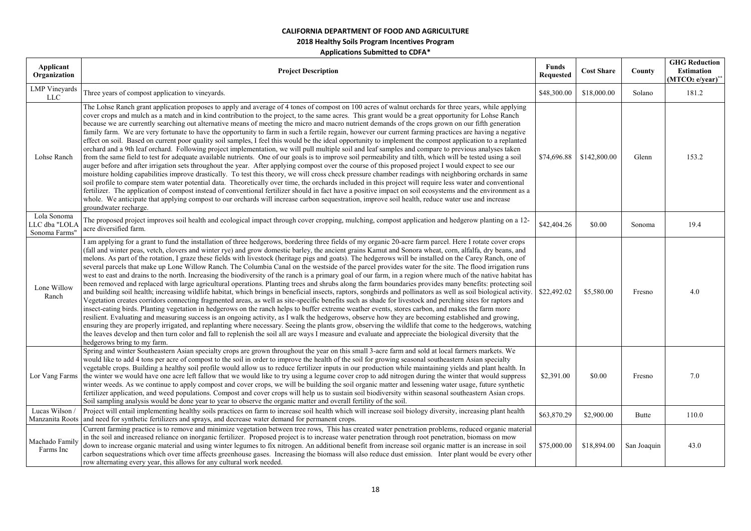# CALIFORNIA DEPARTMENT OF FOOD AND AGRICULTURE

## 2018 Healthy Soils Program Incentives Program

### Applications Submitted to CDFA*

| Applicant Organization | Project Description | Funds Requested | Cost Share | County | GHG Reduction Estimation ($MTCO_2$ e/year)** |
|---|---|---|---|---|---|
| LMP Vineyards LLC | Three years of compost application to vineyards. | \$48,300.00 | \$18,000.00 | Solano | 181.2 |
| Lohse Ranch | The Lohse Ranch grant application proposes to apply and average of 4 tones of compost on 100 acres of walnut orchards for three years, while applying cover crops and mulch as a match and in kind contribution to the project, to the same acres. This grant would be a great opportunity for Lohse Ranch because we are currently searching out alternative means of meeting the micro and macro nutrient demands of the crops grown on our fifth generation family farm. We are very fortunate to have the opportunity to farm in such a fertile regain, however our current farming practices are having a negative effect on soil. Based on current poor quality soil samples, I feel this would be the ideal opportunity to implement the compost application to a replanted orchard and a 9th leaf orchard. Following project implementation, we will pull multiple soil and leaf samples and compare to previous analyses taken from the same field to test for adequate available nutrients. One of our goals is to improve soil permeability and tilth, which will be tested using a soil auger before and after irrigation sets throughout the year. After applying compost over the course of this proposed project I would expect to see our moisture holding capabilities improve drastically. To test this theory, we will cross check pressure chamber readings with neighboring orchards in same soil profile to compare stem water potential data. Theoretically over time, the orchards included in this project will require less water and conventional fertilizer. The application of compost instead of conventional fertilizer should in fact have a positive impact on soil ecosystems and the environment as a whole. We anticipate that applying compost to our orchards will increase carbon sequestration, improve soil health, reduce water use and increase groundwater recharge. | \$74,696.88 | \$142,800.00 | Glenn | 153.2 |
| Lola Sonoma LLC dba "LOLA Sonoma Farms" | The proposed project improves soil health and ecological impact through cover cropping, mulching, compost application and hedgerow planting on a 12-acre diversified farm. | \$42,404.26 | \$0.00 | Sonoma | 19.4 |
| Lone Willow Ranch | I am applying for a grant to fund the installation of three hedgerows, bordering three fields of my organic 20-acre farm parcel. Here I rotate cover crops (fall and winter peas, vetch, clovers and winter rye) and grow domestic barley, the ancient grains Kamut and Sonora wheat, corn, alfalfa, dry beans, and melons. As part of the rotation, I graze these fields with livestock (heritage pigs and goats). The hedgerows will be installed on the Carey Ranch, one of several parcels that make up Lone Willow Ranch. The Columbia Canal on the westside of the parcel provides water for the site. The flood irrigation runs west to east and drains to the north. Increasing the biodiversity of the ranch is a primary goal of our farm, in a region where much of the native habitat has been removed and replaced with large agricultural operations. Planting trees and shrubs along the farm boundaries provides many benefits: protecting soil and building soil health; increasing wildlife habitat, which brings in beneficial insects, raptors, songbirds and pollinators as well as soil biological activity. Vegetation creates corridors connecting fragmented areas, as well as site-specific benefits such as shade for livestock and perching sites for raptors and insect-eating birds. Planting vegetation in hedgerows on the ranch helps to buffer extreme weather events, stores carbon, and makes the farm more resilient. Evaluating and measuring success is an ongoing activity, as I walk the hedgerows, observe how they are becoming established and growing, ensuring they are properly irrigated, and replanting where necessary. Seeing the plants grow, observing the wildlife that come to the hedgerows, watching the leaves develop and then turn color and fall to replenish the soil all are ways I measure and evaluate and appreciate the biological diversity that the hedgerows bring to my farm. | \$22,492.02 | \$5,580.00 | Fresno | 4.0 |
| Lor Vang Farms | Spring and winter Southeastern Asian specialty crops are grown throughout the year on this small 3-acre farm and sold at local farmers markets. We would like to add 4 tons per acre of compost to the soil in order to improve the health of the soil for growing seasonal southeastern Asian specialty vegetable crops. Building a healthy soil profile would allow us to reduce fertilizer inputs in our production while maintaining yields and plant health. In the winter we would have one acre left fallow that we would like to try using a legume cover crop to add nitrogen during the winter that would suppress winter weeds. As we continue to apply compost and cover crops, we will be building the soil organic matter and lessening water usage, future synthetic fertilizer application, and weed populations. Compost and cover crops will help us to sustain soil biodiversity within seasonal southeastern Asian crops. Soil sampling analysis would be done year to year to observe the organic matter and overall fertility of the soil. | \$2,391.00 | \$0.00 | Fresno | 7.0 |
| Lucas Wilson / Manzanita Roots | Project will entail implementing healthy soils practices on farm to increase soil health which will increase soil biology diversity, increasing plant health and need for synthetic fertilizers and sprays, and decrease water demand for permanent crops. | \$63,870.29 | \$2,900.00 | Butte | 110.0 |
| Machado Family Farms Inc | Current farming practice is to remove and minimize vegetation between tree rows, This has created water penetration problems, reduced organic material in the soil and increased reliance on inorganic fertilizer. Proposed project is to increase water penetration through root penetration, biomass on mow down to increase organic material and using winter legumes to fix nitrogen. An additional benefit from increase soil organic matter is an increase in soil carbon sequestrations which over time affects greenhouse gases. Increasing the biomass will also reduce dust emission. Inter plant would be every other row alternating every year, this allows for any cultural work needed. | \$75,000.00 | \$18,894.00 | San Joaquin | 43.0 |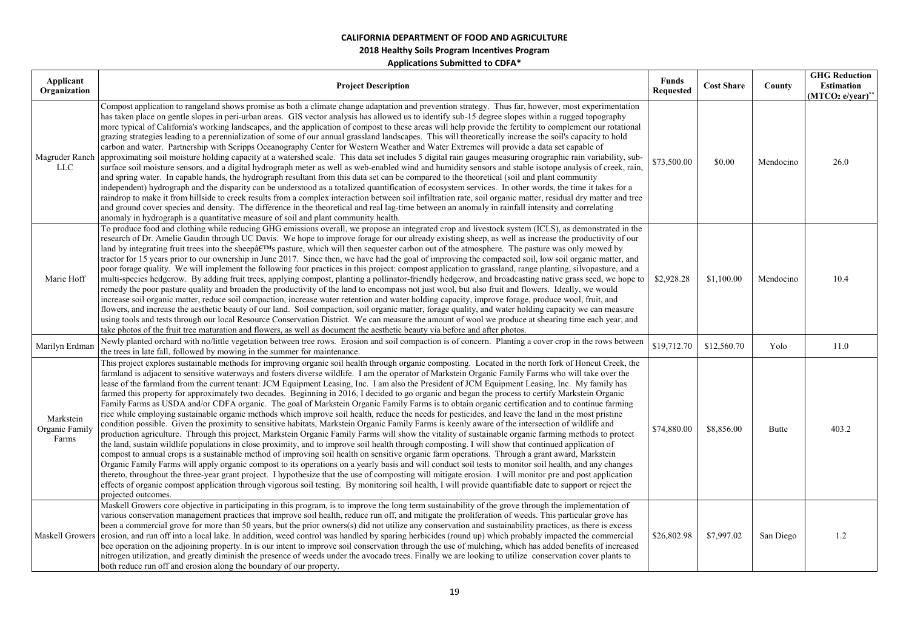**CALIFORNIA DEPARTMENT OF FOOD AND AGRICULTURE**

**2018 Healthy Soils Program Incentives Program**

**Applications Submitted to CDFA***

| Applicant Organization | Project Description | Funds Requested | Cost Share | County | GHG Reduction Estimation ($MTCO_2$ e/year)** |
|---|---|---|---|---|---|
| Magruder Ranch LLC | Compost application to rangeland shows promise as both a climate change adaptation and prevention strategy. Thus far, however, most experimentation has taken place on gentle slopes in peri-urban areas. GIS vector analysis has allowed us to identify sub-15 degree slopes within a rugged topography more typical of California's working landscapes, and the application of compost to these areas will help provide the fertility to complement our rotational grazing strategies leading to a perennialization of some of our annual grassland landscapes. This will theoretically increase the soil's capacity to hold carbon and water. Partnership with Scripps Oceanography Center for Western Weather and Water Extremes will provide a data set capable of approximating soil moisture holding capacity at a watershed scale. This data set includes 5 digital rain gauges measuring orographic rain variability, sub-surface soil moisture sensors, and a digital hydrograph meter as well as web-enabled wind and humidity sensors and stable isotope analysis of creek, rain, and spring water. In capable hands, the hydrograph resultant from this data set can be compared to the theoretical (soil and plant community independent) hydrograph and the disparity can be understood as a totalized quantification of ecosystem services. In other words, the time it takes for a raindrop to make it from hillside to creek results from a complex interaction between soil infiltration rate, soil organic matter, residual dry matter and tree and ground cover species and density. The difference in the theoretical and real lag-time between an anomaly in rainfall intensity and correlating anomaly in hydrograph is a quantitative measure of soil and plant community health. | \$73,500.00 | \$0.00 | Mendocino | 26.0 |
| Marie Hoff | To produce food and clothing while reducing GHG emissions overall, we propose an integrated crop and livestock system (ICLS), as demonstrated in the research of Dr. Amelie Gaudin through UC Davis. We hope to improve forage for our already existing sheep, as well as increase the productivity of our land by integrating fruit trees into the sheepâ€™s pasture, which will then sequester carbon out of the atmosphere. The pasture was only mowed by tractor for 15 years prior to our ownership in June 2017. Since then, we have had the goal of improving the compacted soil, low soil organic matter, and poor forage quality. We will implement the following four practices in this project: compost application to grassland, range planting, silvopasture, and a multi-species hedgerow. By adding fruit trees, applying compost, planting a pollinator-friendly hedgerow, and broadcasting native grass seed, we hope to remedy the poor pasture quality and broaden the productivity of the land to encompass not just wool, but also fruit and flowers. Ideally, we would increase soil organic matter, reduce soil compaction, increase water retention and water holding capacity, improve forage, produce wool, fruit, and flowers, and increase the aesthetic beauty of our land. Soil compaction, soil organic matter, forage quality, and water holding capacity we can measure using tools and tests through our local Resource Conservation District. We can measure the amount of wool we produce at shearing time each year, and take photos of the fruit tree maturation and flowers, as well as document the aesthetic beauty via before and after photos. | \$2,928.28 | \$1,100.00 | Mendocino | 10.4 |
| Marilyn Erdman | Newly planted orchard with no/little vegetation between tree rows. Erosion and soil compaction is of concern. Planting a cover crop in the rows between the trees in late fall, followed by mowing in the summer for maintenance. | \$19,712.70 | \$12,560.70 | Yolo | 11.0 |
| Markstein Organic Family Farms | This project explores sustainable methods for improving organic soil health through organic composting. Located in the north fork of Honcut Creek, the farmland is adjacent to sensitive waterways and fosters diverse wildlife. I am the operator of Markstein Organic Family Farms who will take over the lease of the farmland from the current tenant: JCM Equipment Leasing, Inc. I am also the President of JCM Equipment Leasing, Inc. My family has farmed this property for approximately two decades. Beginning in 2016, I decided to go organic and began the process to certify Markstein Organic Family Farms as USDA and/or CDFA organic. The goal of Markstein Organic Family Farms is to obtain organic certification and to continue farming rice while employing sustainable organic methods which improve soil health, reduce the needs for pesticides, and leave the land in the most pristine condition possible. Given the proximity to sensitive habitats, Markstein Organic Family Farms is keenly aware of the intersection of wildlife and production agriculture. Through this project, Markstein Organic Family Farms will show the vitality of sustainable organic farming methods to protect the land, sustain wildlife populations in close proximity, and to improve soil health through composting. I will show that continued application of compost to annual crops is a sustainable method of improving soil health on sensitive organic farm operations. Through a grant award, Markstein Organic Family Farms will apply organic compost to its operations on a yearly basis and will conduct soil tests to monitor soil health, and any changes thereto, throughout the three-year grant project. I hypothesize that the use of composting will mitigate erosion. I will monitor pre and post application effects of organic compost application through vigorous soil testing. By monitoring soil health, I will provide quantifiable date to support or reject the projected outcomes. | \$74,880.00 | \$8,856.00 | Butte | 403.2 |
| Maskell Growers | Maskell Growers core objective in participating in this program, is to improve the long term sustainability of the grove through the implementation of various conservation management practices that improve soil health, reduce run off, and mitigate the proliferation of weeds. This particular grove has been a commercial grove for more than 50 years, but the prior owners(s) did not utilize any conservation and sustainability practices, as there is excess erosion, and run off into a local lake. In addition, weed control was handled by sparing herbicides (round up) which probably impacted the commercial bee operation on the adjoining property. In is our intent to improve soil conservation through the use of mulching, which has added benefits of increased nitrogen utilization, and greatly diminish the presence of weeds under the avocado trees. Finally we are looking to utilize conservation cover plants to both reduce run off and erosion along the boundary of our property. | \$26,802.98 | \$7,997.02 | San Diego | 1.2 |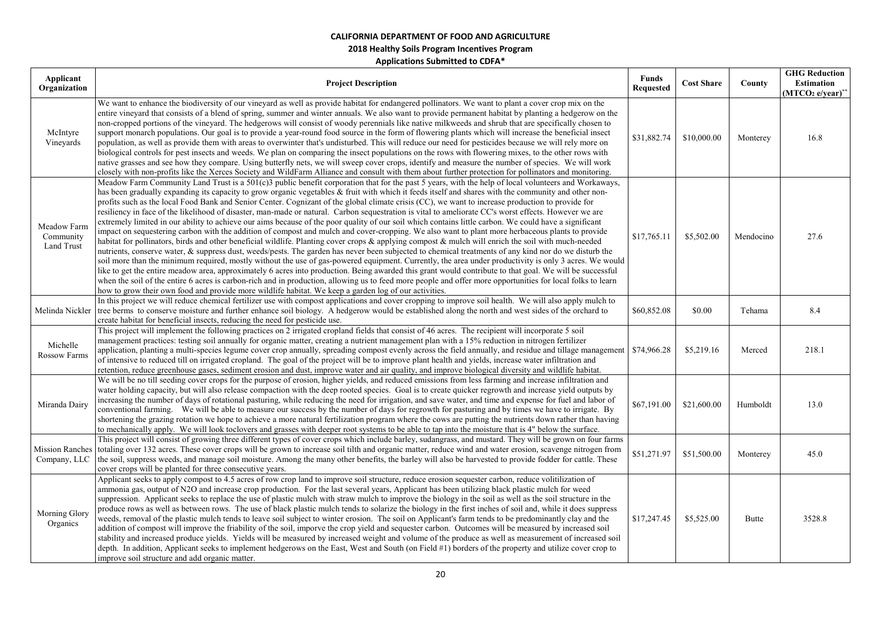**CALIFORNIA DEPARTMENT OF FOOD AND AGRICULTURE**

**2018 Healthy Soils Program Incentives Program**

**Applications Submitted to CDFA***

| Applicant Organization | Project Description | Funds Requested | Cost Share | County | GHG Reduction Estimation ($MTCO_2$ e/year)** |
|---|---|---|---|---|---|
| McIntyre Vineyards | We want to enhance the biodiversity of our vineyard as well as provide habitat for endangered pollinators. We want to plant a cover crop mix on the entire vineyard that consists of a blend of spring, summer and winter annuals. We also want to provide permanent habitat by planting a hedgerow on the non-cropped portions of the vineyard. The hedgerows will consist of woody perennials like native milkweeds and shrub that are specifically chosen to support monarch populations. Our goal is to provide a year-round food source in the form of flowering plants which will increase the beneficial insect population, as well as provide them with areas to overwinter that's undisturbed. This will reduce our need for pesticides because we will rely more on biological controls for pest insects and weeds. We plan on comparing the insect populations on the rows with flowering mixes, to the other rows with native grasses and see how they compare. Using butterfly nets, we will sweep cover crops, identify and measure the number of species. We will work closely with non-profits like the Xerces Society and WildFarm Alliance and consult with them about further protection for pollinators and monitoring. | $31,882.74 | $10,000.00 | Monterey | 16.8 |
| Meadow Farm Community Land Trust | Meadow Farm Community Land Trust is a 501(c)3 public benefit corporation that for the past 5 years, with the help of local volunteers and Workaways, has been gradually expanding its capacity to grow organic vegetables & fruit with which it feeds itself and shares with the community and other non-profits such as the local Food Bank and Senior Center. Cognizant of the global climate crisis (CC), we want to increase production to provide for resiliency in face of the likelihood of disaster, man-made or natural. Carbon sequestration is vital to ameliorate CC's worst effects. However we are extremely limited in our ability to achieve our aims because of the poor quality of our soil which contains little carbon. We could have a significant impact on sequestering carbon with the addition of compost and mulch and cover-cropping. We also want to plant more herbaceous plants to provide habitat for pollinators, birds and other beneficial wildlife. Planting cover crops & applying compost & mulch will enrich the soil with much-needed nutrients, conserve water, & suppress dust, weeds/pests. The garden has never been subjected to chemical treatments of any kind nor do we disturb the soil more than the minimum required, mostly without the use of gas-powered equipment. Currently, the area under productivity is only 3 acres. We would like to get the entire meadow area, approximately 6 acres into production. Being awarded this grant would contribute to that goal. We will be successful when the soil of the entire 6 acres is carbon-rich and in production, allowing us to feed more people and offer more opportunities for local folks to learn how to grow their own food and provide more wildlife habitat. We keep a garden log of our activities. | $17,765.11 | $5,502.00 | Mendocino | 27.6 |
| Melinda Nickler | In this project we will reduce chemical fertilizer use with compost applications and cover cropping to improve soil health. We will also apply mulch to tree berms to conserve moisture and further enhance soil biology. A hedgerow would be established along the north and west sides of the orchard to create habitat for beneficial insects, reducing the need for pesticide use. | $60,852.08 | $0.00 | Tehama | 8.4 |
| Michelle Rossow Farms | This project will implement the following practices on 2 irrigated cropland fields that consist of 46 acres. The recipient will incorporate 5 soil management practices: testing soil annually for organic matter, creating a nutrient management plan with a 15% reduction in nitrogen fertilizer application, planting a multi-species legume cover crop annually, spreading compost evenly across the field annually, and residue and tillage management of intensive to reduced till on irrigated cropland. The goal of the project will be to improve plant health and yields, increase water infiltration and retention, reduce greenhouse gases, sediment erosion and dust, improve water and air quality, and improve biological diversity and wildlife habitat. | $74,966.28 | $5,219.16 | Merced | 218.1 |
| Miranda Dairy | We will be no till seeding cover crops for the purpose of erosion, higher yields, and reduced emissions from less farming and increase infiltration and water holding capacity, but will also release compaction with the deep rooted species. Goal is to create quicker regrowth and increase yield outputs by increasing the number of days of rotational pasturing, while reducing the need for irrigation, and save water, and time and expense for fuel and labor of conventional farming. We will be able to measure our success by the number of days for regrowth for pasturing and by times we have to irrigate. By shortening the grazing rotation we hope to achieve a more natural fertilization program where the cows are putting the nutrients down rather than having to mechanically apply. We will look toclovers and grasses with deeper root systems to be able to tap into the moisture that is 4" below the surface. | $67,191.00 | $21,600.00 | Humboldt | 13.0 |
| Mission Ranches Company, LLC | This project will consist of growing three different types of cover crops which include barley, sudangrass, and mustard. They will be grown on four farms totaling over 132 acres. These cover crops will be grown to increase soil tilth and organic matter, reduce wind and water erosion, scavenge nitrogen from the soil, suppress weeds, and manage soil moisture. Among the many other benefits, the barley will also be harvested to provide fodder for cattle. These cover crops will be planted for three consecutive years. | $51,271.97 | $51,500.00 | Monterey | 45.0 |
| Morning Glory Organics | Applicant seeks to apply compost to 4.5 acres of row crop land to improve soil structure, reduce erosion sequester carbon, reduce volitilization of ammonia gas, output of N2O and increase crop production. For the last several years, Applicant has been utilizing black plastic mulch for weed suppression. Applicant seeks to replace the use of plastic mulch with straw mulch to improve the biology in the soil as well as the soil structure in the produce rows as well as between rows. The use of black plastic mulch tends to solarize the biology in the first inches of soil and, while it does suppress weeds, removal of the plastic mulch tends to leave soil subject to winter erosion. The soil on Applicant's farm tends to be predominantly clay and the addition of compost will improve the friability of the soil, imporve the crop yield and sequester carbon. Outcomes will be measured by increased soil stability and increased produce yields. Yields will be measured by increased weight and volume of the produce as well as measurement of increased soil depth. In addition, Applicant seeks to implement hedgerows on the East, West and South (on Field #1) borders of the property and utilize cover crop to improve soil structure and add organic matter. | $17,247.45 | $5,525.00 | Butte | 3528.8 |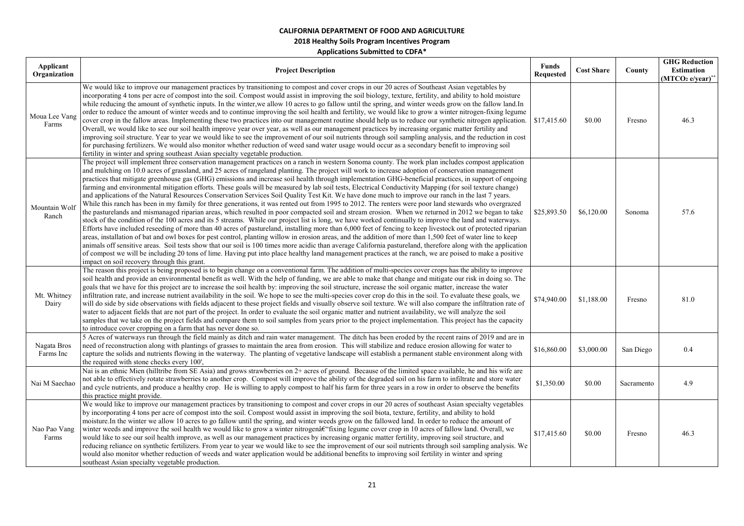**CALIFORNIA DEPARTMENT OF FOOD AND AGRICULTURE**

**2018 Healthy Soils Program Incentives Program**

**Applications Submitted to CDFA***

| Applicant Organization | Project Description | Funds Requested | Cost Share | County | GHG Reduction Estimation ($MTCO_2$ e/year)** |
|---|---|---|---|---|---|
| Moua Lee Vang Farms | We would like to improve our management practices by transitioning to compost and cover crops in our 20 acres of Southeast Asian vegetables by incorporating 4 tons per acre of compost into the soil. Compost would assist in improving the soil biology, texture, fertility, and ability to hold moisture while reducing the amount of synthetic inputs. In the winter,we allow 10 acres to go fallow until the spring, and winter weeds grow on the fallow land.In order to reduce the amount of winter weeds and to continue improving the soil health and fertility, we would like to grow a winter nitrogen-fixing legume cover crop in the fallow areas. Implementing these two practices into our management routine should help us to reduce our synthetic nitrogen application. Overall, we would like to see our soil health improve year over year, as well as our management practices by increasing organic matter fertility and improving soil structure. Year to year we would like to see the improvement of our soil nutrients through soil sampling analysis, and the reduction in cost for purchasing fertilizers. We would also monitor whether reduction of weed sand water usage would occur as a secondary benefit to improving soil fertility in winter and spring southeast Asian specialty vegetable production. | $17,415.60 | $0.00 | Fresno | 46.3 |
| Mountain Wolf Ranch | The project will implement three conservation management practices on a ranch in western Sonoma county. The work plan includes compost application and mulching on 10.0 acres of grassland, and 25 acres of rangeland planting. The project will work to increase adoption of conservation management practices that mitigate greenhouse gas (GHG) emissions and increase soil health through implementation GHG-beneficial practices, in support of ongoing farming and environmental mitigation efforts. These goals will be measured by lab soil tests, Electrical Conductivity Mapping (for soil texture change) and applications of the Natural Resources Conservation Services Soil Quality Test Kit. We have done much to improve our ranch in the last 7 years. While this ranch has been in my family for three generations, it was rented out from 1995 to 2012. The renters were poor land stewards who overgrazed the pasturelands and mismanaged riparian areas, which resulted in poor compacted soil and stream erosion. When we returned in 2012 we began to take stock of the condition of the 100 acres and its 5 streams. While our project list is long, we have worked continually to improve the land and waterways. Efforts have included reseeding of more than 40 acres of pastureland, installing more than 6,000 feet of fencing to keep livestock out of protected riparian areas, installation of bat and owl boxes for pest control, planting willow in erosion areas, and the addition of more than 1,500 feet of water line to keep animals off sensitive areas. Soil tests show that our soil is 100 times more acidic than average California pastureland, therefore along with the application of compost we will be including 20 tons of lime. Having put into place healthy land management practices at the ranch, we are poised to make a positive impact on soil recovery through this grant. | $25,893.50 | $6,120.00 | Sonoma | 57.6 |
| Mt. Whitney Dairy | The reason this project is being proposed is to begin change on a conventional farm. The addition of multi-species cover crops has the ability to improve soil health and provide an environmental benefit as well. With the help of funding, we are able to make that change and mitigate our risk in doing so. The goals that we have for this project are to increase the soil health by: improving the soil structure, increase the soil organic matter, increase the water infiltration rate, and increase nutrient availability in the soil. We hope to see the multi-species cover crop do this in the soil. To evaluate these goals, we will do side by side observations with fields adjacent to these project fields and visually observe soil texture. We will also compare the infiltration rate of water to adjacent fields that are not part of the project. In order to evaluate the soil organic matter and nutrient availability, we will analyze the soil samples that we take on the project fields and compare them to soil samples from years prior to the project implementation. This project has the capacity to introduce cover cropping on a farm that has never done so. | $74,940.00 | $1,188.00 | Fresno | 81.0 |
| Nagata Bros Farms Inc | 5 Acres of waterways run through the field mainly as ditch and rain water management. The ditch has been eroded by the recent rains of 2019 and are in need of reconstruction along with plantings of grasses to maintain the area from erosion. This will stabilize and reduce erosion allowing for water to capture the solids and nutrients flowing in the waterway. The planting of vegetative landscape will establish a permanent stable environment along with the required with stone checks every 100', | $16,860.00 | $3,000.00 | San Diego | 0.4 |
| Nai M Saechao | Nai is an ethnic Mien (hilltribe from SE Asia) and grows strawberries on 2+ acres of ground. Because of the limited space available, he and his wife are not able to effectively rotate strawberries to another crop. Compost will improve the ability of the degraded soil on his farm to infiltrate and store water and cycle nutrients, and produce a healthy crop. He is willing to apply compost to half his farm for three years in a row in order to observe the benefits this practice might provide. | $1,350.00 | $0.00 | Sacramento | 4.9 |
| Nao Pao Vang Farms | We would like to improve our management practices by transitioning to compost and cover crops in our 20 acres of southeast Asian specialty vegetables by incorporating 4 tons per acre of compost into the soil. Compost would assist in improving the soil biota, texture, fertility, and ability to hold moisture.In the winter we allow 10 acres to go fallow until the spring, and winter weeds grow on the fallowed land. In order to reduce the amount of winter weeds and improve the soil health we would like to grow a winter nitrogenâ€"fixing legume cover crop in 10 acres of fallow land. Overall, we would like to see our soil health improve, as well as our management practices by increasing organic matter fertility, improving soil structure, and reducing reliance on synthetic fertilizers. From year to year we would like to see the improvement of our soil nutrients through soil sampling analysis. We would also monitor whether reduction of weeds and water application would be additional benefits to improving soil fertility in winter and spring southeast Asian specialty vegetable production. | $17,415.60 | $0.00 | Fresno | 46.3 |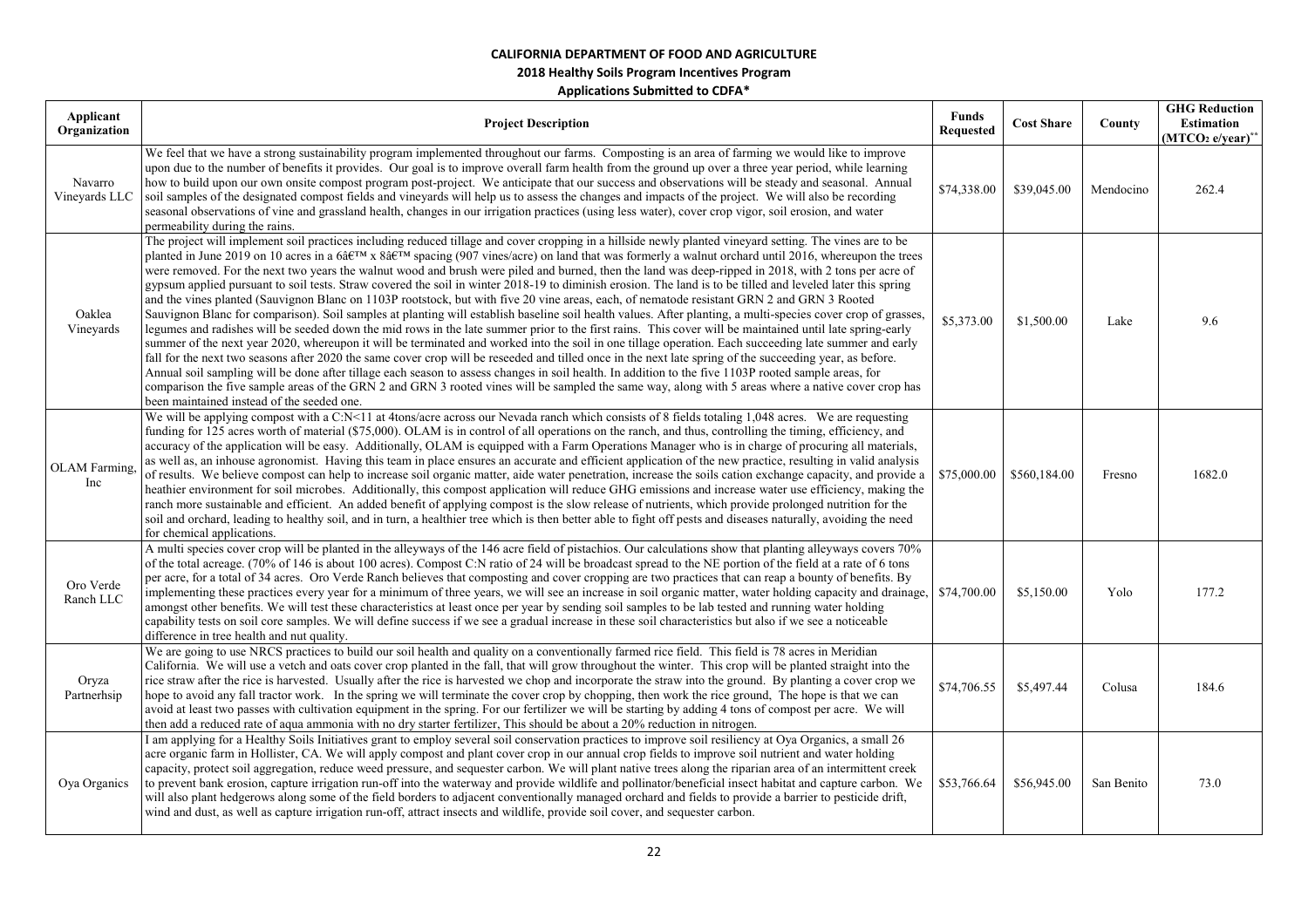**CALIFORNIA DEPARTMENT OF FOOD AND AGRICULTURE**

**2018 Healthy Soils Program Incentives Program**

**Applications Submitted to CDFA***

| Applicant Organization | Project Description | Funds Requested | Cost Share | County | GHG Reduction Estimation ($MTCO_2$ e/year)** |
|---|---|---|---|---|---|
| Navarro Vineyards LLC | We feel that we have a strong sustainability program implemented throughout our farms. Composting is an area of farming we would like to improve upon due to the number of benefits it provides. Our goal is to improve overall farm health from the ground up over a three year period, while learning how to build upon our own onsite compost program post-project. We anticipate that our success and observations will be steady and seasonal. Annual soil samples of the designated compost fields and vineyards will help us to assess the changes and impacts of the project. We will also be recording seasonal observations of vine and grassland health, changes in our irrigation practices (using less water), cover crop vigor, soil erosion, and water permeability during the rains. | \$74,338.00 | \$39,045.00 | Mendocino | 262.4 |
| Oaklea Vineyards | The project will implement soil practices including reduced tillage and cover cropping in a hillside newly planted vineyard setting. The vines are to be planted in June 2019 on 10 acres in a 6â€™ x 8â€™ spacing (907 vines/acre) on land that was formerly a walnut orchard until 2016, whereupon the trees were removed. For the next two years the walnut wood and brush were piled and burned, then the land was deep-ripped in 2018, with 2 tons per acre of gypsum applied pursuant to soil tests. Straw covered the soil in winter 2018-19 to diminish erosion. The land is to be tilled and leveled later this spring and the vines planted (Sauvignon Blanc on 1103P rootstock, but with five 20 vine areas, each, of nematode resistant GRN 2 and GRN 3 Rooted Sauvignon Blanc for comparison). Soil samples at planting will establish baseline soil health values. After planting, a multi-species cover crop of grasses, legumes and radishes will be seeded down the mid rows in the late summer prior to the first rains. This cover will be maintained until late spring-early summer of the next year 2020, whereupon it will be terminated and worked into the soil in one tillage operation. Each succeeding late summer and early fall for the next two seasons after 2020 the same cover crop will be reseeded and tilled once in the next late spring of the succeeding year, as before. Annual soil sampling will be done after tillage each season to assess changes in soil health. In addition to the five 1103P rooted sample areas, for comparison the five sample areas of the GRN 2 and GRN 3 rooted vines will be sampled the same way, along with 5 areas where a native cover crop has been maintained instead of the seeded one. | \$5,373.00 | \$1,500.00 | Lake | 9.6 |
| OLAM Farming, Inc | We will be applying compost with a C:N<11 at 4tons/acre across our Nevada ranch which consists of 8 fields totaling 1,048 acres. We are requesting funding for 125 acres worth of material (\$75,000). OLAM is in control of all operations on the ranch, and thus, controlling the timing, efficiency, and accuracy of the application will be easy. Additionally, OLAM is equipped with a Farm Operations Manager who is in charge of procuring all materials, as well as, an inhouse agronomist. Having this team in place ensures an accurate and efficient application of the new practice, resulting in valid analysis of results. We believe compost can help to increase soil organic matter, aide water penetration, increase the soils cation exchange capacity, and provide a heathier environment for soil microbes. Additionally, this compost application will reduce GHG emissions and increase water use efficiency, making the ranch more sustainable and efficient. An added benefit of applying compost is the slow release of nutrients, which provide prolonged nutrition for the soil and orchard, leading to healthy soil, and in turn, a healthier tree which is then better able to fight off pests and diseases naturally, avoiding the need for chemical applications. | \$75,000.00 | \$560,184.00 | Fresno | 1682.0 |
| Oro Verde Ranch LLC | A multi species cover crop will be planted in the alleyways of the 146 acre field of pistachios. Our calculations show that planting alleyways covers 70% of the total acreage. (70% of 146 is about 100 acres). Compost C:N ratio of 24 will be broadcast spread to the NE portion of the field at a rate of 6 tons per acre, for a total of 34 acres. Oro Verde Ranch believes that composting and cover cropping are two practices that can reap a bounty of benefits. By implementing these practices every year for a minimum of three years, we will see an increase in soil organic matter, water holding capacity and drainage, amongst other benefits. We will test these characteristics at least once per year by sending soil samples to be lab tested and running water holding capability tests on soil core samples. We will define success if we see a gradual increase in these soil characteristics but also if we see a noticeable difference in tree health and nut quality. | \$74,700.00 | \$5,150.00 | Yolo | 177.2 |
| Oryza Partnerhsip | We are going to use NRCS practices to build our soil health and quality on a conventionally farmed rice field. This field is 78 acres in Meridian California. We will use a vetch and oats cover crop planted in the fall, that will grow throughout the winter. This crop will be planted straight into the rice straw after the rice is harvested. Usually after the rice is harvested we chop and incorporate the straw into the ground. By planting a cover crop we hope to avoid any fall tractor work. In the spring we will terminate the cover crop by chopping, then work the rice ground, The hope is that we can avoid at least two passes with cultivation equipment in the spring. For our fertilizer we will be starting by adding 4 tons of compost per acre. We will then add a reduced rate of aqua ammonia with no dry starter fertilizer, This should be about a 20% reduction in nitrogen. | \$74,706.55 | \$5,497.44 | Colusa | 184.6 |
| Oya Organics | I am applying for a Healthy Soils Initiatives grant to employ several soil conservation practices to improve soil resiliency at Oya Organics, a small 26 acre organic farm in Hollister, CA. We will apply compost and plant cover crop in our annual crop fields to improve soil nutrient and water holding capacity, protect soil aggregation, reduce weed pressure, and sequester carbon. We will plant native trees along the riparian area of an intermittent creek to prevent bank erosion, capture irrigation run-off into the waterway and provide wildlife and pollinator/beneficial insect habitat and capture carbon. We will also plant hedgerows along some of the field borders to adjacent conventionally managed orchard and fields to provide a barrier to pesticide drift, wind and dust, as well as capture irrigation run-off, attract insects and wildlife, provide soil cover, and sequester carbon. | \$53,766.64 | \$56,945.00 | San Benito | 73.0 |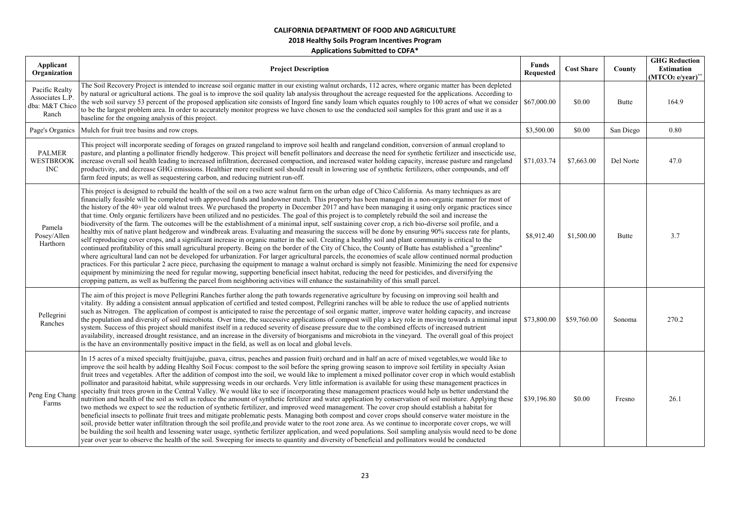**CALIFORNIA DEPARTMENT OF FOOD AND AGRICULTURE**

**2018 Healthy Soils Program Incentives Program**

**Applications Submitted to CDFA***

| Applicant Organization | Project Description | Funds Requested | Cost Share | County | GHG Reduction Estimation ($MTCO_2$ e/year)** |
|---|---|---|---|---|---|
| Pacific Realty Associates L.P. dba: M&T Chico Ranch | The Soil Recovery Project is intended to increase soil organic matter in our existing walnut orchards, 112 acres, where organic matter has been depleted by natural or agricultural actions. The goal is to improve the soil quality lab analysis throughout the acreage requested for the applications. According to the web soil survey 53 percent of the proposed application site consists of Ingord fine sandy loam which equates roughly to 100 acres of what we consider to be the largest problem area. In order to accurately monitor progress we have chosen to use the conducted soil samples for this grant and use it as a baseline for the ongoing analysis of this project. | $67,000.00 | $0.00 | Butte | 164.9 |
| Page's Organics | Mulch for fruit tree basins and row crops. | $3,500.00 | $0.00 | San Diego | 0.80 |
| PALMER WESTBROOK INC | This project will incorporate seeding of forages on grazed rangeland to improve soil health and rangeland condition, conversion of annual cropland to pasture, and planting a pollinator friendly hedgerow. This project will benefit pollinators and decrease the need for synthetic fertilizer and insecticide use, increase overall soil health leading to increased infiltration, decreased compaction, and increased water holding capacity, increase pasture and rangeland productivity, and decrease GHG emissions. Healthier more resilient soil should result in lowering use of synthetic fertilizers, other compounds, and off farm feed inputs; as well as sequestering carbon, and reducing nutrient run-off. | $71,033.74 | $7,663.00 | Del Norte | 47.0 |
| Pamela Posey/Allen Harthorn | This project is designed to rebuild the health of the soil on a two acre walnut farm on the urban edge of Chico California. As many techniques as are financially feasible will be completed with approved funds and landowner match. This property has been managed in a non-organic manner for most of the history of the 40+ year old walnut trees. We purchased the property in December 2017 and have been managing it using only organic practices since that time. Only organic fertilizers have been utilized and no pesticides. The goal of this project is to completely rebuild the soil and increase the biodiversity of the farm. The outcomes will be the establishment of a minimal input, self sustaining cover crop, a rich bio-diverse soil profile, and a healthy mix of native plant hedgerow and windbreak areas. Evaluating and measuring the success will be done by ensuring 90% success rate for plants, self reproducing cover crops, and a significant increase in organic matter in the soil. Creating a healthy soil and plant community is critical to the continued profitability of this small agricultural property. Being on the border of the City of Chico, the County of Butte has established a "greenline" where agricultural land can not be developed for urbanization. For larger agricultural parcels, the economies of scale allow continued normal production practices. For this particular 2 acre piece, purchasing the equipment to manage a walnut orchard is simply not feasible. Minimizing the need for expensive equipment by minimizing the need for regular mowing, supporting beneficial insect habitat, reducing the need for pesticides, and diversifying the cropping pattern, as well as buffering the parcel from neighboring activities will enhance the sustainability of this small parcel. | $8,912.40 | $1,500.00 | Butte | 3.7 |
| Pellegrini Ranches | The aim of this project is move Pellegrini Ranches further along the path towards regenerative agriculture by focusing on improving soil health and vitality. By adding a consistent annual application of certified and tested compost, Pellegrini ranches will be able to reduce the use of applied nutrients such as Nitrogen. The application of compost is anticipated to raise the percentage of soil organic matter, improve water holding capacity, and increase the population and diversity of soil microbiota. Over time, the successive applications of compost will play a key role in moving towards a minimal input system. Success of this project should manifest itself in a reduced severity of disease pressure due to the combined effects of increased nutrient availability, increased drought resistance, and an increase in the diversity of biorganisms and microbiota in the vineyard. The overall goal of this project is the have an environmentally positive impact in the field, as well as on local and global levels. | $73,800.00 | $59,760.00 | Sonoma | 270.2 |
| Peng Eng Chang Farms | In 15 acres of a mixed specialty fruit(jujube, guava, citrus, peaches and passion fruit) orchard and in half an acre of mixed vegetables,we would like to improve the soil health by adding Healthy Soil Focus: compost to the soil before the spring growing season to improve soil fertility in specialty Asian fruit trees and vegetables. After the addition of compost into the soil, we would like to implement a mixed pollinator cover crop in which would establish pollinator and parasitoid habitat, while suppressing weeds in our orchards. Very little information is available for using these management practices in specialty fruit trees grown in the Central Valley. We would like to see if incorporating these management practices would help us better understand the nutrition and health of the soil as well as reduce the amount of synthetic fertilizer and water application by conservation of soil moisture. Applying these two methods we expect to see the reduction of synthetic fertilizer, and improved weed management. The cover crop should establish a habitat for beneficial insects to pollinate fruit trees and mitigate problematic pests. Managing both compost and cover crops should conserve water moisture in the soil, provide better water infiltration through the soil profile,and provide water to the root zone area. As we continue to incorporate cover crops, we will be building the soil health and lessening water usage, synthetic fertilizer application, and weed populations. Soil sampling analysis would need to be done year over year to observe the health of the soil. Sweeping for insects to quantity and diversity of beneficial and pollinators would be conducted | $39,196.80 | $0.00 | Fresno | 26.1 |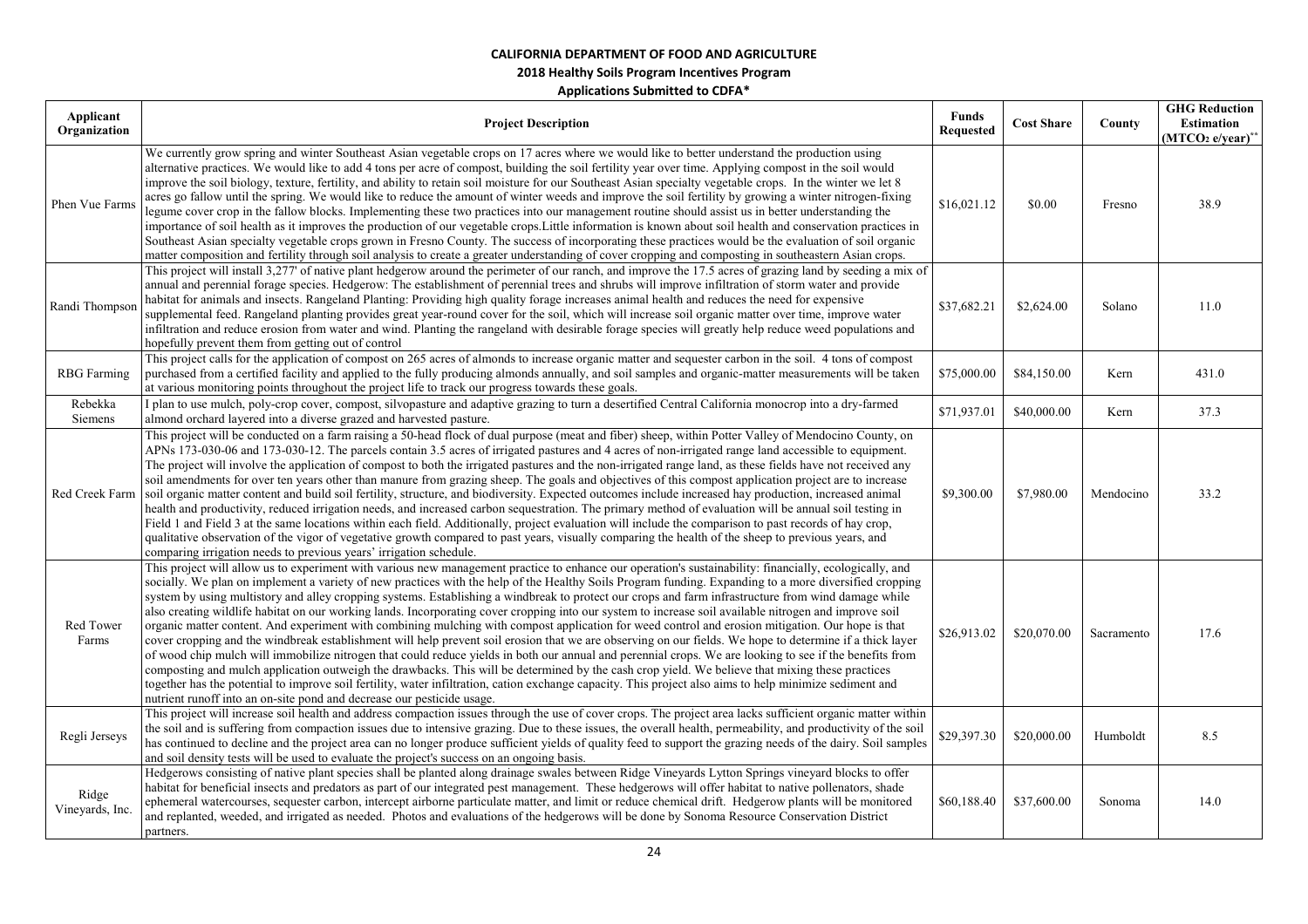**CALIFORNIA DEPARTMENT OF FOOD AND AGRICULTURE**

**2018 Healthy Soils Program Incentives Program**

**Applications Submitted to CDFA***

| Applicant Organization | Project Description | Funds Requested | Cost Share | County | GHG Reduction Estimation ($MTCO_2$ e/year)** |
|---|---|---|---|---|---|
| Phen Vue Farms | We currently grow spring and winter Southeast Asian vegetable crops on 17 acres where we would like to better understand the production using alternative practices. We would like to add 4 tons per acre of compost, building the soil fertility year over time. Applying compost in the soil would improve the soil biology, texture, fertility, and ability to retain soil moisture for our Southeast Asian specialty vegetable crops. In the winter we let 8 acres go fallow until the spring. We would like to reduce the amount of winter weeds and improve the soil fertility by growing a winter nitrogen-fixing legume cover crop in the fallow blocks. Implementing these two practices into our management routine should assist us in better understanding the importance of soil health as it improves the production of our vegetable crops.Little information is known about soil health and conservation practices in Southeast Asian specialty vegetable crops grown in Fresno County. The success of incorporating these practices would be the evaluation of soil organic matter composition and fertility through soil analysis to create a greater understanding of cover cropping and composting in southeastern Asian crops. | $16,021.12 | $0.00 | Fresno | 38.9 |
| Randi Thompson | This project will install 3,277' of native plant hedgerow around the perimeter of our ranch, and improve the 17.5 acres of grazing land by seeding a mix of annual and perennial forage species. Hedgerow: The establishment of perennial trees and shrubs will improve infiltration of storm water and provide habitat for animals and insects. Rangeland Planting: Providing high quality forage increases animal health and reduces the need for expensive supplemental feed. Rangeland planting provides great year-round cover for the soil, which will increase soil organic matter over time, improve water infiltration and reduce erosion from water and wind. Planting the rangeland with desirable forage species will greatly help reduce weed populations and hopefully prevent them from getting out of control | $37,682.21 | $2,624.00 | Solano | 11.0 |
| RBG Farming | This project calls for the application of compost on 265 acres of almonds to increase organic matter and sequester carbon in the soil. 4 tons of compost purchased from a certified facility and applied to the fully producing almonds annually, and soil samples and organic-matter measurements will be taken at various monitoring points throughout the project life to track our progress towards these goals. | $75,000.00 | $84,150.00 | Kern | 431.0 |
| Rebekka Siemens | I plan to use mulch, poly-crop cover, compost, silvopasture and adaptive grazing to turn a desertified Central California monocrop into a dry-farmed almond orchard layered into a diverse grazed and harvested pasture. | $71,937.01 | $40,000.00 | Kern | 37.3 |
| Red Creek Farm | This project will be conducted on a farm raising a 50-head flock of dual purpose (meat and fiber) sheep, within Potter Valley of Mendocino County, on APNs 173-030-06 and 173-030-12. The parcels contain 3.5 acres of irrigated pastures and 4 acres of non-irrigated range land accessible to equipment. The project will involve the application of compost to both the irrigated pastures and the non-irrigated range land, as these fields have not received any soil amendments for over ten years other than manure from grazing sheep. The goals and objectives of this compost application project are to increase soil organic matter content and build soil fertility, structure, and biodiversity. Expected outcomes include increased hay production, increased animal health and productivity, reduced irrigation needs, and increased carbon sequestration. The primary method of evaluation will be annual soil testing in Field 1 and Field 3 at the same locations within each field. Additionally, project evaluation will include the comparison to past records of hay crop, qualitative observation of the vigor of vegetative growth compared to past years, visually comparing the health of the sheep to previous years, and comparing irrigation needs to previous years' irrigation schedule. | $9,300.00 | $7,980.00 | Mendocino | 33.2 |
| Red Tower Farms | This project will allow us to experiment with various new management practice to enhance our operation's sustainability: financially, ecologically, and socially. We plan on implement a variety of new practices with the help of the Healthy Soils Program funding. Expanding to a more diversified cropping system by using multistory and alley cropping systems. Establishing a windbreak to protect our crops and farm infrastructure from wind damage while also creating wildlife habitat on our working lands. Incorporating cover cropping into our system to increase soil available nitrogen and improve soil organic matter content. And experiment with combining mulching with compost application for weed control and erosion mitigation. Our hope is that cover cropping and the windbreak establishment will help prevent soil erosion that we are observing on our fields. We hope to determine if a thick layer of wood chip mulch will immobilize nitrogen that could reduce yields in both our annual and perennial crops. We are looking to see if the benefits from composting and mulch application outweigh the drawbacks. This will be determined by the cash crop yield. We believe that mixing these practices together has the potential to improve soil fertility, water infiltration, cation exchange capacity. This project also aims to help minimize sediment and nutrient runoff into an on-site pond and decrease our pesticide usage. | $26,913.02 | $20,070.00 | Sacramento | 17.6 |
| Regli Jerseys | This project will increase soil health and address compaction issues through the use of cover crops. The project area lacks sufficient organic matter within the soil and is suffering from compaction issues due to intensive grazing. Due to these issues, the overall health, permeability, and productivity of the soil has continued to decline and the project area can no longer produce sufficient yields of quality feed to support the grazing needs of the dairy. Soil samples and soil density tests will be used to evaluate the project's success on an ongoing basis. | $29,397.30 | $20,000.00 | Humboldt | 8.5 |
| Ridge Vineyards, Inc. | Hedgerows consisting of native plant species shall be planted along drainage swales between Ridge Vineyards Lytton Springs vineyard blocks to offer habitat for beneficial insects and predators as part of our integrated pest management. These hedgerows will offer habitat to native pollenators, shade ephemeral watercourses, sequester carbon, intercept airborne particulate matter, and limit or reduce chemical drift. Hedgerow plants will be monitored and replanted, weeded, and irrigated as needed. Photos and evaluations of the hedgerows will be done by Sonoma Resource Conservation District partners. | $60,188.40 | $37,600.00 | Sonoma | 14.0 |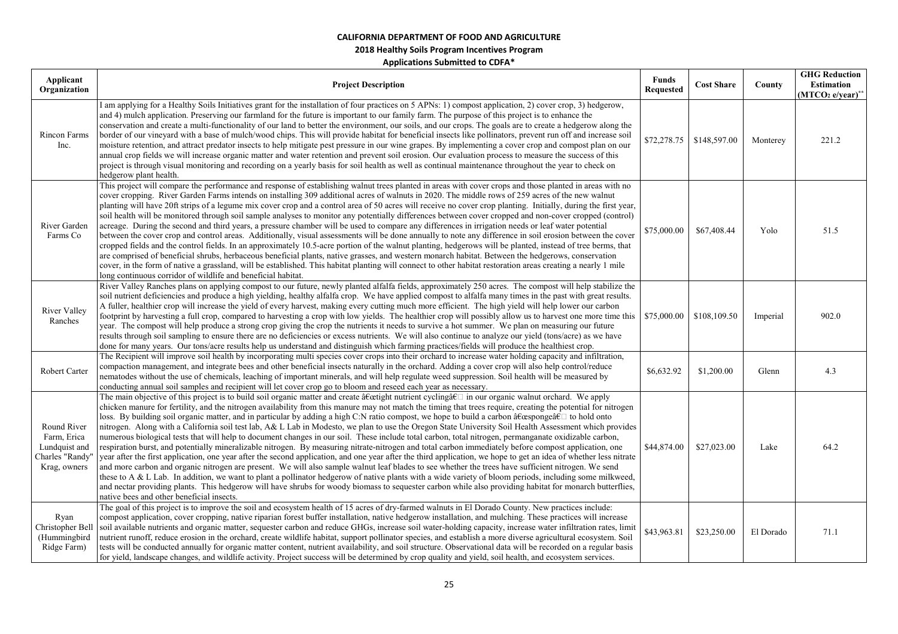**CALIFORNIA DEPARTMENT OF FOOD AND AGRICULTURE**

**2018 Healthy Soils Program Incentives Program**

**Applications Submitted to CDFA***

| Applicant Organization | Project Description | Funds Requested | Cost Share | County | GHG Reduction Estimation ($MTCO_2$ e/year)** |
|---|---|---|---|---|---|
| Rincon Farms Inc. | I am applying for a Healthy Soils Initiatives grant for the installation of four practices on 5 APNs: 1) compost application, 2) cover crop, 3) hedgerow, and 4) mulch application. Preserving our farmland for the future is important to our family farm. The purpose of this project is to enhance the conservation and create a multi-functionality of our land to better the environment, our soils, and our crops. The goals are to create a hedgerow along the border of our vineyard with a base of mulch/wood chips. This will provide habitat for beneficial insects like pollinators, prevent run off and increase soil moisture retention, and attract predator insects to help mitigate pest pressure in our wine grapes. By implementing a cover crop and compost plan on our annual crop fields we will increase organic matter and water retention and prevent soil erosion. Our evaluation process to measure the success of this project is through visual monitoring and recording on a yearly basis for soil health as well as continual maintenance throughout the year to check on hedgerow plant health. | $72,278.75 | $148,597.00 | Monterey | 221.2 |
| River Garden Farms Co | This project will compare the performance and response of establishing walnut trees planted in areas with cover crops and those planted in areas with no cover cropping. River Garden Farms intends on installing 309 additional acres of walnuts in 2020. The middle rows of 259 acres of the new walnut planting will have 20ft strips of a legume mix cover crop and a control area of 50 acres will receive no cover crop planting. Initially, during the first year, soil health will be monitored through soil sample analyses to monitor any potentially differences between cover cropped and non-cover cropped (control) acreage. During the second and third years, a pressure chamber will be used to compare any differences in irrigation needs or leaf water potential between the cover crop and control areas. Additionally, visual assessments will be done annually to note any difference in soil erosion between the cover cropped fields and the control fields. In an approximately 10.5-acre portion of the walnut planting, hedgerows will be planted, instead of tree berms, that are comprised of beneficial shrubs, herbaceous beneficial plants, native grasses, and western monarch habitat. Between the hedgerows, conservation cover, in the form of native a grassland, will be established. This habitat planting will connect to other habitat restoration areas creating a nearly 1 mile long continuous corridor of wildlife and beneficial habitat. | $75,000.00 | $67,408.44 | Yolo | 51.5 |
| River Valley Ranches | River Valley Ranches plans on applying compost to our future, newly planted alfalfa fields, approximately 250 acres. The compost will help stabilize the soil nutrient deficiencies and produce a high yielding, healthy alfalfa crop. We have applied compost to alfalfa many times in the past with great results. A fuller, healthier crop will increase the yield of every harvest, making every cutting much more efficient. The high yield will help lower our carbon footprint by harvesting a full crop, compared to harvesting a crop with low yields. The healthier crop will possibly allow us to harvest one more time this year. The compost will help produce a strong crop giving the crop the nutrients it needs to survive a hot summer. We plan on measuring our future results through soil sampling to ensure there are no deficiencies or excess nutrients. We will also continue to analyze our yield (tons/acre) as we have done for many years. Our tons/acre results help us understand and distinguish which farming practices/fields will produce the healthiest crop. | $75,000.00 | $108,109.50 | Imperial | 902.0 |
| Robert Carter | The Recipient will improve soil health by incorporating multi species cover crops into their orchard to increase water holding capacity and infiltration, compaction management, and integrate bees and other beneficial insects naturally in the orchard. Adding a cover crop will also help control/reduce nematodes without the use of chemicals, leaching of important minerals, and will help regulate weed suppression. Soil health will be measured by conducting annual soil samples and recipient will let cover crop go to bloom and reseed each year as necessary. | $6,632.92 | $1,200.00 | Glenn | 4.3 |
| Round River Farm, Erica Lundquist and Charles "Randy" Krag, owners | The main objective of this project is to build soil organic matter and create â€œtight nutrient cyclingâ€ in our organic walnut orchard. We apply chicken manure for fertility, and the nitrogen availability from this manure may not match the timing that trees require, creating the potential for nitrogen loss. By building soil organic matter, and in particular by adding a high C:N ratio compost, we hope to build a carbon â€œspongeâ€ to hold onto nitrogen. Along with a California soil test lab, A& L Lab in Modesto, we plan to use the Oregon State University Soil Health Assessment which provides numerous biological tests that will help to document changes in our soil. These include total carbon, total nitrogen, permanganate oxidizable carbon, respiration burst, and potentially mineralizable nitrogen. By measuring nitrate-nitrogen and total carbon immediately before compost application, one year after the first application, one year after the second application, and one year after the third application, we hope to get an idea of whether less nitrate and more carbon and organic nitrogen are present. We will also sample walnut leaf blades to see whether the trees have sufficient nitrogen. We send these to A & L Lab. In addition, we want to plant a pollinator hedgerow of native plants with a wide variety of bloom periods, including some milkweed, and nectar providing plants. This hedgerow will have shrubs for woody biomass to sequester carbon while also providing habitat for monarch butterflies, native bees and other beneficial insects. | $44,874.00 | $27,023.00 | Lake | 64.2 |
| Ryan Christopher Bell (Hummingbird Ridge Farm) | The goal of this project is to improve the soil and ecosystem health of 15 acres of dry-farmed walnuts in El Dorado County. New practices include: compost application, cover cropping, native riparian forest buffer installation, native hedgerow installation, and mulching. These practices will increase soil available nutrients and organic matter, sequester carbon and reduce GHGs, increase soil water-holding capacity, increase water infiltration rates, limit nutrient runoff, reduce erosion in the orchard, create wildlife habitat, support pollinator species, and establish a more diverse agricultural ecosystem. Soil tests will be conducted annually for organic matter content, nutrient availability, and soil structure. Observational data will be recorded on a regular basis for yield, landscape changes, and wildlife activity. Project success will be determined by crop quality and yield, soil health, and ecosystem services. | $43,963.81 | $23,250.00 | El Dorado | 71.1 |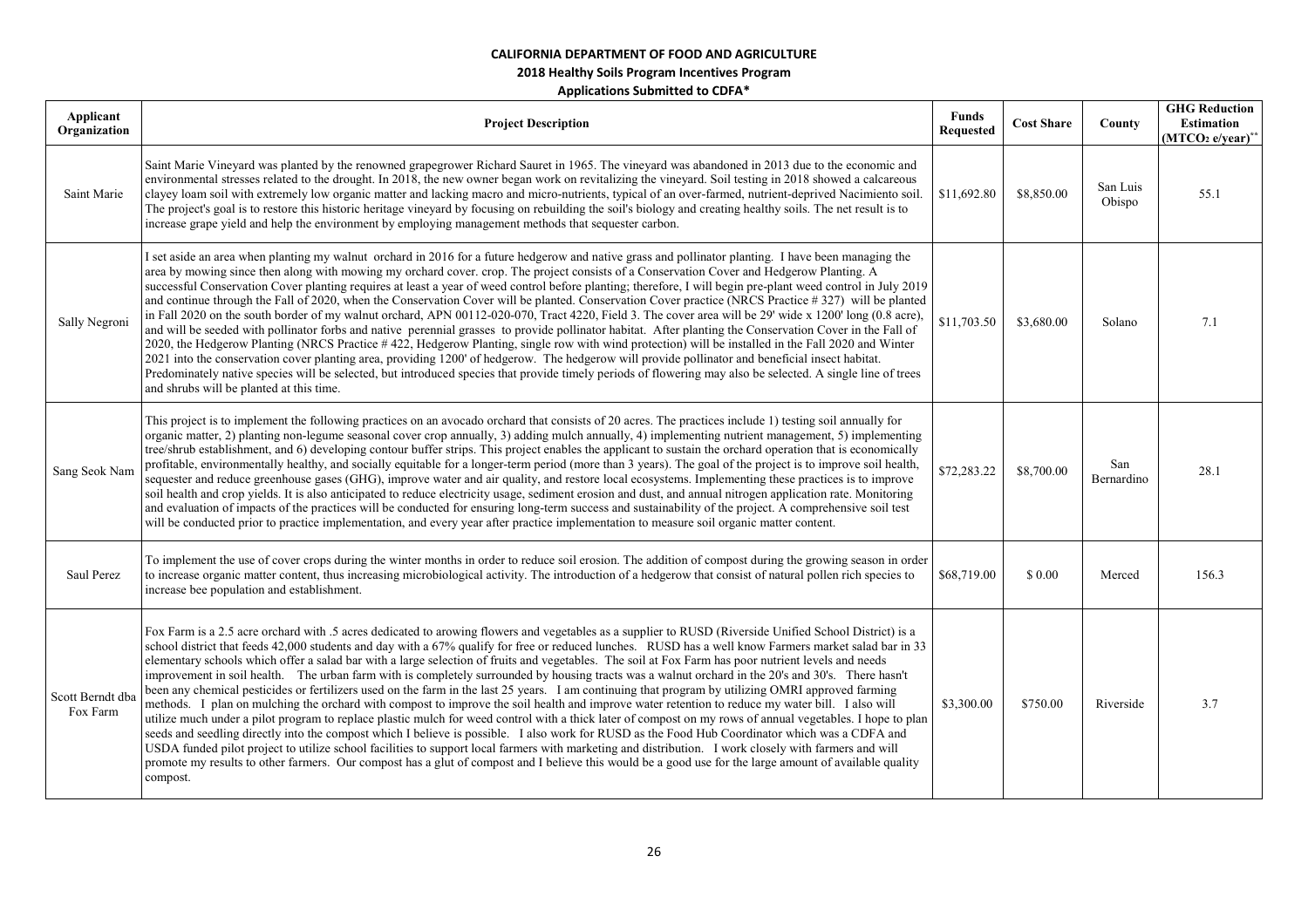**CALIFORNIA DEPARTMENT OF FOOD AND AGRICULTURE**

**2018 Healthy Soils Program Incentives Program**

**Applications Submitted to CDFA***

| Applicant Organization | Project Description | Funds Requested | Cost Share | County | GHG Reduction Estimation ($MTCO_2$ e/year)** |
|---|---|---|---|---|---|
| Saint Marie | Saint Marie Vineyard was planted by the renowned grapegrower Richard Sauret in 1965. The vineyard was abandoned in 2013 due to the economic and environmental stresses related to the drought. In 2018, the new owner began work on revitalizing the vineyard. Soil testing in 2018 showed a calcareous clayey loam soil with extremely low organic matter and lacking macro and micro-nutrients, typical of an over-farmed, nutrient-deprived Nacimiento soil. The project's goal is to restore this historic heritage vineyard by focusing on rebuilding the soil's biology and creating healthy soils. The net result is to increase grape yield and help the environment by employing management methods that sequester carbon. | \$11,692.80 | \$8,850.00 | San Luis Obispo | 55.1 |
| Sally Negroni | I set aside an area when planting my walnut orchard in 2016 for a future hedgerow and native grass and pollinator planting. I have been managing the area by mowing since then along with mowing my orchard cover. crop. The project consists of a Conservation Cover and Hedgerow Planting. A successful Conservation Cover planting requires at least a year of weed control before planting; therefore, I will begin pre-plant weed control in July 2019 and continue through the Fall of 2020, when the Conservation Cover will be planted. Conservation Cover practice (NRCS Practice # 327) will be planted in Fall 2020 on the south border of my walnut orchard, APN 00112-020-070, Tract 4220, Field 3. The cover area will be 29' wide x 1200' long (0.8 acre), and will be seeded with pollinator forbs and native perennial grasses to provide pollinator habitat. After planting the Conservation Cover in the Fall of 2020, the Hedgerow Planting (NRCS Practice # 422, Hedgerow Planting, single row with wind protection) will be installed in the Fall 2020 and Winter 2021 into the conservation cover planting area, providing 1200' of hedgerow. The hedgerow will provide pollinator and beneficial insect habitat. Predominately native species will be selected, but introduced species that provide timely periods of flowering may also be selected. A single line of trees and shrubs will be planted at this time. | \$11,703.50 | \$3,680.00 | Solano | 7.1 |
| Sang Seok Nam | This project is to implement the following practices on an avocado orchard that consists of 20 acres. The practices include 1) testing soil annually for organic matter, 2) planting non-legume seasonal cover crop annually, 3) adding mulch annually, 4) implementing nutrient management, 5) implementing tree/shrub establishment, and 6) developing contour buffer strips. This project enables the applicant to sustain the orchard operation that is economically profitable, environmentally healthy, and socially equitable for a longer-term period (more than 3 years). The goal of the project is to improve soil health, sequester and reduce greenhouse gases (GHG), improve water and air quality, and restore local ecosystems. Implementing these practices is to improve soil health and crop yields. It is also anticipated to reduce electricity usage, sediment erosion and dust, and annual nitrogen application rate. Monitoring and evaluation of impacts of the practices will be conducted for ensuring long-term success and sustainability of the project. A comprehensive soil test will be conducted prior to practice implementation, and every year after practice implementation to measure soil organic matter content. | \$72,283.22 | \$8,700.00 | San Bernardino | 28.1 |
| Saul Perez | To implement the use of cover crops during the winter months in order to reduce soil erosion. The addition of compost during the growing season in order to increase organic matter content, thus increasing microbiological activity. The introduction of a hedgerow that consist of natural pollen rich species to increase bee population and establishment. | \$68,719.00 | \$ 0.00 | Merced | 156.3 |
| Scott Berndt dba Fox Farm | Fox Farm is a 2.5 acre orchard with .5 acres dedicated to arowing flowers and vegetables as a supplier to RUSD (Riverside Unified School District) is a school district that feeds 42,000 students and day with a 67% qualify for free or reduced lunches. RUSD has a well know Farmers market salad bar in 33 elementary schools which offer a salad bar with a large selection of fruits and vegetables. The soil at Fox Farm has poor nutrient levels and needs improvement in soil health. The urban farm with is completely surrounded by housing tracts was a walnut orchard in the 20's and 30's. There hasn't been any chemical pesticides or fertilizers used on the farm in the last 25 years. I am continuing that program by utilizing OMRI approved farming methods. I plan on mulching the orchard with compost to improve the soil health and improve water retention to reduce my water bill. I also will utilize much under a pilot program to replace plastic mulch for weed control with a thick later of compost on my rows of annual vegetables. I hope to plan seeds and seedling directly into the compost which I believe is possible. I also work for RUSD as the Food Hub Coordinator which was a CDFA and USDA funded pilot project to utilize school facilities to support local farmers with marketing and distribution. I work closely with farmers and will promote my results to other farmers. Our compost has a glut of compost and I believe this would be a good use for the large amount of available quality compost. | \$3,300.00 | \$750.00 | Riverside | 3.7 |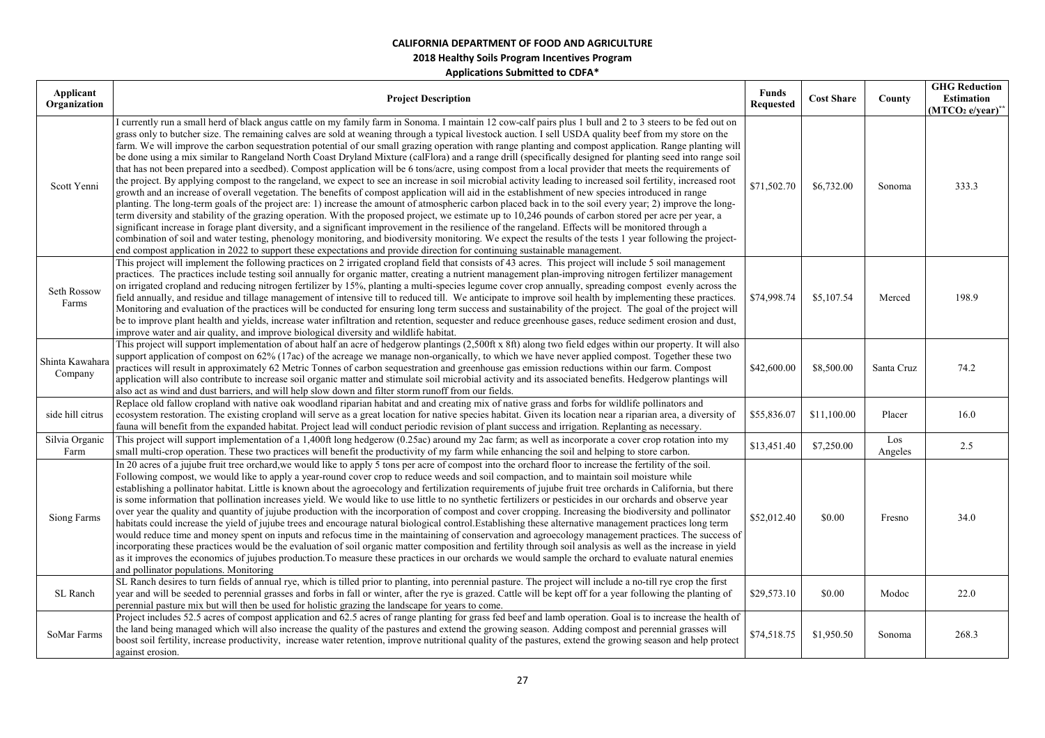**CALIFORNIA DEPARTMENT OF FOOD AND AGRICULTURE**

**2018 Healthy Soils Program Incentives Program**

**Applications Submitted to CDFA***

| Applicant Organization | Project Description | Funds Requested | Cost Share | County | GHG Reduction Estimation ($MTCO_2$ e/year)** |
|---|---|---|---|---|---|
| Scott Yenni | I currently run a small herd of black angus cattle on my family farm in Sonoma. I maintain 12 cow-calf pairs plus 1 bull and 2 to 3 steers to be fed out on grass only to butcher size. The remaining calves are sold at weaning through a typical livestock auction. I sell USDA quality beef from my store on the farm. We will improve the carbon sequestration potential of our small grazing operation with range planting and compost application. Range planting will be done using a mix similar to Rangeland North Coast Dryland Mixture (calFlora) and a range drill (specifically designed for planting seed into range soil that has not been prepared into a seedbed). Compost application will be 6 tons/acre, using compost from a local provider that meets the requirements of the project. By applying compost to the rangeland, we expect to see an increase in soil microbial activity leading to increased soil fertility, increased root growth and an increase of overall vegetation. The benefits of compost application will aid in the establishment of new species introduced in range planting. The long-term goals of the project are: 1) increase the amount of atmospheric carbon placed back in to the soil every year; 2) improve the long-term diversity and stability of the grazing operation. With the proposed project, we estimate up to 10,246 pounds of carbon stored per acre per year, a significant increase in forage plant diversity, and a significant improvement in the resilience of the rangeland. Effects will be monitored through a combination of soil and water testing, phenology monitoring, and biodiversity monitoring. We expect the results of the tests 1 year following the project-end compost application in 2022 to support these expectations and provide direction for continuing sustainable management. | \$71,502.70 | \$6,732.00 | Sonoma | 333.3 |
| Seth Rossow Farms | This project will implement the following practices on 2 irrigated cropland field that consists of 43 acres. This project will include 5 soil management practices. The practices include testing soil annually for organic matter, creating a nutrient management plan-improving nitrogen fertilizer management on irrigated cropland and reducing nitrogen fertilizer by 15%, planting a multi-species legume cover crop annually, spreading compost evenly across the field annually, and residue and tillage management of intensive till to reduced till. We anticipate to improve soil health by implementing these practices. Monitoring and evaluation of the practices will be conducted for ensuring long term success and sustainability of the project. The goal of the project will be to improve plant health and yields, increase water infiltration and retention, sequester and reduce greenhouse gases, reduce sediment erosion and dust, improve water and air quality, and improve biological diversity and wildlife habitat. | \$74,998.74 | \$5,107.54 | Merced | 198.9 |
| Shinta Kawahara Company | This project will support implementation of about half an acre of hedgerow plantings (2,500ft x 8ft) along two field edges within our property. It will also support application of compost on 62% (17ac) of the acreage we manage non-organically, to which we have never applied compost. Together these two practices will result in approximately 62 Metric Tonnes of carbon sequestration and greenhouse gas emission reductions within our farm. Compost application will also contribute to increase soil organic matter and stimulate soil microbial activity and its associated benefits. Hedgerow plantings will also act as wind and dust barriers, and will help slow down and filter storm runoff from our fields. | \$42,600.00 | \$8,500.00 | Santa Cruz | 74.2 |
| side hill citrus | Replace old fallow cropland with native oak woodland riparian habitat and creating mix of native grass and forbs for wildlife pollinators and ecosystem restoration. The existing cropland will serve as a great location for native species habitat. Given its location near a riparian area, a diversity of fauna will benefit from the expanded habitat. Project lead will conduct periodic revision of plant success and irrigation. Replanting as necessary. | \$55,836.07 | \$11,100.00 | Placer | 16.0 |
| Silvia Organic Farm | This project will support implementation of a 1,400ft long hedgerow (0.25ac) around my 2ac farm; as well as incorporate a cover crop rotation into my small multi-crop operation. These two practices will benefit the productivity of my farm while enhancing the soil and helping to store carbon. | \$13,451.40 | \$7,250.00 | Los Angeles | 2.5 |
| Siong Farms | In 20 acres of a jujube fruit tree orchard,we would like to apply 5 tons per acre of compost into the orchard floor to increase the fertility of the soil. Following compost, we would like to apply a year-round cover crop to reduce weeds and soil compaction, and to maintain soil moisture while establishing a pollinator habitat. Little is known about the agroecology and fertilization requirements of jujube fruit tree orchards in California, but there is some information that pollination increases yield. We would like to use little to no synthetic fertilizers or pesticides in our orchards and observe year over year the quality and quantity of jujube production with the incorporation of compost and cover cropping. Increasing the biodiversity and pollinator habitats could increase the yield of jujube trees and encourage natural biological control.Establishing these alternative management practices long term would reduce time and money spent on inputs and refocus time in the maintaining of conservation and agroecology management practices. The success of incorporating these practices would be the evaluation of soil organic matter composition and fertility through soil analysis as well as the increase in yield as it improves the economics of jujubes production.To measure these practices in our orchards we would sample the orchard to evaluate natural enemies and pollinator populations. Monitoring | \$52,012.40 | \$0.00 | Fresno | 34.0 |
| SL Ranch | SL Ranch desires to turn fields of annual rye, which is tilled prior to planting, into perennial pasture. The project will include a no-till rye crop the first year and will be seeded to perennial grasses and forbs in fall or winter, after the rye is grazed. Cattle will be kept off for a year following the planting of perennial pasture mix but will then be used for holistic grazing the landscape for years to come. | \$29,573.10 | \$0.00 | Modoc | 22.0 |
| SoMar Farms | Project includes 52.5 acres of compost application and 62.5 acres of range planting for grass fed beef and lamb operation. Goal is to increase the health of the land being managed which will also increase the quality of the pastures and extend the growing season. Adding compost and perennial grasses will boost soil fertility, increase productivity, increase water retention, improve nutritional quality of the pastures, extend the growing season and help protect against erosion. | \$74,518.75 | \$1,950.50 | Sonoma | 268.3 |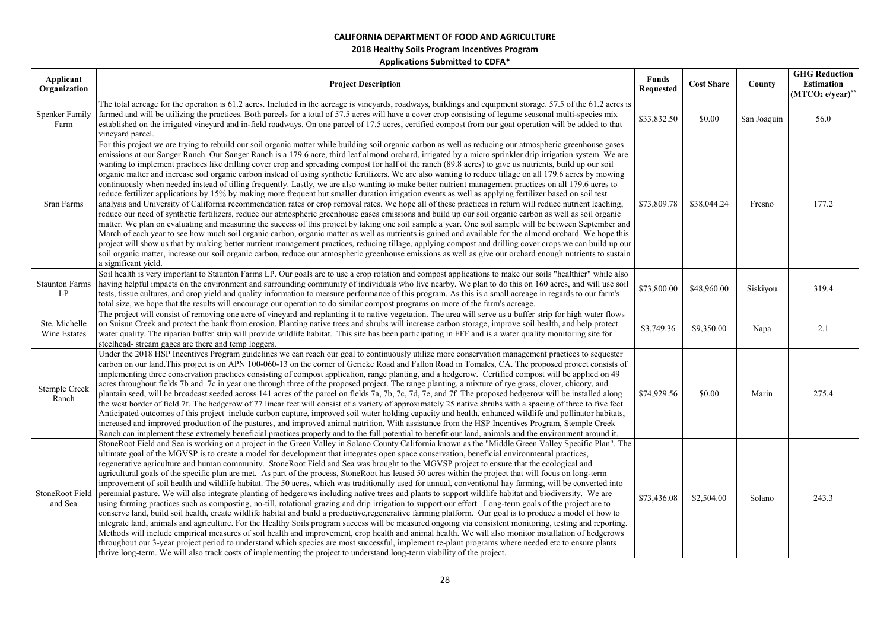**CALIFORNIA DEPARTMENT OF FOOD AND AGRICULTURE**

**2018 Healthy Soils Program Incentives Program**

**Applications Submitted to CDFA***

| Applicant Organization | Project Description | Funds Requested | Cost Share | County | GHG Reduction Estimation ($MTCO_2$ e/year)** |
|---|---|---|---|---|---|
| Spenker Family Farm | The total acreage for the operation is 61.2 acres. Included in the acreage is vineyards, roadways, buildings and equipment storage. 57.5 of the 61.2 acres is farmed and will be utilizing the practices. Both parcels for a total of 57.5 acres will have a cover crop consisting of legume seasonal multi-species mix established on the irrigated vineyard and in-field roadways. On one parcel of 17.5 acres, certified compost from our goat operation will be added to that vineyard parcel. | $33,832.50 | $0.00 | San Joaquin | 56.0 |
| Sran Farms | For this project we are trying to rebuild our soil organic matter while building soil organic carbon as well as reducing our atmospheric greenhouse gases emissions at our Sanger Ranch. Our Sanger Ranch is a 179.6 acre, third leaf almond orchard, irrigated by a micro sprinkler drip irrigation system. We are wanting to implement practices like drilling cover crop and spreading compost for half of the ranch (89.8 acres) to give us nutrients, build up our soil organic matter and increase soil organic carbon instead of using synthetic fertilizers. We are also wanting to reduce tillage on all 179.6 acres by mowing continuously when needed instead of tilling frequently. Lastly, we are also wanting to make better nutrient management practices on all 179.6 acres to reduce fertilizer applications by 15% by making more frequent but smaller duration irrigation events as well as applying fertilizer based on soil test analysis and University of California recommendation rates or crop removal rates. We hope all of these practices in return will reduce nutrient leaching, reduce our need of synthetic fertilizers, reduce our atmospheric greenhouse gases emissions and build up our soil organic carbon as well as soil organic matter. We plan on evaluating and measuring the success of this project by taking one soil sample a year. One soil sample will be between September and March of each year to see how much soil organic carbon, organic matter as well as nutrients is gained and available for the almond orchard. We hope this project will show us that by making better nutrient management practices, reducing tillage, applying compost and drilling cover crops we can build up our soil organic matter, increase our soil organic carbon, reduce our atmospheric greenhouse emissions as well as give our orchard enough nutrients to sustain a significant yield. | $73,809.78 | $38,044.24 | Fresno | 177.2 |
| Staunton Farms LP | Soil health is very important to Staunton Farms LP. Our goals are to use a crop rotation and compost applications to make our soils "healthier" while also having helpful impacts on the environment and surrounding community of individuals who live nearby. We plan to do this on 160 acres, and will use soil tests, tissue cultures, and crop yield and quality information to measure performance of this program. As this is a small acreage in regards to our farm's total size, we hope that the results will encourage our operation to do similar compost programs on more of the farm's acreage. | $73,800.00 | $48,960.00 | Siskiyou | 319.4 |
| Ste. Michelle Wine Estates | The project will consist of removing one acre of vineyard and replanting it to native vegetation. The area will serve as a buffer strip for high water flows on Suisun Creek and protect the bank from erosion. Planting native trees and shrubs will increase carbon storage, improve soil health, and help protect water quality. The riparian buffer strip will provide wildlife habitat. This site has been participating in FFF and is a water quality monitoring site for steelhead- stream gages are there and temp loggers. | $3,749.36 | $9,350.00 | Napa | 2.1 |
| Stemple Creek Ranch | Under the 2018 HSP Incentives Program guidelines we can reach our goal to continuously utilize more conservation management practices to sequester carbon on our land.This project is on APN 100-060-13 on the corner of Gericke Road and Fallon Road in Tomales, CA. The proposed project consists of implementing three conservation practices consisting of compost application, range planting, and a hedgerow. Certified compost will be applied on 49 acres throughout fields 7b and 7c in year one through three of the proposed project. The range planting, a mixture of rye grass, clover, chicory, and plantain seed, will be broadcast seeded across 141 acres of the parcel on fields 7a, 7b, 7c, 7d, 7e, and 7f. The proposed hedgerow will be installed along the west border of field 7f. The hedgerow of 77 linear feet will consist of a variety of approximately 25 native shrubs with a spacing of three to five feet. Anticipated outcomes of this project include carbon capture, improved soil water holding capacity and health, enhanced wildlife and pollinator habitats, increased and improved production of the pastures, and improved animal nutrition. With assistance from the HSP Incentives Program, Stemple Creek Ranch can implement these extremely beneficial practices properly and to the full potential to benefit our land, animals and the environment around it. | $74,929.56 | $0.00 | Marin | 275.4 |
| StoneRoot Field and Sea | StoneRoot Field and Sea is working on a project in the Green Valley in Solano County California known as the "Middle Green Valley Specific Plan". The ultimate goal of the MGVSP is to create a model for development that integrates open space conservation, beneficial environmental practices, regenerative agriculture and human community. StoneRoot Field and Sea was brought to the MGVSP project to ensure that the ecological and agricultural goals of the specific plan are met. As part of the process, StoneRoot has leased 50 acres within the project that will focus on long-term improvement of soil health and wildlife habitat. The 50 acres, which was traditionally used for annual, conventional hay farming, will be converted into perennial pasture. We will also integrate planting of hedgerows including native trees and plants to support wildlife habitat and biodiversity. We are using farming practices such as composting, no-till, rotational grazing and drip irrigation to support our effort. Long-term goals of the project are to conserve land, build soil health, create wildlife habitat and build a productive,regenerative farming platform. Our goal is to produce a model of how to integrate land, animals and agriculture. For the Healthy Soils program success will be measured ongoing via consistent monitoring, testing and reporting. Methods will include empirical measures of soil health and improvement, crop health and animal health. We will also monitor installation of hedgerows throughout our 3-year project period to understand which species are most successful, implement re-plant programs where needed etc to ensure plants thrive long-term. We will also track costs of implementing the project to understand long-term viability of the project. | $73,436.08 | $2,504.00 | Solano | 243.3 |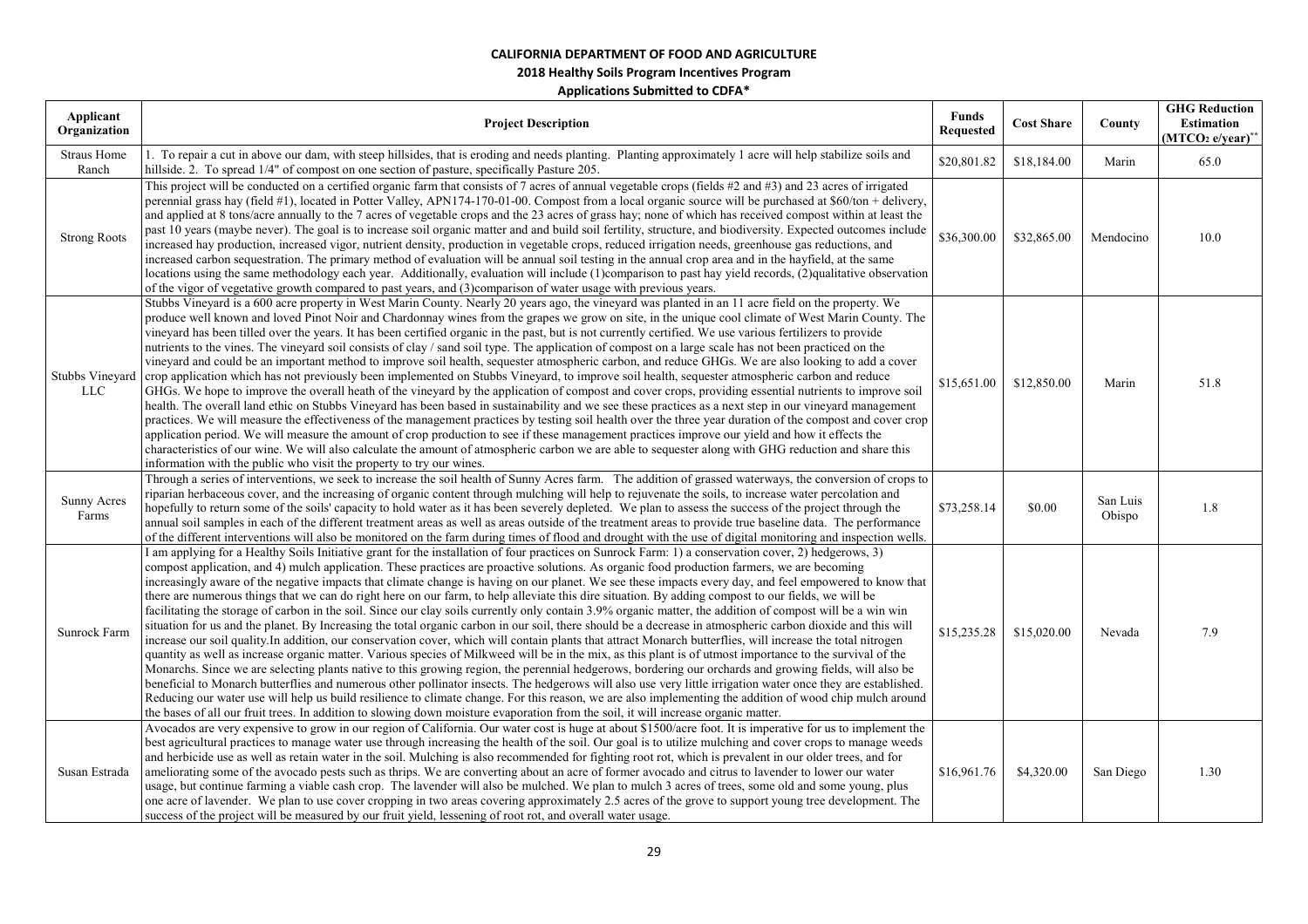**CALIFORNIA DEPARTMENT OF FOOD AND AGRICULTURE**

**2018 Healthy Soils Program Incentives Program**

**Applications Submitted to CDFA***

| Applicant Organization | Project Description | Funds Requested | Cost Share | County | GHG Reduction Estimation ($MTCO_2$ e/year)** |
|---|---|---|---|---|---|
| Straus Home Ranch | 1. To repair a cut in above our dam, with steep hillsides, that is eroding and needs planting. Planting approximately 1 acre will help stabilize soils and hillside. 2. To spread 1/4" of compost on one section of pasture, specifically Pasture 205. | $20,801.82 | $18,184.00 | Marin | 65.0 |
| Strong Roots | This project will be conducted on a certified organic farm that consists of 7 acres of annual vegetable crops (fields #2 and #3) and 23 acres of irrigated perennial grass hay (field #1), located in Potter Valley, APN174-170-01-00. Compost from a local organic source will be purchased at $60/ton + delivery, and applied at 8 tons/acre annually to the 7 acres of vegetable crops and the 23 acres of grass hay; none of which has received compost within at least the past 10 years (maybe never). The goal is to increase soil organic matter and and build soil fertility, structure, and biodiversity. Expected outcomes include increased hay production, increased vigor, nutrient density, production in vegetable crops, reduced irrigation needs, greenhouse gas reductions, and increased carbon sequestration. The primary method of evaluation will be annual soil testing in the annual crop area and in the hayfield, at the same locations using the same methodology each year. Additionally, evaluation will include (1)comparison to past hay yield records, (2)qualitative observation of the vigor of vegetative growth compared to past years, and (3)comparison of water usage with previous years. | $36,300.00 | $32,865.00 | Mendocino | 10.0 |
| Stubbs Vineyard LLC | Stubbs Vineyard is a 600 acre property in West Marin County. Nearly 20 years ago, the vineyard was planted in an 11 acre field on the property. We produce well known and loved Pinot Noir and Chardonnay wines from the grapes we grow on site, in the unique cool climate of West Marin County. The vineyard has been tilled over the years. It has been certified organic in the past, but is not currently certified. We use various fertilizers to provide nutrients to the vines. The vineyard soil consists of clay / sand soil type. The application of compost on a large scale has not been practiced on the vineyard and could be an important method to improve soil health, sequester atmospheric carbon, and reduce GHGs. We are also looking to add a cover crop application which has not previously been implemented on Stubbs Vineyard, to improve soil health, sequester atmospheric carbon and reduce GHGs. We hope to improve the overall heath of the vineyard by the application of compost and cover crops, providing essential nutrients to improve soil health. The overall land ethic on Stubbs Vineyard has been based in sustainability and we see these practices as a next step in our vineyard management practices. We will measure the effectiveness of the management practices by testing soil health over the three year duration of the compost and cover crop application period. We will measure the amount of crop production to see if these management practices improve our yield and how it effects the characteristics of our wine. We will also calculate the amount of atmospheric carbon we are able to sequester along with GHG reduction and share this information with the public who visit the property to try our wines. | $15,651.00 | $12,850.00 | Marin | 51.8 |
| Sunny Acres Farms | Through a series of interventions, we seek to increase the soil health of Sunny Acres farm. The addition of grassed waterways, the conversion of crops to riparian herbaceous cover, and the increasing of organic content through mulching will help to rejuvenate the soils, to increase water percolation and hopefully to return some of the soils' capacity to hold water as it has been severely depleted. We plan to assess the success of the project through the annual soil samples in each of the different treatment areas as well as areas outside of the treatment areas to provide true baseline data. The performance of the different interventions will also be monitored on the farm during times of flood and drought with the use of digital monitoring and inspection wells. | $73,258.14 | $0.00 | San Luis Obispo | 1.8 |
| Sunrock Farm | I am applying for a Healthy Soils Initiative grant for the installation of four practices on Sunrock Farm: 1) a conservation cover, 2) hedgerows, 3) compost application, and 4) mulch application. These practices are proactive solutions. As organic food production farmers, we are becoming increasingly aware of the negative impacts that climate change is having on our planet. We see these impacts every day, and feel empowered to know that there are numerous things that we can do right here on our farm, to help alleviate this dire situation. By adding compost to our fields, we will be facilitating the storage of carbon in the soil. Since our clay soils currently only contain 3.9% organic matter, the addition of compost will be a win win situation for us and the planet. By Increasing the total organic carbon in our soil, there should be a decrease in atmospheric carbon dioxide and this will increase our soil quality.In addition, our conservation cover, which will contain plants that attract Monarch butterflies, will increase the total nitrogen quantity as well as increase organic matter. Various species of Milkweed will be in the mix, as this plant is of utmost importance to the survival of the Monarchs. Since we are selecting plants native to this growing region, the perennial hedgerows, bordering our orchards and growing fields, will also be beneficial to Monarch butterflies and numerous other pollinator insects. The hedgerows will also use very little irrigation water once they are established. Reducing our water use will help us build resilience to climate change. For this reason, we are also implementing the addition of wood chip mulch around the bases of all our fruit trees. In addition to slowing down moisture evaporation from the soil, it will increase organic matter. | $15,235.28 | $15,020.00 | Nevada | 7.9 |
| Susan Estrada | Avocados are very expensive to grow in our region of California. Our water cost is huge at about $1500/acre foot. It is imperative for us to implement the best agricultural practices to manage water use through increasing the health of the soil. Our goal is to utilize mulching and cover crops to manage weeds and herbicide use as well as retain water in the soil. Mulching is also recommended for fighting root rot, which is prevalent in our older trees, and for ameliorating some of the avocado pests such as thrips. We are converting about an acre of former avocado and citrus to lavender to lower our water usage, but continue farming a viable cash crop. The lavender will also be mulched. We plan to mulch 3 acres of trees, some old and some young, plus one acre of lavender. We plan to use cover cropping in two areas covering approximately 2.5 acres of the grove to support young tree development. The success of the project will be measured by our fruit yield, lessening of root rot, and overall water usage. | $16,961.76 | $4,320.00 | San Diego | 1.30 |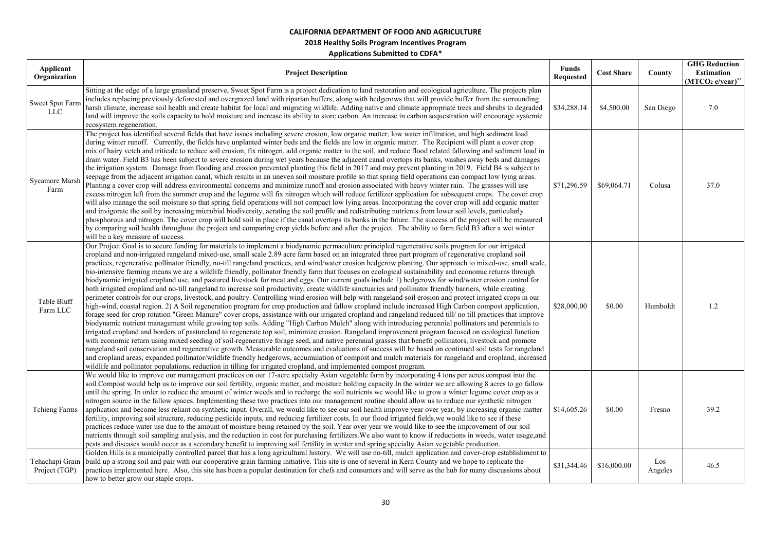**CALIFORNIA DEPARTMENT OF FOOD AND AGRICULTURE**

**2018 Healthy Soils Program Incentives Program**

**Applications Submitted to CDFA***

| Applicant Organization | Project Description | Funds Requested | Cost Share | County | GHG Reduction Estimation ($MTCO_2$ e/year)** |
|---|---|---|---|---|---|
| Sweet Spot Farm LLC | Sitting at the edge of a large grassland preserve, Sweet Spot Farm is a project dedication to land restoration and ecological agriculture. The projects plan includes replacing previously deforested and overgrazed land with riparian buffers, along with hedgerows that will provide buffer from the surrounding harsh climate, increase soil health and create habitat for local and migrating wildlife. Adding native and climate appropriate trees and shrubs to degraded land will improve the soils capacity to hold moisture and increase its ability to store carbon. An increase in carbon sequestration will encourage systemic ecosystem regeneration. | $34,288.14 | $4,500.00 | San Diego | 7.0 |
| Sycamore Marsh Farm | The project has identified several fields that have issues including severe erosion, low organic matter, low water infiltration, and high sediment load during winter runoff. Currently, the fields have unplanted winter beds and the fields are low in organic matter. The Recipient will plant a cover crop mix of hairy vetch and triticale to reduce soil erosion, fix nitrogen, add organic matter to the soil, and reduce flood related fallowing and sediment load in drain water. Field B3 has been subject to severe erosion during wet years because the adjacent canal overtops its banks, washes away beds and damages the irrigation system. Damage from flooding and erosion prevented planting this field in 2017 and may prevent planting in 2019. Field B4 is subject to seepage from the adjacent irrigation canal, which results in an uneven soil moisture profile so that spring field operations can compact low lying areas. Planting a cover crop will address environmental concerns and minimize runoff and erosion associated with heavy winter rain. The grasses will use excess nitrogen left from the summer crop and the legume will fix nitrogen which will reduce fertilizer application for subsequent crops. The cover crop will also manage the soil moisture so that spring field operations will not compact low lying areas. Incorporating the cover crop will add organic matter and invigorate the soil by increasing microbial biodiversity, aerating the soil profile and redistributing nutrients from lower soil levels, particularly phosphorous and nitrogen. The cover crop will hold soil in place if the canal overtops its banks in the future. The success of the project will be measured by comparing soil health throughout the project and comparing crop yields before and after the project. The ability to farm field B3 after a wet winter will be a key measure of success. | $71,296.59 | $69,064.71 | Colusa | 37.0 |
| Table Bluff Farm LLC | Our Project Goal is to secure funding for materials to implement a biodynamic permaculture principled regenerative soils program for our irrigated cropland and non-irrigated rangeland mixed-use, small scale 2.89 acre farm based on an integrated three part program of regenerative cropland soil practices, regenerative pollinator friendly, no-till rangeland practices, and wind/water erosion hedgerow planting. Our approach to mixed-use, small scale, bio-intensive farming means we are a wildlife friendly, pollinator friendly farm that focuses on ecological sustainability and economic returns through biodynamic irrigated cropland use, and pastured livestock for meat and eggs. Our current goals include 1) hedgerows for wind/water erosion control for both irrigated cropland and no-till rangeland to increase soil productivity, create wildlife sanctuaries and pollinator friendly barriers, while creating perimeter controls for our crops, livestock, and poultry. Controlling wind erosion will help with rangeland soil erosion and protect irrigated crops in our high-wind, coastal region. 2) A Soil regeneration program for crop production and fallow cropland include increased High Carbon compost application, forage seed for crop rotation "Green Manure" cover crops, assistance with our irrigated cropland and rangeland reduced till/ no till practices that improve biodynamic nutrient management while growing top soils. Adding "High Carbon Mulch" along with introducing perennial pollinators and perennials to irrigated cropland and borders of pastureland to regenerate top soil, minimize erosion. Rangeland improvement program focused on ecological function with economic return using mixed seeding of soil-regenerative forage seed, and native perennial grasses that benefit pollinators, livestock and promote rangeland soil conservation and regenerative growth. Measurable outcomes and evaluations of success will be based on continued soil tests for rangeland and cropland areas, expanded pollinator/wildlife friendly hedgerows, accumulation of compost and mulch materials for rangeland and cropland, increased wildlife and pollinator populations, reduction in tilling for irrigated cropland, and implemented compost program. | $28,000.00 | $0.00 | Humboldt | 1.2 |
| Tchieng Farms | We would like to improve our management practices on our 17-acre specialty Asian vegetable farm by incorporating 4 tons per acres compost into the soil.Compost would help us to improve our soil fertility, organic matter, and moisture holding capacity.In the winter we are allowing 8 acres to go fallow until the spring. In order to reduce the amount of winter weeds and to recharge the soil nutrients we would like to grow a winter legume cover crop as a nitrogen source in the fallow spaces. Implementing these two practices into our management routine should allow us to reduce our synthetic nitrogen application and become less reliant on synthetic input. Overall, we would like to see our soil health improve year over year, by increasing organic matter fertility, improving soil structure, reducing pesticide inputs, and reducing fertilizer costs. In our flood irrigated fields,we would like to see if these practices reduce water use due to the amount of moisture being retained by the soil. Year over year we would like to see the improvement of our soil nutrients through soil sampling analysis, and the reduction in cost for purchasing fertilizers.We also want to know if reductions in weeds, water usage,and pests and diseases would occur as a secondary benefit to improving soil fertility in winter and spring specialty Asian vegetable production. | $14,605.26 | $0.00 | Fresno | 39.2 |
| Tehachapi Grain Project (TGP) | Golden Hills is a municipally controlled parcel that has a long agricultural history. We will use no-till, mulch application and cover-crop establishment to build up a strong soil and pair with our cooperative grain farming initiative. This site is one of several in Kern County and we hope to replicate the practices implemented here. Also, this site has been a popular destination for chefs and consumers and will serve as the hub for many discussions about how to better grow our staple crops. | $31,344.46 | $16,000.00 | Los Angeles | 46.5 |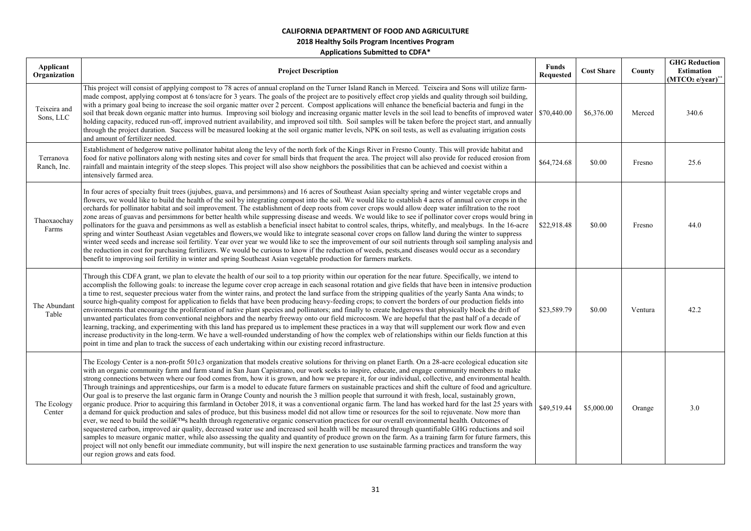**CALIFORNIA DEPARTMENT OF FOOD AND AGRICULTURE**

**2018 Healthy Soils Program Incentives Program**

**Applications Submitted to CDFA***

| Applicant Organization | Project Description | Funds Requested | Cost Share | County | GHG Reduction Estimation ($MTCO_2$ e/year)** |
|---|---|---|---|---|---|
| Teixeira and Sons, LLC | This project will consist of applying compost to 78 acres of annual cropland on the Turner Island Ranch in Merced. Teixeira and Sons will utilize farm-made compost, applying compost at 6 tons/acre for 3 years. The goals of the project are to positively effect crop yields and quality through soil building, with a primary goal being to increase the soil organic matter over 2 percent. Compost applications will enhance the beneficial bacteria and fungi in the soil that break down organic matter into humus. Improving soil biology and increasing organic matter levels in the soil lead to benefits of improved water holding capacity, reduced run-off, improved nutrient availability, and improved soil tilth. Soil samples will be taken before the project start, and annually through the project duration. Success will be measured looking at the soil organic matter levels, NPK on soil tests, as well as evaluating irrigation costs and amount of fertilizer needed. | $70,440.00 | $6,376.00 | Merced | 340.6 |
| Terranova Ranch, Inc. | Establishment of hedgerow native pollinator habitat along the levy of the north fork of the Kings River in Fresno County. This will provide habitat and food for native pollinators along with nesting sites and cover for small birds that frequent the area. The project will also provide for reduced erosion from rainfall and maintain integrity of the steep slopes. This project will also show neighbors the possibilities that can be achieved and coexist within a intensively farmed area. | $64,724.68 | $0.00 | Fresno | 25.6 |
| Thaoxaochay Farms | In four acres of specialty fruit trees (jujubes, guava, and persimmons) and 16 acres of Southeast Asian specialty spring and winter vegetable crops and flowers, we would like to build the health of the soil by integrating compost into the soil. We would like to establish 4 acres of annual cover crops in the orchards for pollinator habitat and soil improvement. The establishment of deep roots from cover crops would allow deep water infiltration to the root zone areas of guavas and persimmons for better health while suppressing disease and weeds. We would like to see if pollinator cover crops would bring in pollinators for the guava and persimmons as well as establish a beneficial insect habitat to control scales, thrips, whitefly, and mealybugs. In the 16-acre spring and winter Southeast Asian vegetables and flowers,we would like to integrate seasonal cover crops on fallow land during the winter to suppress winter weed seeds and increase soil fertility. Year over year we would like to see the improvement of our soil nutrients through soil sampling analysis and the reduction in cost for purchasing fertilizers. We would be curious to know if the reduction of weeds, pests,and diseases would occur as a secondary benefit to improving soil fertility in winter and spring Southeast Asian vegetable production for farmers markets. | $22,918.48 | $0.00 | Fresno | 44.0 |
| The Abundant Table | Through this CDFA grant, we plan to elevate the health of our soil to a top priority within our operation for the near future. Specifically, we intend to accomplish the following goals: to increase the legume cover crop acreage in each seasonal rotation and give fields that have been in intensive production a time to rest, sequester precious water from the winter rains, and protect the land surface from the stripping qualities of the yearly Santa Ana winds; to source high-quality compost for application to fields that have been producing heavy-feeding crops; to convert the borders of our production fields into environments that encourage the proliferation of native plant species and pollinators; and finally to create hedgerows that physically block the drift of unwanted particulates from conventional neighbors and the nearby freeway onto our field microcosm. We are hopeful that the past half of a decade of learning, tracking, and experimenting with this land has prepared us to implement these practices in a way that will supplement our work flow and even increase productivity in the long-term. We have a well-rounded understanding of how the complex web of relationships within our fields function at this point in time and plan to track the success of each undertaking within our existing record infrastructure. | $23,589.79 | $0.00 | Ventura | 42.2 |
| The Ecology Center | The Ecology Center is a non-profit 501c3 organization that models creative solutions for thriving on planet Earth. On a 28-acre ecological education site with an organic community farm and farm stand in San Juan Capistrano, our work seeks to inspire, educate, and engage community members to make strong connections between where our food comes from, how it is grown, and how we prepare it, for our individual, collective, and environmental health. Through trainings and apprenticeships, our farm is a model to educate future farmers on sustainable practices and shift the culture of food and agriculture. Our goal is to preserve the last organic farm in Orange County and nourish the 3 million people that surround it with fresh, local, sustainably grown, organic produce. Prior to acquiring this farmland in October 2018, it was a conventional organic farm. The land has worked hard for the last 25 years with a demand for quick production and sales of produce, but this business model did not allow time or resources for the soil to rejuvenate. Now more than ever, we need to build the soilâ€™s health through regenerative organic conservation practices for our overall environmental health. Outcomes of sequestered carbon, improved air quality, decreased water use and increased soil health will be measured through quantifiable GHG reductions and soil samples to measure organic matter, while also assessing the quality and quantity of produce grown on the farm. As a training farm for future farmers, this project will not only benefit our immediate community, but will inspire the next generation to use sustainable farming practices and transform the way our region grows and eats food. | $49,519.44 | $5,000.00 | Orange | 3.0 |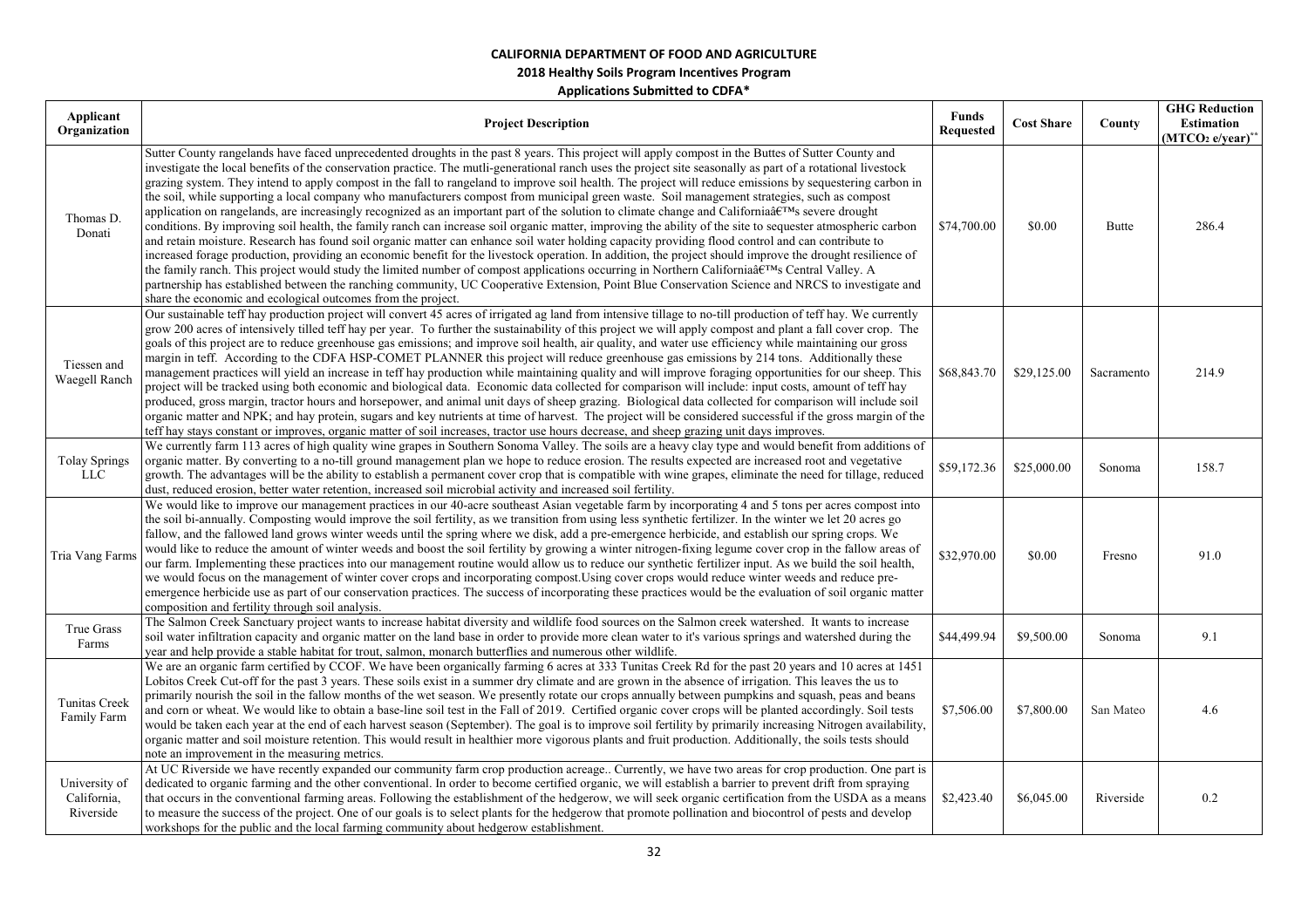**CALIFORNIA DEPARTMENT OF FOOD AND AGRICULTURE**

**2018 Healthy Soils Program Incentives Program**

**Applications Submitted to CDFA***

| Applicant Organization | Project Description | Funds Requested | Cost Share | County | GHG Reduction Estimation ($MTCO_2$ e/year)** |
|---|---|---|---|---|---|
| Thomas D. Donati | Sutter County rangelands have faced unprecedented droughts in the past 8 years. This project will apply compost in the Buttes of Sutter County and investigate the local benefits of the conservation practice. The mutli-generational ranch uses the project site seasonally as part of a rotational livestock grazing system. They intend to apply compost in the fall to rangeland to improve soil health. The project will reduce emissions by sequestering carbon in the soil, while supporting a local company who manufacturers compost from municipal green waste. Soil management strategies, such as compost application on rangelands, are increasingly recognized as an important part of the solution to climate change and Californiaâ€™s severe drought conditions. By improving soil health, the family ranch can increase soil organic matter, improving the ability of the site to sequester atmospheric carbon and retain moisture. Research has found soil organic matter can enhance soil water holding capacity providing flood control and can contribute to increased forage production, providing an economic benefit for the livestock operation. In addition, the project should improve the drought resilience of the family ranch. This project would study the limited number of compost applications occurring in Northern Californiaâ€™s Central Valley. A partnership has established between the ranching community, UC Cooperative Extension, Point Blue Conservation Science and NRCS to investigate and share the economic and ecological outcomes from the project. | $74,700.00 | $0.00 | Butte | 286.4 |
| Tiessen and Waegell Ranch | Our sustainable teff hay production project will convert 45 acres of irrigated ag land from intensive tillage to no-till production of teff hay. We currently grow 200 acres of intensively tilled teff hay per year. To further the sustainability of this project we will apply compost and plant a fall cover crop. The goals of this project are to reduce greenhouse gas emissions; and improve soil health, air quality, and water use efficiency while maintaining our gross margin in teff. According to the CDFA HSP-COMET PLANNER this project will reduce greenhouse gas emissions by 214 tons. Additionally these management practices will yield an increase in teff hay production while maintaining quality and will improve foraging opportunities for our sheep. This project will be tracked using both economic and biological data. Economic data collected for comparison will include: input costs, amount of teff hay produced, gross margin, tractor hours and horsepower, and animal unit days of sheep grazing. Biological data collected for comparison will include soil organic matter and NPK; and hay protein, sugars and key nutrients at time of harvest. The project will be considered successful if the gross margin of the teff hay stays constant or improves, organic matter of soil increases, tractor use hours decrease, and sheep grazing unit days improves. | $68,843.70 | $29,125.00 | Sacramento | 214.9 |
| Tolay Springs LLC | We currently farm 113 acres of high quality wine grapes in Southern Sonoma Valley. The soils are a heavy clay type and would benefit from additions of organic matter. By converting to a no-till ground management plan we hope to reduce erosion. The results expected are increased root and vegetative growth. The advantages will be the ability to establish a permanent cover crop that is compatible with wine grapes, eliminate the need for tillage, reduced dust, reduced erosion, better water retention, increased soil microbial activity and increased soil fertility. | $59,172.36 | $25,000.00 | Sonoma | 158.7 |
| Tria Vang Farms | We would like to improve our management practices in our 40-acre southeast Asian vegetable farm by incorporating 4 and 5 tons per acres compost into the soil bi-annually. Composting would improve the soil fertility, as we transition from using less synthetic fertilizer. In the winter we let 20 acres go fallow, and the fallowed land grows winter weeds until the spring where we disk, add a pre-emergence herbicide, and establish our spring crops. We would like to reduce the amount of winter weeds and boost the soil fertility by growing a winter nitrogen-fixing legume cover crop in the fallow areas of our farm. Implementing these practices into our management routine would allow us to reduce our synthetic fertilizer input. As we build the soil health, we would focus on the management of winter cover crops and incorporating compost.Using cover crops would reduce winter weeds and reduce pre-emergence herbicide use as part of our conservation practices. The success of incorporating these practices would be the evaluation of soil organic matter composition and fertility through soil analysis. | $32,970.00 | $0.00 | Fresno | 91.0 |
| True Grass Farms | The Salmon Creek Sanctuary project wants to increase habitat diversity and wildlife food sources on the Salmon creek watershed. It wants to increase soil water infiltration capacity and organic matter on the land base in order to provide more clean water to it's various springs and watershed during the year and help provide a stable habitat for trout, salmon, monarch butterflies and numerous other wildlife. | $44,499.94 | $9,500.00 | Sonoma | 9.1 |
| Tunitas Creek Family Farm | We are an organic farm certified by CCOF. We have been organically farming 6 acres at 333 Tunitas Creek Rd for the past 20 years and 10 acres at 1451 Lobitos Creek Cut-off for the past 3 years. These soils exist in a summer dry climate and are grown in the absence of irrigation. This leaves the us to primarily nourish the soil in the fallow months of the wet season. We presently rotate our crops annually between pumpkins and squash, peas and beans and corn or wheat. We would like to obtain a base-line soil test in the Fall of 2019. Certified organic cover crops will be planted accordingly. Soil tests would be taken each year at the end of each harvest season (September). The goal is to improve soil fertility by primarily increasing Nitrogen availability, organic matter and soil moisture retention. This would result in healthier more vigorous plants and fruit production. Additionally, the soils tests should note an improvement in the measuring metrics. | $7,506.00 | $7,800.00 | San Mateo | 4.6 |
| University of California, Riverside | At UC Riverside we have recently expanded our community farm crop production acreage.. Currently, we have two areas for crop production. One part is dedicated to organic farming and the other conventional. In order to become certified organic, we will establish a barrier to prevent drift from spraying that occurs in the conventional farming areas. Following the establishment of the hedgerow, we will seek organic certification from the USDA as a means to measure the success of the project. One of our goals is to select plants for the hedgerow that promote pollination and biocontrol of pests and develop workshops for the public and the local farming community about hedgerow establishment. | $2,423.40 | $6,045.00 | Riverside | 0.2 |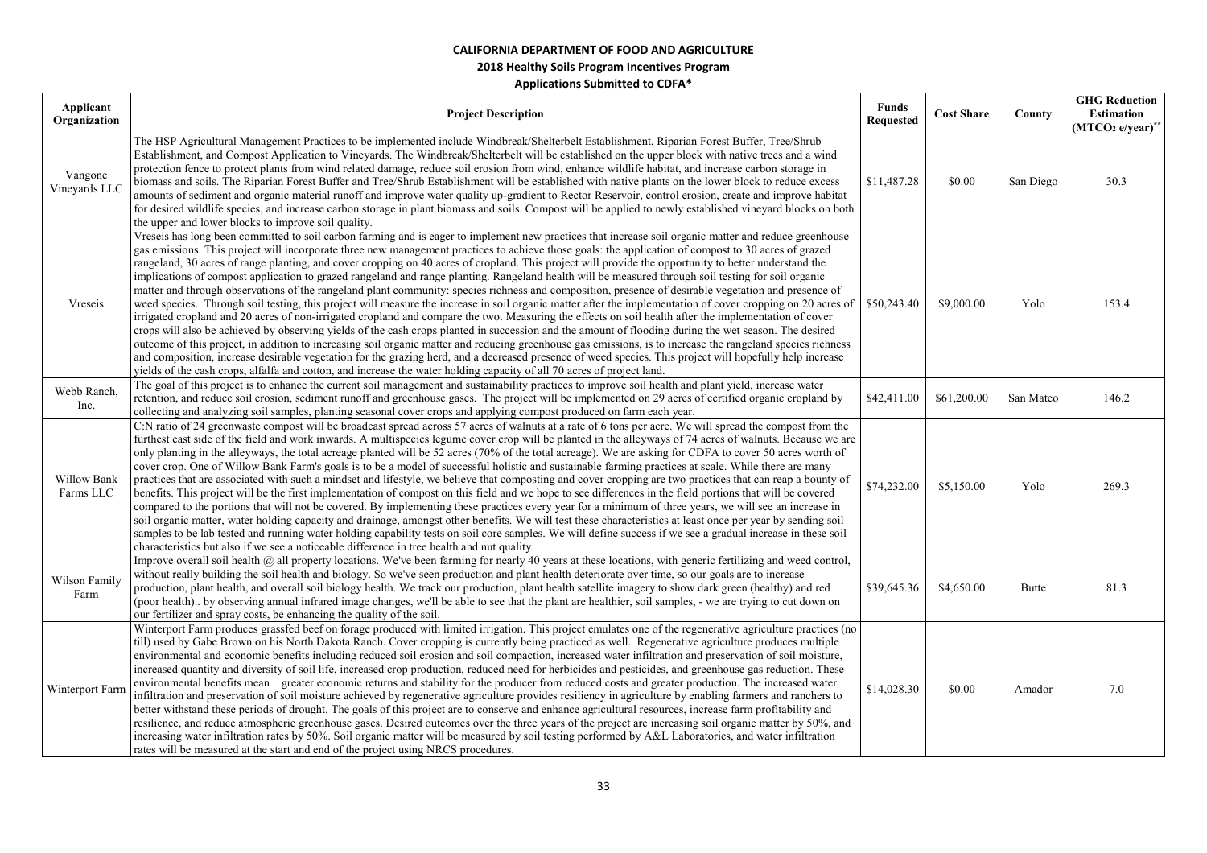**CALIFORNIA DEPARTMENT OF FOOD AND AGRICULTURE**

**2018 Healthy Soils Program Incentives Program**

**Applications Submitted to CDFA***

| Applicant Organization | Project Description | Funds Requested | Cost Share | County | GHG Reduction Estimation ($MTCO_2$ e/year)** |
|---|---|---|---|---|---|
| Vangone Vineyards LLC | The HSP Agricultural Management Practices to be implemented include Windbreak/Shelterbelt Establishment, Riparian Forest Buffer, Tree/Shrub Establishment, and Compost Application to Vineyards. The Windbreak/Shelterbelt will be established on the upper block with native trees and a wind protection fence to protect plants from wind related damage, reduce soil erosion from wind, enhance wildlife habitat, and increase carbon storage in biomass and soils. The Riparian Forest Buffer and Tree/Shrub Establishment will be established with native plants on the lower block to reduce excess amounts of sediment and organic material runoff and improve water quality up-gradient to Rector Reservoir, control erosion, create and improve habitat for desired wildlife species, and increase carbon storage in plant biomass and soils. Compost will be applied to newly established vineyard blocks on both the upper and lower blocks to improve soil quality. | $11,487.28 | $0.00 | San Diego | 30.3 |
| Vreseis | Vreseis has long been committed to soil carbon farming and is eager to implement new practices that increase soil organic matter and reduce greenhouse gas emissions. This project will incorporate three new management practices to achieve those goals: the application of compost to 30 acres of grazed rangeland, 30 acres of range planting, and cover cropping on 40 acres of cropland. This project will provide the opportunity to better understand the implications of compost application to grazed rangeland and range planting. Rangeland health will be measured through soil testing for soil organic matter and through observations of the rangeland plant community: species richness and composition, presence of desirable vegetation and presence of weed species. Through soil testing, this project will measure the increase in soil organic matter after the implementation of cover cropping on 20 acres of irrigated cropland and 20 acres of non-irrigated cropland and compare the two. Measuring the effects on soil health after the implementation of cover crops will also be achieved by observing yields of the cash crops planted in succession and the amount of flooding during the wet season. The desired outcome of this project, in addition to increasing soil organic matter and reducing greenhouse gas emissions, is to increase the rangeland species richness and composition, increase desirable vegetation for the grazing herd, and a decreased presence of weed species. This project will hopefully help increase yields of the cash crops, alfalfa and cotton, and increase the water holding capacity of all 70 acres of project land. | $50,243.40 | $9,000.00 | Yolo | 153.4 |
| Webb Ranch, Inc. | The goal of this project is to enhance the current soil management and sustainability practices to improve soil health and plant yield, increase water retention, and reduce soil erosion, sediment runoff and greenhouse gases. The project will be implemented on 29 acres of certified organic cropland by collecting and analyzing soil samples, planting seasonal cover crops and applying compost produced on farm each year. | $42,411.00 | $61,200.00 | San Mateo | 146.2 |
| Willow Bank Farms LLC | C:N ratio of 24 greenwaste compost will be broadcast spread across 57 acres of walnuts at a rate of 6 tons per acre. We will spread the compost from the furthest east side of the field and work inwards. A multispecies legume cover crop will be planted in the alleyways of 74 acres of walnuts. Because we are only planting in the alleyways, the total acreage planted will be 52 acres (70% of the total acreage). We are asking for CDFA to cover 50 acres worth of cover crop. One of Willow Bank Farm's goals is to be a model of successful holistic and sustainable farming practices at scale. While there are many practices that are associated with such a mindset and lifestyle, we believe that composting and cover cropping are two practices that can reap a bounty of benefits. This project will be the first implementation of compost on this field and we hope to see differences in the field portions that will be covered compared to the portions that will not be covered. By implementing these practices every year for a minimum of three years, we will see an increase in soil organic matter, water holding capacity and drainage, amongst other benefits. We will test these characteristics at least once per year by sending soil samples to be lab tested and running water holding capability tests on soil core samples. We will define success if we see a gradual increase in these soil characteristics but also if we see a noticeable difference in tree health and nut quality. | $74,232.00 | $5,150.00 | Yolo | 269.3 |
| Wilson Family Farm | Improve overall soil health @ all property locations. We've been farming for nearly 40 years at these locations, with generic fertilizing and weed control, without really building the soil health and biology. So we've seen production and plant health deteriorate over time, so our goals are to increase production, plant health, and overall soil biology health. We track our production, plant health satellite imagery to show dark green (healthy) and red (poor health).. by observing annual infrared image changes, we'll be able to see that the plant are healthier, soil samples, - we are trying to cut down on our fertilizer and spray costs, be enhancing the quality of the soil. | $39,645.36 | $4,650.00 | Butte | 81.3 |
| Winterport Farm | Winterport Farm produces grassfed beef on forage produced with limited irrigation. This project emulates one of the regenerative agriculture practices (no till) used by Gabe Brown on his North Dakota Ranch. Cover cropping is currently being practiced as well. Regenerative agriculture produces multiple environmental and economic benefits including reduced soil erosion and soil compaction, increased water infiltration and preservation of soil moisture, increased quantity and diversity of soil life, increased crop production, reduced need for herbicides and pesticides, and greenhouse gas reduction. These environmental benefits mean greater economic returns and stability for the producer from reduced costs and greater production. The increased water infiltration and preservation of soil moisture achieved by regenerative agriculture provides resiliency in agriculture by enabling farmers and ranchers to better withstand these periods of drought. The goals of this project are to conserve and enhance agricultural resources, increase farm profitability and resilience, and reduce atmospheric greenhouse gases. Desired outcomes over the three years of the project are increasing soil organic matter by 50%, and increasing water infiltration rates by 50%. Soil organic matter will be measured by soil testing performed by A&L Laboratories, and water infiltration rates will be measured at the start and end of the project using NRCS procedures. | $14,028.30 | $0.00 | Amador | 7.0 |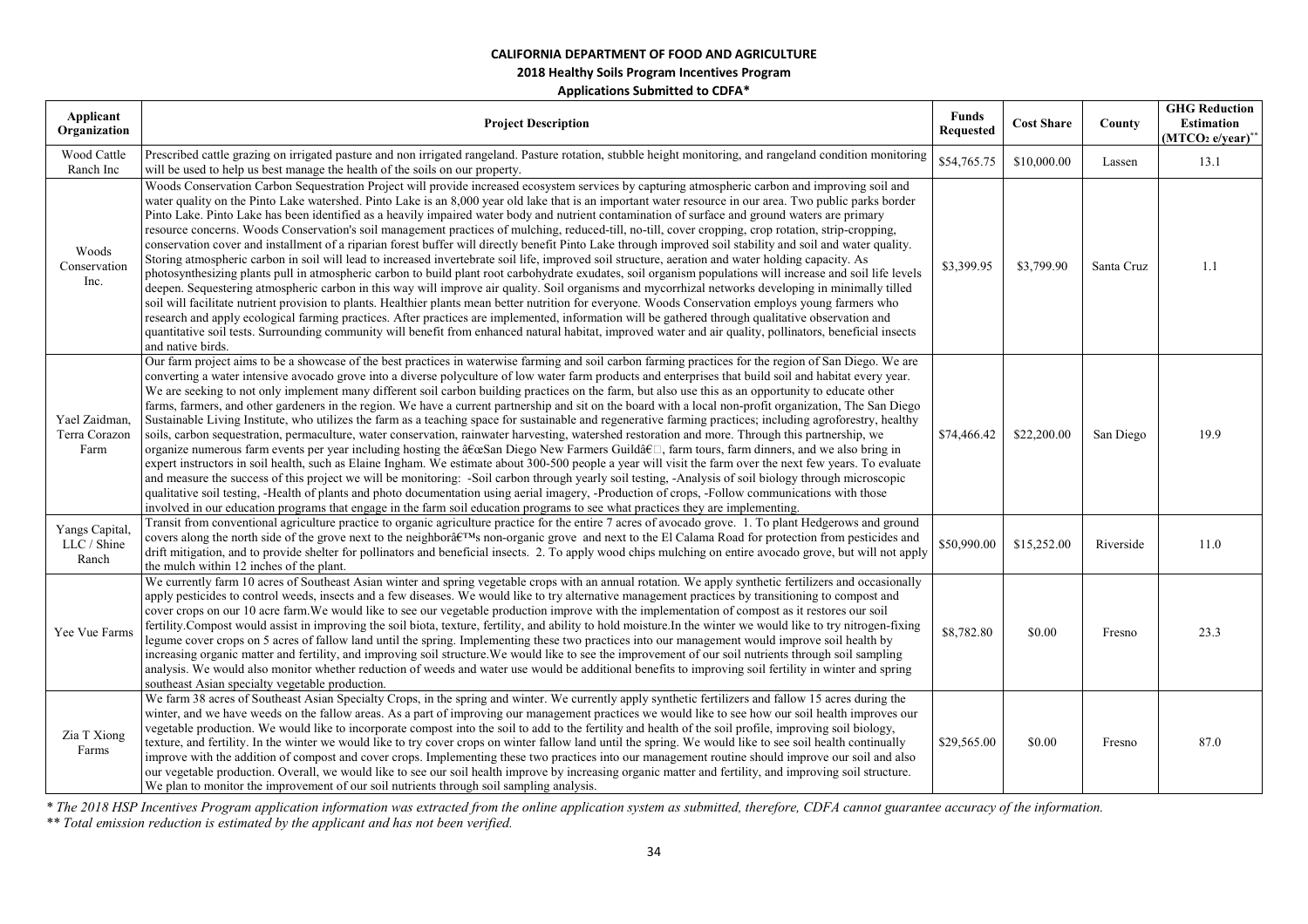**CALIFORNIA DEPARTMENT OF FOOD AND AGRICULTURE**

**2018 Healthy Soils Program Incentives Program**

**Applications Submitted to CDFA***

| Applicant Organization | Project Description | Funds Requested | Cost Share | County | GHG Reduction Estimation ($MTCO_2$ e/year)** |
|---|---|---|---|---|---|
| Wood Cattle Ranch Inc | Prescribed cattle grazing on irrigated pasture and non irrigated rangeland. Pasture rotation, stubble height monitoring, and rangeland condition monitoring will be used to help us best manage the health of the soils on our property. | $54,765.75 | $10,000.00 | Lassen | 13.1 |
| Woods Conservation Inc. | Woods Conservation Carbon Sequestration Project will provide increased ecosystem services by capturing atmospheric carbon and improving soil and water quality on the Pinto Lake watershed. Pinto Lake is an 8,000 year old lake that is an important water resource in our area. Two public parks border Pinto Lake. Pinto Lake has been identified as a heavily impaired water body and nutrient contamination of surface and ground waters are primary resource concerns. Woods Conservation's soil management practices of mulching, reduced-till, no-till, cover cropping, crop rotation, strip-cropping, conservation cover and installment of a riparian forest buffer will directly benefit Pinto Lake through improved soil stability and soil and water quality. Storing atmospheric carbon in soil will lead to increased invertebrate soil life, improved soil structure, aeration and water holding capacity. As photosynthesizing plants pull in atmospheric carbon to build plant root carbohydrate exudates, soil organism populations will increase and soil life levels deepen. Sequestering atmospheric carbon in this way will improve air quality. Soil organisms and mycorrhizal networks developing in minimally tilled soil will facilitate nutrient provision to plants. Healthier plants mean better nutrition for everyone. Woods Conservation employs young farmers who research and apply ecological farming practices. After practices are implemented, information will be gathered through qualitative observation and quantitative soil tests. Surrounding community will benefit from enhanced natural habitat, improved water and air quality, pollinators, beneficial insects and native birds. | $3,399.95 | $3,799.90 | Santa Cruz | 1.1 |
| Yael Zaidman, Terra Corazon Farm | Our farm project aims to be a showcase of the best practices in waterwise farming and soil carbon farming practices for the region of San Diego. We are converting a water intensive avocado grove into a diverse polyculture of low water farm products and enterprises that build soil and habitat every year. We are seeking to not only implement many different soil carbon building practices on the farm, but also use this as an opportunity to educate other farms, farmers, and other gardeners in the region. We have a current partnership and sit on the board with a local non-profit organization, The San Diego Sustainable Living Institute, who utilizes the farm as a teaching space for sustainable and regenerative farming practices; including agroforestry, healthy soils, carbon sequestration, permaculture, water conservation, rainwater harvesting, watershed restoration and more. Through this partnership, we organize numerous farm events per year including hosting the â€œSan Diego New Farmers Guildâ€�, farm tours, farm dinners, and we also bring in expert instructors in soil health, such as Elaine Ingham. We estimate about 300-500 people a year will visit the farm over the next few years. To evaluate and measure the success of this project we will be monitoring: -Soil carbon through yearly soil testing, -Analysis of soil biology through microscopic qualitative soil testing, -Health of plants and photo documentation using aerial imagery, -Production of crops, -Follow communications with those involved in our education programs that engage in the farm soil education programs to see what practices they are implementing. | $74,466.42 | $22,200.00 | San Diego | 19.9 |
| Yangs Capital, LLC / Shine Ranch | Transit from conventional agriculture practice to organic agriculture practice for the entire 7 acres of avocado grove. 1. To plant Hedgerows and ground covers along the north side of the grove next to the neighborâ€™s non-organic grove and next to the El Calama Road for protection from pesticides and drift mitigation, and to provide shelter for pollinators and beneficial insects. 2. To apply wood chips mulching on entire avocado grove, but will not apply the mulch within 12 inches of the plant. | $50,990.00 | $15,252.00 | Riverside | 11.0 |
| Yee Vue Farms | We currently farm 10 acres of Southeast Asian winter and spring vegetable crops with an annual rotation. We apply synthetic fertilizers and occasionally apply pesticides to control weeds, insects and a few diseases. We would like to try alternative management practices by transitioning to compost and cover crops on our 10 acre farm.We would like to see our vegetable production improve with the implementation of compost as it restores our soil fertility.Compost would assist in improving the soil biota, texture, fertility, and ability to hold moisture.In the winter we would like to try nitrogen-fixing legume cover crops on 5 acres of fallow land until the spring. Implementing these two practices into our management would improve soil health by increasing organic matter and fertility, and improving soil structure.We would like to see the improvement of our soil nutrients through soil sampling analysis. We would also monitor whether reduction of weeds and water use would be additional benefits to improving soil fertility in winter and spring southeast Asian specialty vegetable production. | $8,782.80 | $0.00 | Fresno | 23.3 |
| Zia T Xiong Farms | We farm 38 acres of Southeast Asian Specialty Crops, in the spring and winter. We currently apply synthetic fertilizers and fallow 15 acres during the winter, and we have weeds on the fallow areas. As a part of improving our management practices we would like to see how our soil health improves our vegetable production. We would like to incorporate compost into the soil to add to the fertility and health of the soil profile, improving soil biology, texture, and fertility. In the winter we would like to try cover crops on winter fallow land until the spring. We would like to see soil health continually improve with the addition of compost and cover crops. Implementing these two practices into our management routine should improve our soil and also our vegetable production. Overall, we would like to see our soil health improve by increasing organic matter and fertility, and improving soil structure. We plan to monitor the improvement of our soil nutrients through soil sampling analysis. | $29,565.00 | $0.00 | Fresno | 87.0 |

*\* The 2018 HSP Incentives Program application information was extracted from the online application system as submitted, therefore, CDFA cannot guarantee accuracy of the information.*

*\*\* Total emission reduction is estimated by the applicant and has not been verified.*